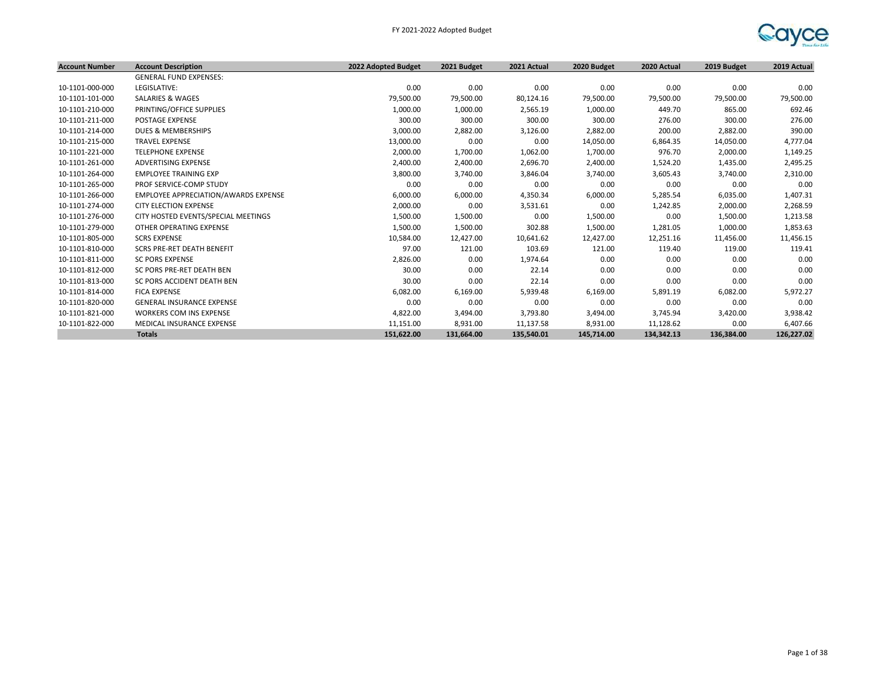FY 2021-2022 Adopted Budget

| Account Number | Account Description | 2022 Adopted Budget | 2021 Budget | 2021 Actual | 2020 Budget | 2020 Actual | 2019 Budget | 2019 Actual |
|---|---|---|---|---|---|---|---|---|
| | GENERAL FUND EXPENSES: | | | | | | | |
| 10-1101-000-000 | LEGISLATIVE: | 0.00 | 0.00 | 0.00 | 0.00 | 0.00 | 0.00 | 0.00 |
| 10-1101-101-000 | SALARIES & WAGES | 79,500.00 | 79,500.00 | 80,124.16 | 79,500.00 | 79,500.00 | 79,500.00 | 79,500.00 |
| 10-1101-210-000 | PRINTING/OFFICE SUPPLIES | 1,000.00 | 1,000.00 | 2,565.19 | 1,000.00 | 449.70 | 865.00 | 692.46 |
| 10-1101-211-000 | POSTAGE EXPENSE | 300.00 | 300.00 | 300.00 | 300.00 | 276.00 | 300.00 | 276.00 |
| 10-1101-214-000 | DUES & MEMBERSHIPS | 3,000.00 | 2,882.00 | 3,126.00 | 2,882.00 | 200.00 | 2,882.00 | 390.00 |
| 10-1101-215-000 | TRAVEL EXPENSE | 13,000.00 | 0.00 | 0.00 | 14,050.00 | 6,864.35 | 14,050.00 | 4,777.04 |
| 10-1101-221-000 | TELEPHONE EXPENSE | 2,000.00 | 1,700.00 | 1,062.00 | 1,700.00 | 976.70 | 2,000.00 | 1,149.25 |
| 10-1101-261-000 | ADVERTISING EXPENSE | 2,400.00 | 2,400.00 | 2,696.70 | 2,400.00 | 1,524.20 | 1,435.00 | 2,495.25 |
| 10-1101-264-000 | EMPLOYEE TRAINING EXP | 3,800.00 | 3,740.00 | 3,846.04 | 3,740.00 | 3,605.43 | 3,740.00 | 2,310.00 |
| 10-1101-265-000 | PROF SERVICE-COMP STUDY | 0.00 | 0.00 | 0.00 | 0.00 | 0.00 | 0.00 | 0.00 |
| 10-1101-266-000 | EMPLOYEE APPRECIATION/AWARDS EXPENSE | 6,000.00 | 6,000.00 | 4,350.34 | 6,000.00 | 5,285.54 | 6,035.00 | 1,407.31 |
| 10-1101-274-000 | CITY ELECTION EXPENSE | 2,000.00 | 0.00 | 3,531.61 | 0.00 | 1,242.85 | 2,000.00 | 2,268.59 |
| 10-1101-276-000 | CITY HOSTED EVENTS/SPECIAL MEETINGS | 1,500.00 | 1,500.00 | 0.00 | 1,500.00 | 0.00 | 1,500.00 | 1,213.58 |
| 10-1101-279-000 | OTHER OPERATING EXPENSE | 1,500.00 | 1,500.00 | 302.88 | 1,500.00 | 1,281.05 | 1,000.00 | 1,853.63 |
| 10-1101-805-000 | SCRS EXPENSE | 10,584.00 | 12,427.00 | 10,641.62 | 12,427.00 | 12,251.16 | 11,456.00 | 11,456.15 |
| 10-1101-810-000 | SCRS PRE-RET DEATH BENEFIT | 97.00 | 121.00 | 103.69 | 121.00 | 119.40 | 119.00 | 119.41 |
| 10-1101-811-000 | SC PORS EXPENSE | 2,826.00 | 0.00 | 1,974.64 | 0.00 | 0.00 | 0.00 | 0.00 |
| 10-1101-812-000 | SC PORS PRE-RET DEATH BEN | 30.00 | 0.00 | 22.14 | 0.00 | 0.00 | 0.00 | 0.00 |
| 10-1101-813-000 | SC PORS ACCIDENT DEATH BEN | 30.00 | 0.00 | 22.14 | 0.00 | 0.00 | 0.00 | 0.00 |
| 10-1101-814-000 | FICA EXPENSE | 6,082.00 | 6,169.00 | 5,939.48 | 6,169.00 | 5,891.19 | 6,082.00 | 5,972.27 |
| 10-1101-820-000 | GENERAL INSURANCE EXPENSE | 0.00 | 0.00 | 0.00 | 0.00 | 0.00 | 0.00 | 0.00 |
| 10-1101-821-000 | WORKERS COM INS EXPENSE | 4,822.00 | 3,494.00 | 3,793.80 | 3,494.00 | 3,745.94 | 3,420.00 | 3,938.42 |
| 10-1101-822-000 | MEDICAL INSURANCE EXPENSE | 11,151.00 | 8,931.00 | 11,137.58 | 8,931.00 | 11,128.62 | 0.00 | 6,407.66 |
| | **Totals** | **151,622.00** | **131,664.00** | **135,540.01** | **145,714.00** | **134,342.13** | **136,384.00** | **126,227.02** |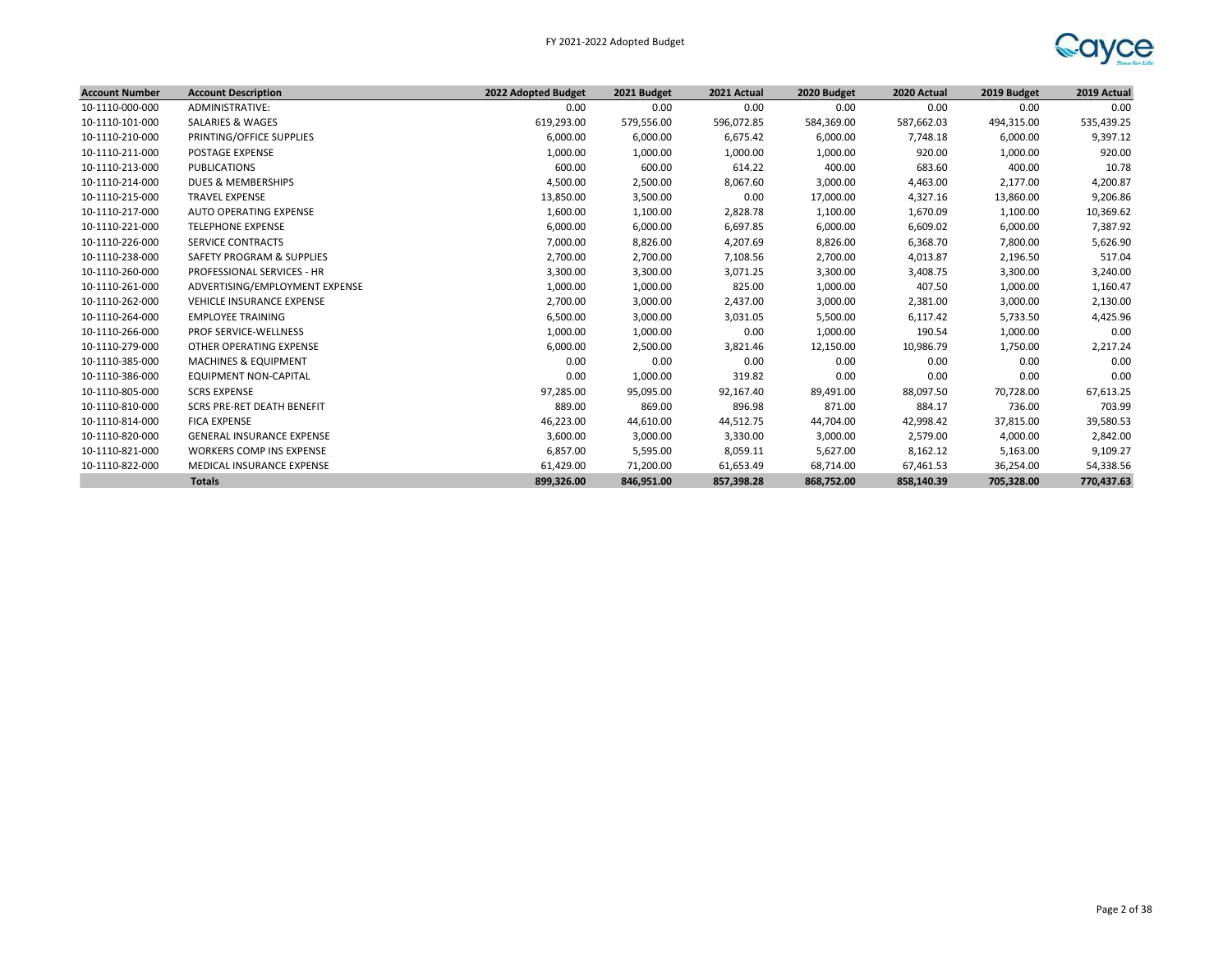| Account Number | Account Description | 2022 Adopted Budget | 2021 Budget | 2021 Actual | 2020 Budget | 2020 Actual | 2019 Budget | 2019 Actual |
|---|---|---|---|---|---|---|---|---|
| 10-1110-000-000 | ADMINISTRATIVE: | 0.00 | 0.00 | 0.00 | 0.00 | 0.00 | 0.00 | 0.00 |
| 10-1110-101-000 | SALARIES & WAGES | 619,293.00 | 579,556.00 | 596,072.85 | 584,369.00 | 587,662.03 | 494,315.00 | 535,439.25 |
| 10-1110-210-000 | PRINTING/OFFICE SUPPLIES | 6,000.00 | 6,000.00 | 6,675.42 | 6,000.00 | 7,748.18 | 6,000.00 | 9,397.12 |
| 10-1110-211-000 | POSTAGE EXPENSE | 1,000.00 | 1,000.00 | 1,000.00 | 1,000.00 | 920.00 | 1,000.00 | 920.00 |
| 10-1110-213-000 | PUBLICATIONS | 600.00 | 600.00 | 614.22 | 400.00 | 683.60 | 400.00 | 10.78 |
| 10-1110-214-000 | DUES & MEMBERSHIPS | 4,500.00 | 2,500.00 | 8,067.60 | 3,000.00 | 4,463.00 | 2,177.00 | 4,200.87 |
| 10-1110-215-000 | TRAVEL EXPENSE | 13,850.00 | 3,500.00 | 0.00 | 17,000.00 | 4,327.16 | 13,860.00 | 9,206.86 |
| 10-1110-217-000 | AUTO OPERATING EXPENSE | 1,600.00 | 1,100.00 | 2,828.78 | 1,100.00 | 1,670.09 | 1,100.00 | 10,369.62 |
| 10-1110-221-000 | TELEPHONE EXPENSE | 6,000.00 | 6,000.00 | 6,697.85 | 6,000.00 | 6,609.02 | 6,000.00 | 7,387.92 |
| 10-1110-226-000 | SERVICE CONTRACTS | 7,000.00 | 8,826.00 | 4,207.69 | 8,826.00 | 6,368.70 | 7,800.00 | 5,626.90 |
| 10-1110-238-000 | SAFETY PROGRAM & SUPPLIES | 2,700.00 | 2,700.00 | 7,108.56 | 2,700.00 | 4,013.87 | 2,196.50 | 517.04 |
| 10-1110-260-000 | PROFESSIONAL SERVICES - HR | 3,300.00 | 3,300.00 | 3,071.25 | 3,300.00 | 3,408.75 | 3,300.00 | 3,240.00 |
| 10-1110-261-000 | ADVERTISING/EMPLOYMENT EXPENSE | 1,000.00 | 1,000.00 | 825.00 | 1,000.00 | 407.50 | 1,000.00 | 1,160.47 |
| 10-1110-262-000 | VEHICLE INSURANCE EXPENSE | 2,700.00 | 3,000.00 | 2,437.00 | 3,000.00 | 2,381.00 | 3,000.00 | 2,130.00 |
| 10-1110-264-000 | EMPLOYEE TRAINING | 6,500.00 | 3,000.00 | 3,031.05 | 5,500.00 | 6,117.42 | 5,733.50 | 4,425.96 |
| 10-1110-266-000 | PROF SERVICE-WELLNESS | 1,000.00 | 1,000.00 | 0.00 | 1,000.00 | 190.54 | 1,000.00 | 0.00 |
| 10-1110-279-000 | OTHER OPERATING EXPENSE | 6,000.00 | 2,500.00 | 3,821.46 | 12,150.00 | 10,986.79 | 1,750.00 | 2,217.24 |
| 10-1110-385-000 | MACHINES & EQUIPMENT | 0.00 | 0.00 | 0.00 | 0.00 | 0.00 | 0.00 | 0.00 |
| 10-1110-386-000 | EQUIPMENT NON-CAPITAL | 0.00 | 1,000.00 | 319.82 | 0.00 | 0.00 | 0.00 | 0.00 |
| 10-1110-805-000 | SCRS EXPENSE | 97,285.00 | 95,095.00 | 92,167.40 | 89,491.00 | 88,097.50 | 70,728.00 | 67,613.25 |
| 10-1110-810-000 | SCRS PRE-RET DEATH BENEFIT | 889.00 | 869.00 | 896.98 | 871.00 | 884.17 | 736.00 | 703.99 |
| 10-1110-814-000 | FICA EXPENSE | 46,223.00 | 44,610.00 | 44,512.75 | 44,704.00 | 42,998.42 | 37,815.00 | 39,580.53 |
| 10-1110-820-000 | GENERAL INSURANCE EXPENSE | 3,600.00 | 3,000.00 | 3,330.00 | 3,000.00 | 2,579.00 | 4,000.00 | 2,842.00 |
| 10-1110-821-000 | WORKERS COMP INS EXPENSE | 6,857.00 | 5,595.00 | 8,059.11 | 5,627.00 | 8,162.12 | 5,163.00 | 9,109.27 |
| 10-1110-822-000 | MEDICAL INSURANCE EXPENSE | 61,429.00 | 71,200.00 | 61,653.49 | 68,714.00 | 67,461.53 | 36,254.00 | 54,338.56 |
| | **Totals** | **899,326.00** | **846,951.00** | **857,398.28** | **868,752.00** | **858,140.39** | **705,328.00** | **770,437.63** |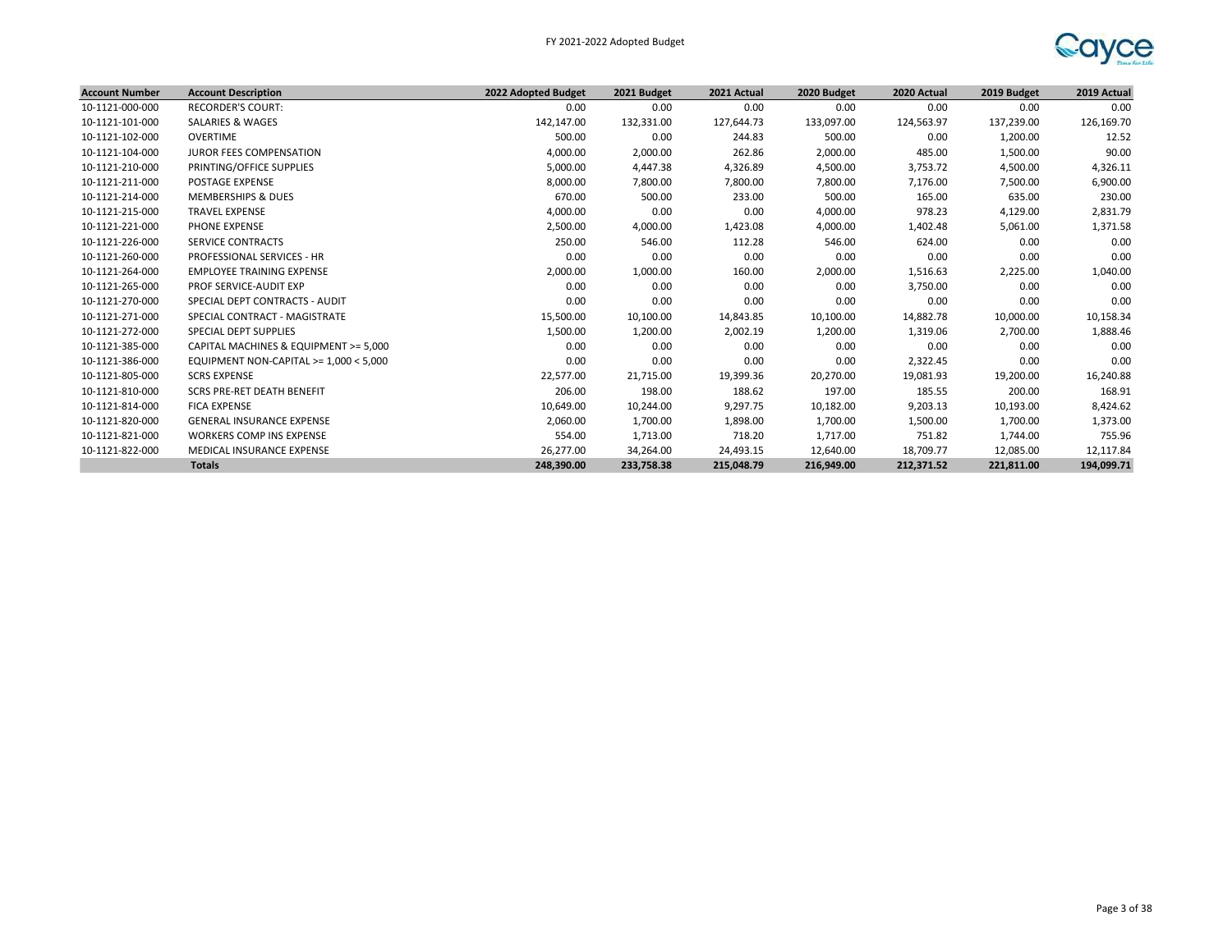FY 2021-2022 Adopted Budget

| Account Number | Account Description | 2022 Adopted Budget | 2021 Budget | 2021 Actual | 2020 Budget | 2020 Actual | 2019 Budget | 2019 Actual |
|---|---|---|---|---|---|---|---|---|
| 10-1121-000-000 | RECORDER'S COURT: | 0.00 | 0.00 | 0.00 | 0.00 | 0.00 | 0.00 | 0.00 |
| 10-1121-101-000 | SALARIES & WAGES | 142,147.00 | 132,331.00 | 127,644.73 | 133,097.00 | 124,563.97 | 137,239.00 | 126,169.70 |
| 10-1121-102-000 | OVERTIME | 500.00 | 0.00 | 244.83 | 500.00 | 0.00 | 1,200.00 | 12.52 |
| 10-1121-104-000 | JUROR FEES COMPENSATION | 4,000.00 | 2,000.00 | 262.86 | 2,000.00 | 485.00 | 1,500.00 | 90.00 |
| 10-1121-210-000 | PRINTING/OFFICE SUPPLIES | 5,000.00 | 4,447.38 | 4,326.89 | 4,500.00 | 3,753.72 | 4,500.00 | 4,326.11 |
| 10-1121-211-000 | POSTAGE EXPENSE | 8,000.00 | 7,800.00 | 7,800.00 | 7,800.00 | 7,176.00 | 7,500.00 | 6,900.00 |
| 10-1121-214-000 | MEMBERSHIPS & DUES | 670.00 | 500.00 | 233.00 | 500.00 | 165.00 | 635.00 | 230.00 |
| 10-1121-215-000 | TRAVEL EXPENSE | 4,000.00 | 0.00 | 0.00 | 4,000.00 | 978.23 | 4,129.00 | 2,831.79 |
| 10-1121-221-000 | PHONE EXPENSE | 2,500.00 | 4,000.00 | 1,423.08 | 4,000.00 | 1,402.48 | 5,061.00 | 1,371.58 |
| 10-1121-226-000 | SERVICE CONTRACTS | 250.00 | 546.00 | 112.28 | 546.00 | 624.00 | 0.00 | 0.00 |
| 10-1121-260-000 | PROFESSIONAL SERVICES - HR | 0.00 | 0.00 | 0.00 | 0.00 | 0.00 | 0.00 | 0.00 |
| 10-1121-264-000 | EMPLOYEE TRAINING EXPENSE | 2,000.00 | 1,000.00 | 160.00 | 2,000.00 | 1,516.63 | 2,225.00 | 1,040.00 |
| 10-1121-265-000 | PROF SERVICE-AUDIT EXP | 0.00 | 0.00 | 0.00 | 0.00 | 3,750.00 | 0.00 | 0.00 |
| 10-1121-270-000 | SPECIAL DEPT CONTRACTS - AUDIT | 0.00 | 0.00 | 0.00 | 0.00 | 0.00 | 0.00 | 0.00 |
| 10-1121-271-000 | SPECIAL CONTRACT - MAGISTRATE | 15,500.00 | 10,100.00 | 14,843.85 | 10,100.00 | 14,882.78 | 10,000.00 | 10,158.34 |
| 10-1121-272-000 | SPECIAL DEPT SUPPLIES | 1,500.00 | 1,200.00 | 2,002.19 | 1,200.00 | 1,319.06 | 2,700.00 | 1,888.46 |
| 10-1121-385-000 | CAPITAL MACHINES & EQUIPMENT >= 5,000 | 0.00 | 0.00 | 0.00 | 0.00 | 0.00 | 0.00 | 0.00 |
| 10-1121-386-000 | EQUIPMENT NON-CAPITAL >= 1,000 < 5,000 | 0.00 | 0.00 | 0.00 | 0.00 | 2,322.45 | 0.00 | 0.00 |
| 10-1121-805-000 | SCRS EXPENSE | 22,577.00 | 21,715.00 | 19,399.36 | 20,270.00 | 19,081.93 | 19,200.00 | 16,240.88 |
| 10-1121-810-000 | SCRS PRE-RET DEATH BENEFIT | 206.00 | 198.00 | 188.62 | 197.00 | 185.55 | 200.00 | 168.91 |
| 10-1121-814-000 | FICA EXPENSE | 10,649.00 | 10,244.00 | 9,297.75 | 10,182.00 | 9,203.13 | 10,193.00 | 8,424.62 |
| 10-1121-820-000 | GENERAL INSURANCE EXPENSE | 2,060.00 | 1,700.00 | 1,898.00 | 1,700.00 | 1,500.00 | 1,700.00 | 1,373.00 |
| 10-1121-821-000 | WORKERS COMP INS EXPENSE | 554.00 | 1,713.00 | 718.20 | 1,717.00 | 751.82 | 1,744.00 | 755.96 |
| 10-1121-822-000 | MEDICAL INSURANCE EXPENSE | 26,277.00 | 34,264.00 | 24,493.15 | 12,640.00 | 18,709.77 | 12,085.00 | 12,117.84 |
| | **Totals** | **248,390.00** | **233,758.38** | **215,048.79** | **216,949.00** | **212,371.52** | **221,811.00** | **194,099.71** |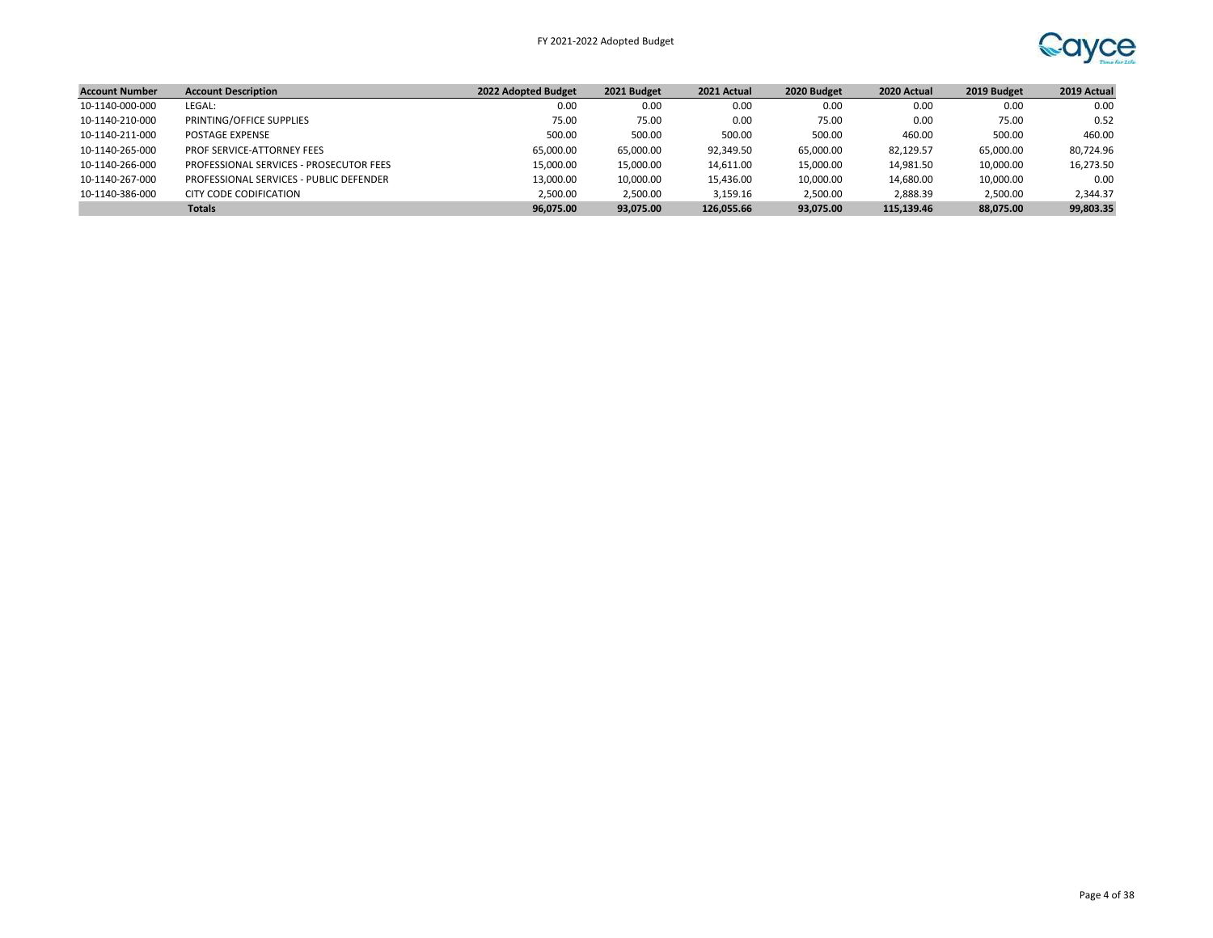| Account Number | Account Description | 2022 Adopted Budget | 2021 Budget | 2021 Actual | 2020 Budget | 2020 Actual | 2019 Budget | 2019 Actual |
|---|---|---|---|---|---|---|---|---|
| 10-1140-000-000 | LEGAL: | 0.00 | 0.00 | 0.00 | 0.00 | 0.00 | 0.00 | 0.00 |
| 10-1140-210-000 | PRINTING/OFFICE SUPPLIES | 75.00 | 75.00 | 0.00 | 75.00 | 0.00 | 75.00 | 0.52 |
| 10-1140-211-000 | POSTAGE EXPENSE | 500.00 | 500.00 | 500.00 | 500.00 | 460.00 | 500.00 | 460.00 |
| 10-1140-265-000 | PROF SERVICE-ATTORNEY FEES | 65,000.00 | 65,000.00 | 92,349.50 | 65,000.00 | 82,129.57 | 65,000.00 | 80,724.96 |
| 10-1140-266-000 | PROFESSIONAL SERVICES - PROSECUTOR FEES | 15,000.00 | 15,000.00 | 14,611.00 | 15,000.00 | 14,981.50 | 10,000.00 | 16,273.50 |
| 10-1140-267-000 | PROFESSIONAL SERVICES - PUBLIC DEFENDER | 13,000.00 | 10,000.00 | 15,436.00 | 10,000.00 | 14,680.00 | 10,000.00 | 0.00 |
| 10-1140-386-000 | CITY CODE CODIFICATION | 2,500.00 | 2,500.00 | 3,159.16 | 2,500.00 | 2,888.39 | 2,500.00 | 2,344.37 |
| | **Totals** | **96,075.00** | **93,075.00** | **126,055.66** | **93,075.00** | **115,139.46** | **88,075.00** | **99,803.35** |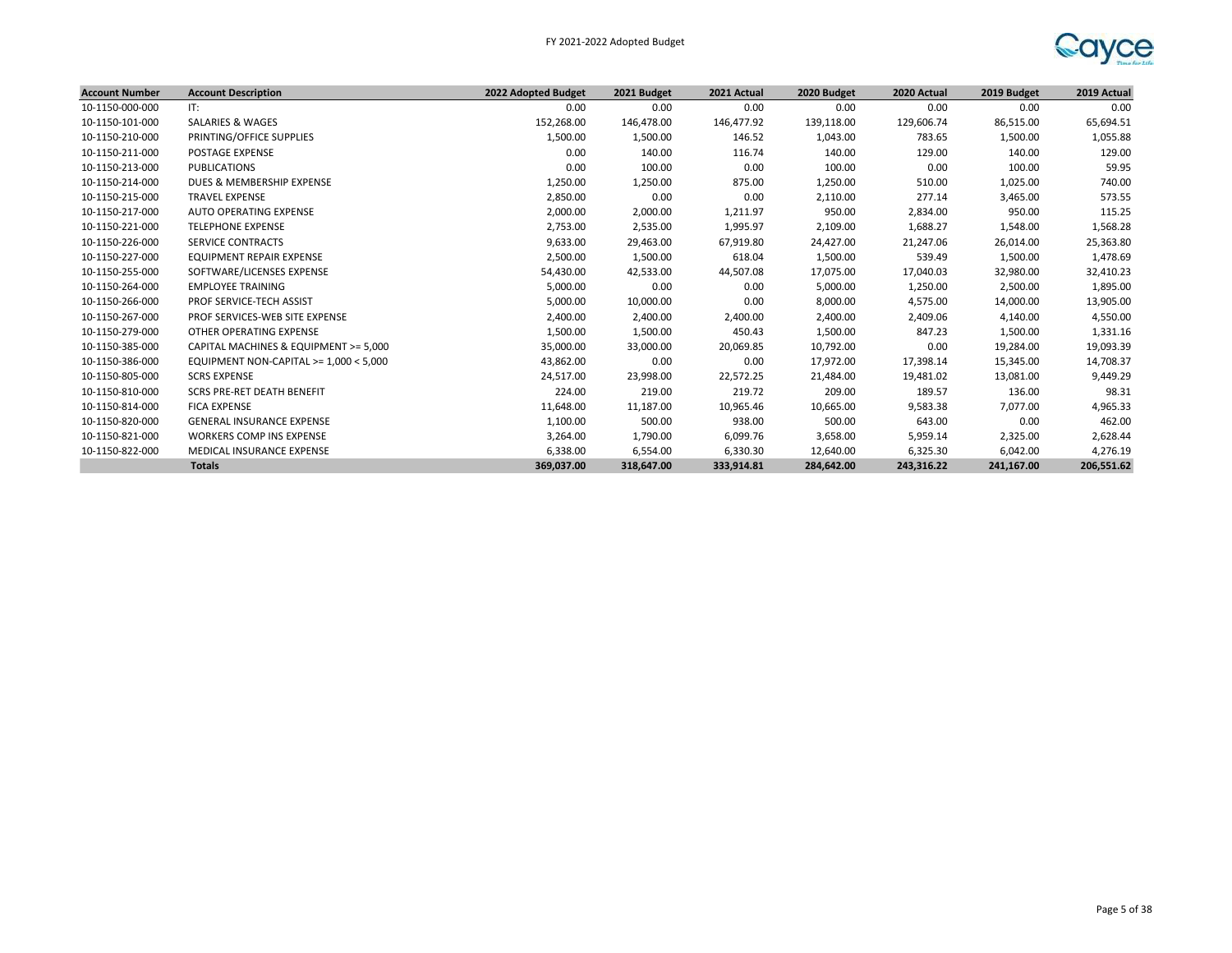| Account Number | Account Description | 2022 Adopted Budget | 2021 Budget | 2021 Actual | 2020 Budget | 2020 Actual | 2019 Budget | 2019 Actual |
|---|---|---|---|---|---|---|---|---|
| 10-1150-000-000 | IT: | 0.00 | 0.00 | 0.00 | 0.00 | 0.00 | 0.00 | 0.00 |
| 10-1150-101-000 | SALARIES & WAGES | 152,268.00 | 146,478.00 | 146,477.92 | 139,118.00 | 129,606.74 | 86,515.00 | 65,694.51 |
| 10-1150-210-000 | PRINTING/OFFICE SUPPLIES | 1,500.00 | 1,500.00 | 146.52 | 1,043.00 | 783.65 | 1,500.00 | 1,055.88 |
| 10-1150-211-000 | POSTAGE EXPENSE | 0.00 | 140.00 | 116.74 | 140.00 | 129.00 | 140.00 | 129.00 |
| 10-1150-213-000 | PUBLICATIONS | 0.00 | 100.00 | 0.00 | 100.00 | 0.00 | 100.00 | 59.95 |
| 10-1150-214-000 | DUES & MEMBERSHIP EXPENSE | 1,250.00 | 1,250.00 | 875.00 | 1,250.00 | 510.00 | 1,025.00 | 740.00 |
| 10-1150-215-000 | TRAVEL EXPENSE | 2,850.00 | 0.00 | 0.00 | 2,110.00 | 277.14 | 3,465.00 | 573.55 |
| 10-1150-217-000 | AUTO OPERATING EXPENSE | 2,000.00 | 2,000.00 | 1,211.97 | 950.00 | 2,834.00 | 950.00 | 115.25 |
| 10-1150-221-000 | TELEPHONE EXPENSE | 2,753.00 | 2,535.00 | 1,995.97 | 2,109.00 | 1,688.27 | 1,548.00 | 1,568.28 |
| 10-1150-226-000 | SERVICE CONTRACTS | 9,633.00 | 29,463.00 | 67,919.80 | 24,427.00 | 21,247.06 | 26,014.00 | 25,363.80 |
| 10-1150-227-000 | EQUIPMENT REPAIR EXPENSE | 2,500.00 | 1,500.00 | 618.04 | 1,500.00 | 539.49 | 1,500.00 | 1,478.69 |
| 10-1150-255-000 | SOFTWARE/LICENSES EXPENSE | 54,430.00 | 42,533.00 | 44,507.08 | 17,075.00 | 17,040.03 | 32,980.00 | 32,410.23 |
| 10-1150-264-000 | EMPLOYEE TRAINING | 5,000.00 | 0.00 | 0.00 | 5,000.00 | 1,250.00 | 2,500.00 | 1,895.00 |
| 10-1150-266-000 | PROF SERVICE-TECH ASSIST | 5,000.00 | 10,000.00 | 0.00 | 8,000.00 | 4,575.00 | 14,000.00 | 13,905.00 |
| 10-1150-267-000 | PROF SERVICES-WEB SITE EXPENSE | 2,400.00 | 2,400.00 | 2,400.00 | 2,400.00 | 2,409.06 | 4,140.00 | 4,550.00 |
| 10-1150-279-000 | OTHER OPERATING EXPENSE | 1,500.00 | 1,500.00 | 450.43 | 1,500.00 | 847.23 | 1,500.00 | 1,331.16 |
| 10-1150-385-000 | CAPITAL MACHINES & EQUIPMENT >= 5,000 | 35,000.00 | 33,000.00 | 20,069.85 | 10,792.00 | 0.00 | 19,284.00 | 19,093.39 |
| 10-1150-386-000 | EQUIPMENT NON-CAPITAL >= 1,000 < 5,000 | 43,862.00 | 0.00 | 0.00 | 17,972.00 | 17,398.14 | 15,345.00 | 14,708.37 |
| 10-1150-805-000 | SCRS EXPENSE | 24,517.00 | 23,998.00 | 22,572.25 | 21,484.00 | 19,481.02 | 13,081.00 | 9,449.29 |
| 10-1150-810-000 | SCRS PRE-RET DEATH BENEFIT | 224.00 | 219.00 | 219.72 | 209.00 | 189.57 | 136.00 | 98.31 |
| 10-1150-814-000 | FICA EXPENSE | 11,648.00 | 11,187.00 | 10,965.46 | 10,665.00 | 9,583.38 | 7,077.00 | 4,965.33 |
| 10-1150-820-000 | GENERAL INSURANCE EXPENSE | 1,100.00 | 500.00 | 938.00 | 500.00 | 643.00 | 0.00 | 462.00 |
| 10-1150-821-000 | WORKERS COMP INS EXPENSE | 3,264.00 | 1,790.00 | 6,099.76 | 3,658.00 | 5,959.14 | 2,325.00 | 2,628.44 |
| 10-1150-822-000 | MEDICAL INSURANCE EXPENSE | 6,338.00 | 6,554.00 | 6,330.30 | 12,640.00 | 6,325.30 | 6,042.00 | 4,276.19 |
| | **Totals** | **369,037.00** | **318,647.00** | **333,914.81** | **284,642.00** | **243,316.22** | **241,167.00** | **206,551.62** |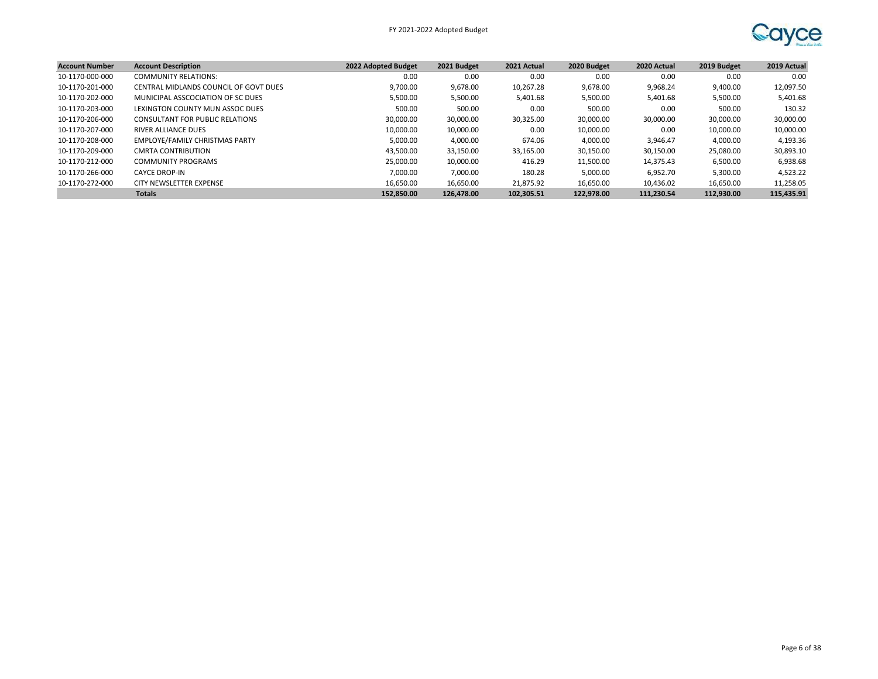| Account Number | Account Description | 2022 Adopted Budget | 2021 Budget | 2021 Actual | 2020 Budget | 2020 Actual | 2019 Budget | 2019 Actual |
|---|---|---|---|---|---|---|---|---|
| 10-1170-000-000 | COMMUNITY RELATIONS: | 0.00 | 0.00 | 0.00 | 0.00 | 0.00 | 0.00 | 0.00 |
| 10-1170-201-000 | CENTRAL MIDLANDS COUNCIL OF GOVT DUES | 9,700.00 | 9,678.00 | 10,267.28 | 9,678.00 | 9,968.24 | 9,400.00 | 12,097.50 |
| 10-1170-202-000 | MUNICIPAL ASSCOCIATION OF SC DUES | 5,500.00 | 5,500.00 | 5,401.68 | 5,500.00 | 5,401.68 | 5,500.00 | 5,401.68 |
| 10-1170-203-000 | LEXINGTON COUNTY MUN ASSOC DUES | 500.00 | 500.00 | 0.00 | 500.00 | 0.00 | 500.00 | 130.32 |
| 10-1170-206-000 | CONSULTANT FOR PUBLIC RELATIONS | 30,000.00 | 30,000.00 | 30,325.00 | 30,000.00 | 30,000.00 | 30,000.00 | 30,000.00 |
| 10-1170-207-000 | RIVER ALLIANCE DUES | 10,000.00 | 10,000.00 | 0.00 | 10,000.00 | 0.00 | 10,000.00 | 10,000.00 |
| 10-1170-208-000 | EMPLOYE/FAMILY CHRISTMAS PARTY | 5,000.00 | 4,000.00 | 674.06 | 4,000.00 | 3,946.47 | 4,000.00 | 4,193.36 |
| 10-1170-209-000 | CMRTA CONTRIBUTION | 43,500.00 | 33,150.00 | 33,165.00 | 30,150.00 | 30,150.00 | 25,080.00 | 30,893.10 |
| 10-1170-212-000 | COMMUNITY PROGRAMS | 25,000.00 | 10,000.00 | 416.29 | 11,500.00 | 14,375.43 | 6,500.00 | 6,938.68 |
| 10-1170-266-000 | CAYCE DROP-IN | 7,000.00 | 7,000.00 | 180.28 | 5,000.00 | 6,952.70 | 5,300.00 | 4,523.22 |
| 10-1170-272-000 | CITY NEWSLETTER EXPENSE | 16,650.00 | 16,650.00 | 21,875.92 | 16,650.00 | 10,436.02 | 16,650.00 | 11,258.05 |
| | **Totals** | **152,850.00** | **126,478.00** | **102,305.51** | **122,978.00** | **111,230.54** | **112,930.00** | **115,435.91** |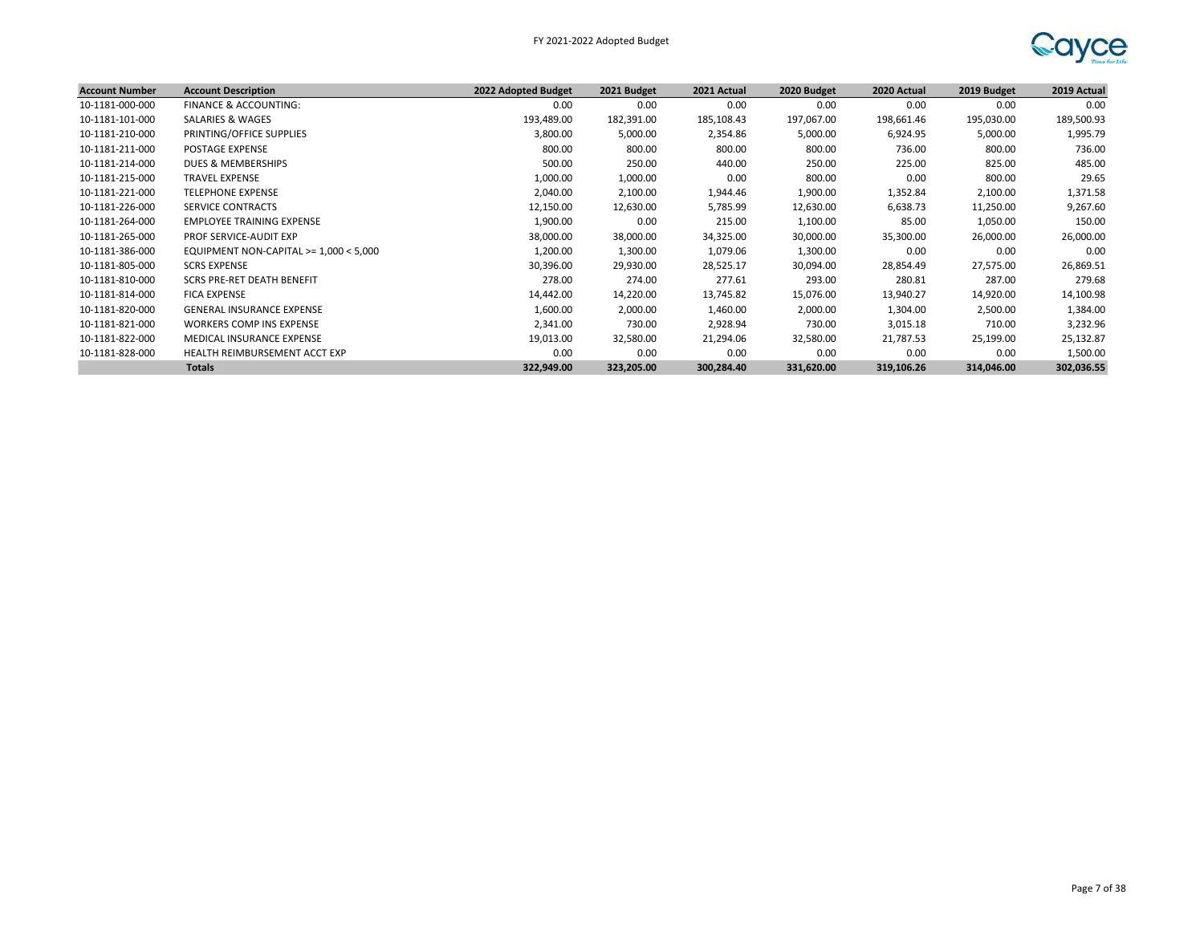FY 2021-2022 Adopted Budget

| Account Number | Account Description | 2022 Adopted Budget | 2021 Budget | 2021 Actual | 2020 Budget | 2020 Actual | 2019 Budget | 2019 Actual |
|---|---|---|---|---|---|---|---|---|
| 10-1181-000-000 | FINANCE & ACCOUNTING: | 0.00 | 0.00 | 0.00 | 0.00 | 0.00 | 0.00 | 0.00 |
| 10-1181-101-000 | SALARIES & WAGES | 193,489.00 | 182,391.00 | 185,108.43 | 197,067.00 | 198,661.46 | 195,030.00 | 189,500.93 |
| 10-1181-210-000 | PRINTING/OFFICE SUPPLIES | 3,800.00 | 5,000.00 | 2,354.86 | 5,000.00 | 6,924.95 | 5,000.00 | 1,995.79 |
| 10-1181-211-000 | POSTAGE EXPENSE | 800.00 | 800.00 | 800.00 | 800.00 | 736.00 | 800.00 | 736.00 |
| 10-1181-214-000 | DUES & MEMBERSHIPS | 500.00 | 250.00 | 440.00 | 250.00 | 225.00 | 825.00 | 485.00 |
| 10-1181-215-000 | TRAVEL EXPENSE | 1,000.00 | 1,000.00 | 0.00 | 800.00 | 0.00 | 800.00 | 29.65 |
| 10-1181-221-000 | TELEPHONE EXPENSE | 2,040.00 | 2,100.00 | 1,944.46 | 1,900.00 | 1,352.84 | 2,100.00 | 1,371.58 |
| 10-1181-226-000 | SERVICE CONTRACTS | 12,150.00 | 12,630.00 | 5,785.99 | 12,630.00 | 6,638.73 | 11,250.00 | 9,267.60 |
| 10-1181-264-000 | EMPLOYEE TRAINING EXPENSE | 1,900.00 | 0.00 | 215.00 | 1,100.00 | 85.00 | 1,050.00 | 150.00 |
| 10-1181-265-000 | PROF SERVICE-AUDIT EXP | 38,000.00 | 38,000.00 | 34,325.00 | 30,000.00 | 35,300.00 | 26,000.00 | 26,000.00 |
| 10-1181-386-000 | EQUIPMENT NON-CAPITAL >= 1,000 < 5,000 | 1,200.00 | 1,300.00 | 1,079.06 | 1,300.00 | 0.00 | 0.00 | 0.00 |
| 10-1181-805-000 | SCRS EXPENSE | 30,396.00 | 29,930.00 | 28,525.17 | 30,094.00 | 28,854.49 | 27,575.00 | 26,869.51 |
| 10-1181-810-000 | SCRS PRE-RET DEATH BENEFIT | 278.00 | 274.00 | 277.61 | 293.00 | 280.81 | 287.00 | 279.68 |
| 10-1181-814-000 | FICA EXPENSE | 14,442.00 | 14,220.00 | 13,745.82 | 15,076.00 | 13,940.27 | 14,920.00 | 14,100.98 |
| 10-1181-820-000 | GENERAL INSURANCE EXPENSE | 1,600.00 | 2,000.00 | 1,460.00 | 2,000.00 | 1,304.00 | 2,500.00 | 1,384.00 |
| 10-1181-821-000 | WORKERS COMP INS EXPENSE | 2,341.00 | 730.00 | 2,928.94 | 730.00 | 3,015.18 | 710.00 | 3,232.96 |
| 10-1181-822-000 | MEDICAL INSURANCE EXPENSE | 19,013.00 | 32,580.00 | 21,294.06 | 32,580.00 | 21,787.53 | 25,199.00 | 25,132.87 |
| 10-1181-828-000 | HEALTH REIMBURSEMENT ACCT EXP | 0.00 | 0.00 | 0.00 | 0.00 | 0.00 | 0.00 | 1,500.00 |
| | **Totals** | **322,949.00** | **323,205.00** | **300,284.40** | **331,620.00** | **319,106.26** | **314,046.00** | **302,036.55** |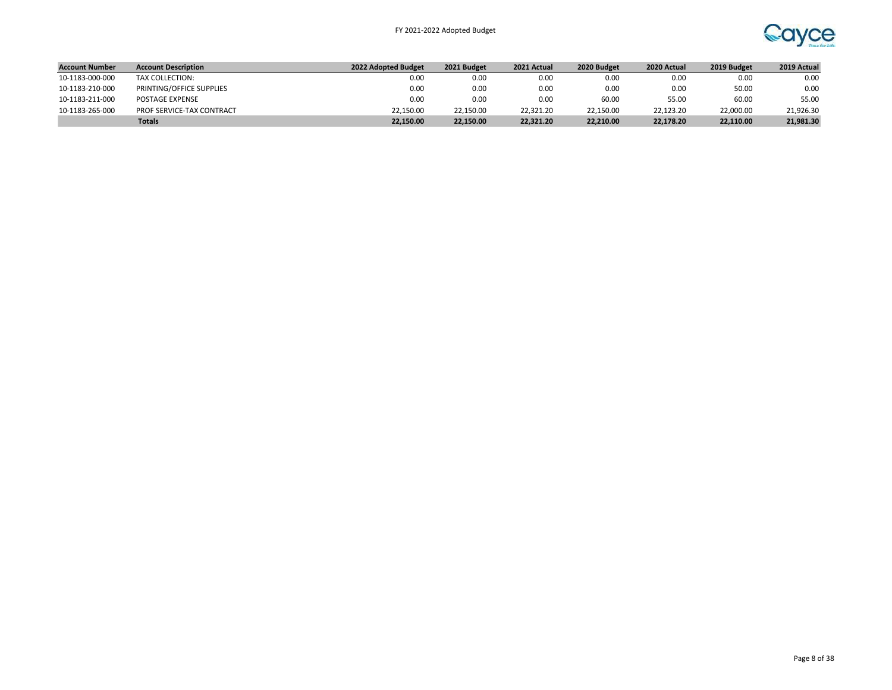| Account Number | Account Description | 2022 Adopted Budget | 2021 Budget | 2021 Actual | 2020 Budget | 2020 Actual | 2019 Budget | 2019 Actual |
|---|---|---|---|---|---|---|---|---|
| 10-1183-000-000 | TAX COLLECTION: | 0.00 | 0.00 | 0.00 | 0.00 | 0.00 | 0.00 | 0.00 |
| 10-1183-210-000 | PRINTING/OFFICE SUPPLIES | 0.00 | 0.00 | 0.00 | 0.00 | 0.00 | 50.00 | 0.00 |
| 10-1183-211-000 | POSTAGE EXPENSE | 0.00 | 0.00 | 0.00 | 60.00 | 55.00 | 60.00 | 55.00 |
| 10-1183-265-000 | PROF SERVICE-TAX CONTRACT | 22,150.00 | 22,150.00 | 22,321.20 | 22,150.00 | 22,123.20 | 22,000.00 | 21,926.30 |
| | **Totals** | **22,150.00** | **22,150.00** | **22,321.20** | **22,210.00** | **22,178.20** | **22,110.00** | **21,981.30** |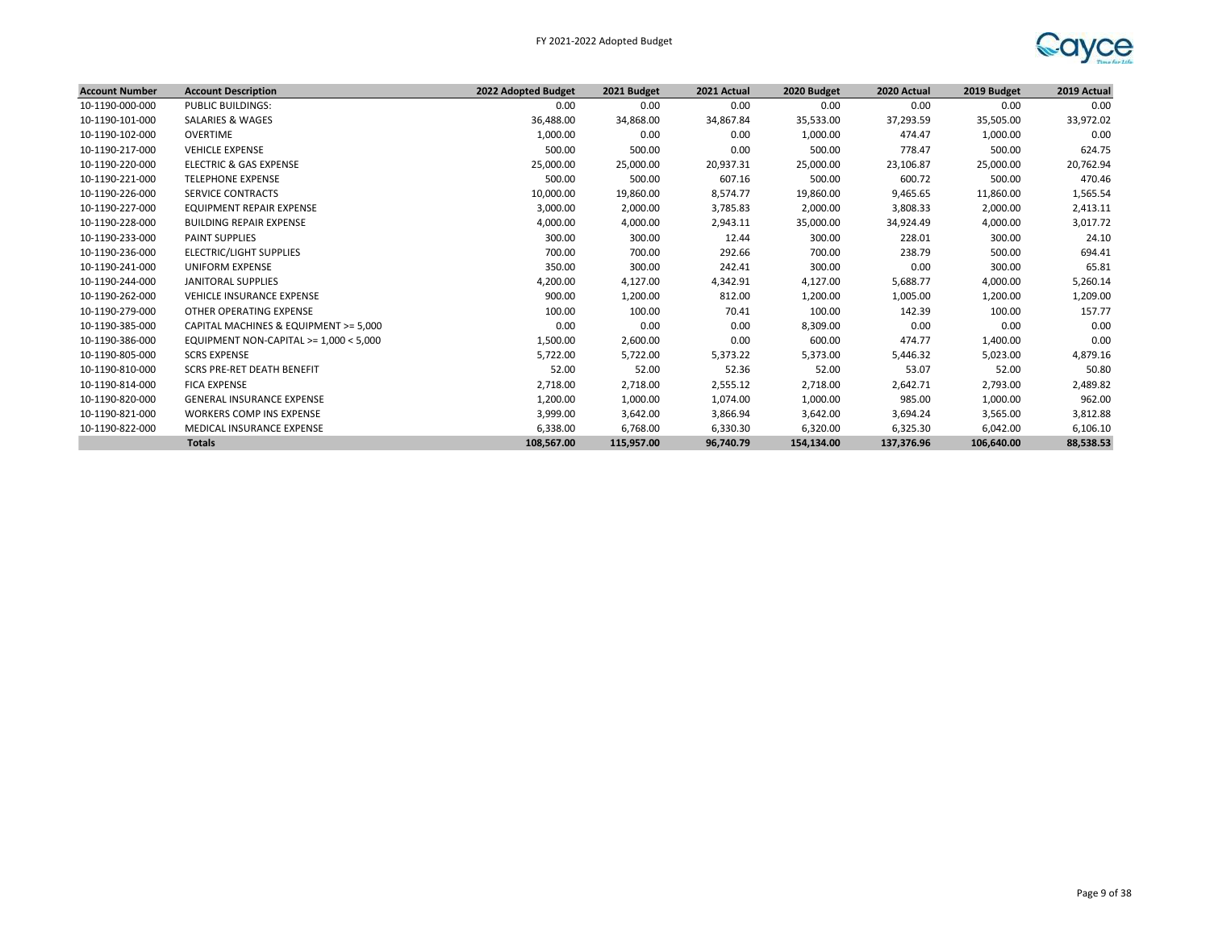| Account Number | Account Description | 2022 Adopted Budget | 2021 Budget | 2021 Actual | 2020 Budget | 2020 Actual | 2019 Budget | 2019 Actual |
|---|---|---|---|---|---|---|---|---|
| 10-1190-000-000 | PUBLIC BUILDINGS: | 0.00 | 0.00 | 0.00 | 0.00 | 0.00 | 0.00 | 0.00 |
| 10-1190-101-000 | SALARIES & WAGES | 36,488.00 | 34,868.00 | 34,867.84 | 35,533.00 | 37,293.59 | 35,505.00 | 33,972.02 |
| 10-1190-102-000 | OVERTIME | 1,000.00 | 0.00 | 0.00 | 1,000.00 | 474.47 | 1,000.00 | 0.00 |
| 10-1190-217-000 | VEHICLE EXPENSE | 500.00 | 500.00 | 0.00 | 500.00 | 778.47 | 500.00 | 624.75 |
| 10-1190-220-000 | ELECTRIC & GAS EXPENSE | 25,000.00 | 25,000.00 | 20,937.31 | 25,000.00 | 23,106.87 | 25,000.00 | 20,762.94 |
| 10-1190-221-000 | TELEPHONE EXPENSE | 500.00 | 500.00 | 607.16 | 500.00 | 600.72 | 500.00 | 470.46 |
| 10-1190-226-000 | SERVICE CONTRACTS | 10,000.00 | 19,860.00 | 8,574.77 | 19,860.00 | 9,465.65 | 11,860.00 | 1,565.54 |
| 10-1190-227-000 | EQUIPMENT REPAIR EXPENSE | 3,000.00 | 2,000.00 | 3,785.83 | 2,000.00 | 3,808.33 | 2,000.00 | 2,413.11 |
| 10-1190-228-000 | BUILDING REPAIR EXPENSE | 4,000.00 | 4,000.00 | 2,943.11 | 35,000.00 | 34,924.49 | 4,000.00 | 3,017.72 |
| 10-1190-233-000 | PAINT SUPPLIES | 300.00 | 300.00 | 12.44 | 300.00 | 228.01 | 300.00 | 24.10 |
| 10-1190-236-000 | ELECTRIC/LIGHT SUPPLIES | 700.00 | 700.00 | 292.66 | 700.00 | 238.79 | 500.00 | 694.41 |
| 10-1190-241-000 | UNIFORM EXPENSE | 350.00 | 300.00 | 242.41 | 300.00 | 0.00 | 300.00 | 65.81 |
| 10-1190-244-000 | JANITORAL SUPPLIES | 4,200.00 | 4,127.00 | 4,342.91 | 4,127.00 | 5,688.77 | 4,000.00 | 5,260.14 |
| 10-1190-262-000 | VEHICLE INSURANCE EXPENSE | 900.00 | 1,200.00 | 812.00 | 1,200.00 | 1,005.00 | 1,200.00 | 1,209.00 |
| 10-1190-279-000 | OTHER OPERATING EXPENSE | 100.00 | 100.00 | 70.41 | 100.00 | 142.39 | 100.00 | 157.77 |
| 10-1190-385-000 | CAPITAL MACHINES & EQUIPMENT >= 5,000 | 0.00 | 0.00 | 0.00 | 8,309.00 | 0.00 | 0.00 | 0.00 |
| 10-1190-386-000 | EQUIPMENT NON-CAPITAL >= 1,000 < 5,000 | 1,500.00 | 2,600.00 | 0.00 | 600.00 | 474.77 | 1,400.00 | 0.00 |
| 10-1190-805-000 | SCRS EXPENSE | 5,722.00 | 5,722.00 | 5,373.22 | 5,373.00 | 5,446.32 | 5,023.00 | 4,879.16 |
| 10-1190-810-000 | SCRS PRE-RET DEATH BENEFIT | 52.00 | 52.00 | 52.36 | 52.00 | 53.07 | 52.00 | 50.80 |
| 10-1190-814-000 | FICA EXPENSE | 2,718.00 | 2,718.00 | 2,555.12 | 2,718.00 | 2,642.71 | 2,793.00 | 2,489.82 |
| 10-1190-820-000 | GENERAL INSURANCE EXPENSE | 1,200.00 | 1,000.00 | 1,074.00 | 1,000.00 | 985.00 | 1,000.00 | 962.00 |
| 10-1190-821-000 | WORKERS COMP INS EXPENSE | 3,999.00 | 3,642.00 | 3,866.94 | 3,642.00 | 3,694.24 | 3,565.00 | 3,812.88 |
| 10-1190-822-000 | MEDICAL INSURANCE EXPENSE | 6,338.00 | 6,768.00 | 6,330.30 | 6,320.00 | 6,325.30 | 6,042.00 | 6,106.10 |
| | **Totals** | **108,567.00** | **115,957.00** | **96,740.79** | **154,134.00** | **137,376.96** | **106,640.00** | **88,538.53** |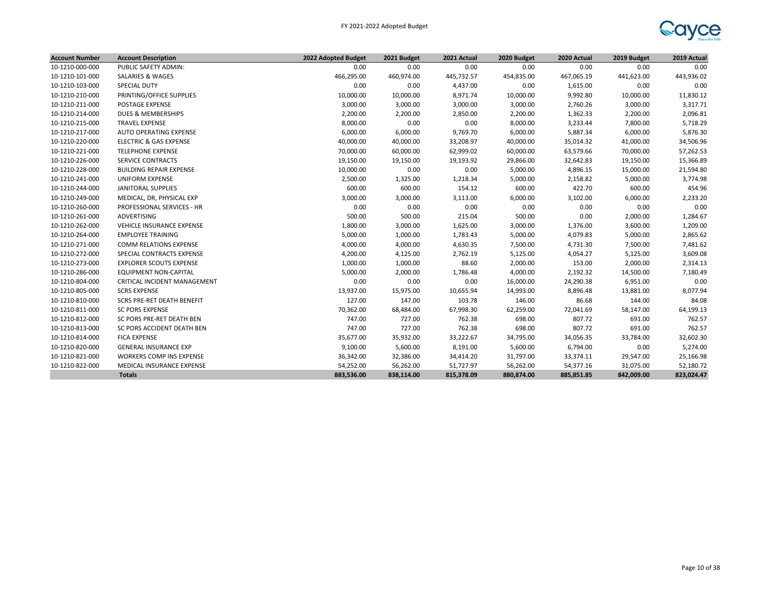FY 2021-2022 Adopted Budget

| Account Number | Account Description | 2022 Adopted Budget | 2021 Budget | 2021 Actual | 2020 Budget | 2020 Actual | 2019 Budget | 2019 Actual |
|---|---|---|---|---|---|---|---|---|
| 10-1210-000-000 | PUBLIC SAFETY ADMIN: | 0.00 | 0.00 | 0.00 | 0.00 | 0.00 | 0.00 | 0.00 |
| 10-1210-101-000 | SALARIES & WAGES | 466,295.00 | 460,974.00 | 445,732.57 | 454,835.00 | 467,065.19 | 441,623.00 | 443,936.02 |
| 10-1210-103-000 | SPECIAL DUTY | 0.00 | 0.00 | 4,437.00 | 0.00 | 1,615.00 | 0.00 | 0.00 |
| 10-1210-210-000 | PRINTING/OFFICE SUPPLIES | 10,000.00 | 10,000.00 | 8,971.74 | 10,000.00 | 9,992.80 | 10,000.00 | 11,830.12 |
| 10-1210-211-000 | POSTAGE EXPENSE | 3,000.00 | 3,000.00 | 3,000.00 | 3,000.00 | 2,760.26 | 3,000.00 | 3,317.71 |
| 10-1210-214-000 | DUES & MEMBERSHIPS | 2,200.00 | 2,200.00 | 2,850.00 | 2,200.00 | 1,362.33 | 2,200.00 | 2,096.81 |
| 10-1210-215-000 | TRAVEL EXPENSE | 8,000.00 | 0.00 | 0.00 | 8,000.00 | 3,233.44 | 7,800.00 | 5,718.29 |
| 10-1210-217-000 | AUTO OPERATING EXPENSE | 6,000.00 | 6,000.00 | 9,769.70 | 6,000.00 | 5,887.34 | 6,000.00 | 5,876.30 |
| 10-1210-220-000 | ELECTRIC & GAS EXPENSE | 40,000.00 | 40,000.00 | 33,208.97 | 40,000.00 | 35,014.32 | 41,000.00 | 34,506.96 |
| 10-1210-221-000 | TELEPHONE EXPENSE | 70,000.00 | 60,000.00 | 62,999.02 | 60,000.00 | 63,579.66 | 70,000.00 | 57,262.53 |
| 10-1210-226-000 | SERVICE CONTRACTS | 19,150.00 | 19,150.00 | 19,193.92 | 29,866.00 | 32,642.83 | 19,150.00 | 15,366.89 |
| 10-1210-228-000 | BUILDING REPAIR EXPENSE | 10,000.00 | 0.00 | 0.00 | 5,000.00 | 4,896.15 | 15,000.00 | 21,594.80 |
| 10-1210-241-000 | UNIFORM EXPENSE | 2,500.00 | 1,325.00 | 1,218.34 | 5,000.00 | 2,158.82 | 5,000.00 | 3,774.98 |
| 10-1210-244-000 | JANITORAL SUPPLIES | 600.00 | 600.00 | 154.12 | 600.00 | 422.70 | 600.00 | 454.96 |
| 10-1210-249-000 | MEDICAL, DR, PHYSICAL EXP | 3,000.00 | 3,000.00 | 3,113.00 | 6,000.00 | 3,102.00 | 6,000.00 | 2,233.20 |
| 10-1210-260-000 | PROFESSIONAL SERVICES - HR | 0.00 | 0.00 | 0.00 | 0.00 | 0.00 | 0.00 | 0.00 |
| 10-1210-261-000 | ADVERTISING | 500.00 | 500.00 | 215.04 | 500.00 | 0.00 | 2,000.00 | 1,284.67 |
| 10-1210-262-000 | VEHICLE INSURANCE EXPENSE | 1,800.00 | 3,000.00 | 1,625.00 | 3,000.00 | 1,376.00 | 3,600.00 | 1,209.00 |
| 10-1210-264-000 | EMPLOYEE TRAINING | 5,000.00 | 1,000.00 | 1,783.43 | 5,000.00 | 4,079.83 | 5,000.00 | 2,865.62 |
| 10-1210-271-000 | COMM RELATIONS EXPENSE | 4,000.00 | 4,000.00 | 4,630.35 | 7,500.00 | 4,731.30 | 7,500.00 | 7,481.62 |
| 10-1210-272-000 | SPECIAL CONTRACTS EXPENSE | 4,200.00 | 4,125.00 | 2,762.19 | 5,125.00 | 4,054.27 | 5,125.00 | 3,609.08 |
| 10-1210-273-000 | EXPLORER SCOUTS EXPENSE | 1,000.00 | 1,000.00 | 88.60 | 2,000.00 | 153.00 | 2,000.00 | 2,314.13 |
| 10-1210-286-000 | EQUIPMENT NON-CAPITAL | 5,000.00 | 2,000.00 | 1,786.48 | 4,000.00 | 2,192.32 | 14,500.00 | 7,180.49 |
| 10-1210-804-000 | CRITICAL INCIDENT MANAGEMENT | 0.00 | 0.00 | 0.00 | 16,000.00 | 24,290.38 | 6,951.00 | 0.00 |
| 10-1210-805-000 | SCRS EXPENSE | 13,937.00 | 15,975.00 | 10,655.94 | 14,993.00 | 8,896.48 | 13,881.00 | 8,077.94 |
| 10-1210-810-000 | SCRS PRE-RET DEATH BENEFIT | 127.00 | 147.00 | 103.78 | 146.00 | 86.68 | 144.00 | 84.08 |
| 10-1210-811-000 | SC PORS EXPENSE | 70,362.00 | 68,484.00 | 67,998.30 | 62,259.00 | 72,041.69 | 58,147.00 | 64,199.13 |
| 10-1210-812-000 | SC PORS PRE-RET DEATH BEN | 747.00 | 727.00 | 762.38 | 698.00 | 807.72 | 691.00 | 762.57 |
| 10-1210-813-000 | SC PORS ACCIDENT DEATH BEN | 747.00 | 727.00 | 762.38 | 698.00 | 807.72 | 691.00 | 762.57 |
| 10-1210-814-000 | FICA EXPENSE | 35,677.00 | 35,932.00 | 33,222.67 | 34,795.00 | 34,056.35 | 33,784.00 | 32,602.30 |
| 10-1210-820-000 | GENERAL INSURANCE EXP | 9,100.00 | 5,600.00 | 8,191.00 | 5,600.00 | 6,794.00 | 0.00 | 5,274.00 |
| 10-1210-821-000 | WORKERS COMP INS EXPENSE | 36,342.00 | 32,386.00 | 34,414.20 | 31,797.00 | 33,374.11 | 29,547.00 | 25,166.98 |
| 10-1210-822-000 | MEDICAL INSURANCE EXPENSE | 54,252.00 | 56,262.00 | 51,727.97 | 56,262.00 | 54,377.16 | 31,075.00 | 52,180.72 |
| | **Totals** | **883,536.00** | **838,114.00** | **815,378.09** | **880,874.00** | **885,851.85** | **842,009.00** | **823,024.47** |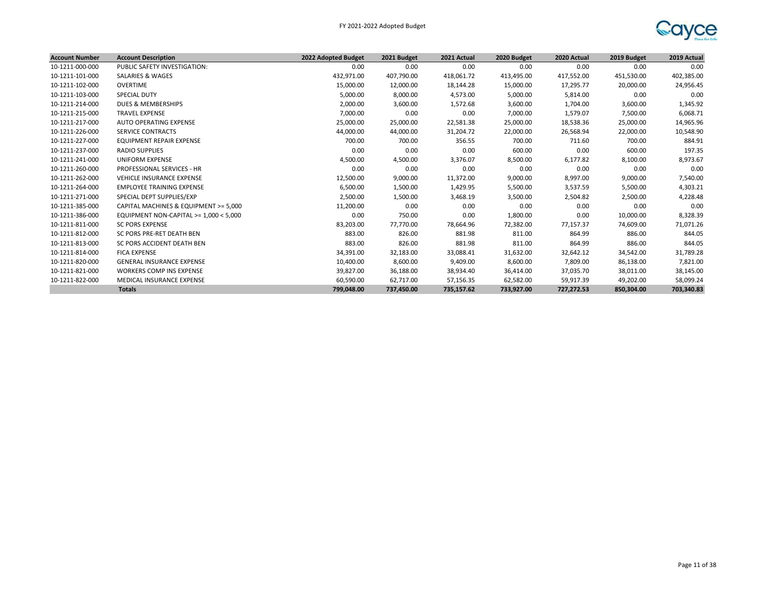FY 2021-2022 Adopted Budget

| Account Number | Account Description | 2022 Adopted Budget | 2021 Budget | 2021 Actual | 2020 Budget | 2020 Actual | 2019 Budget | 2019 Actual |
|---|---|---|---|---|---|---|---|---|
| 10-1211-000-000 | PUBLIC SAFETY INVESTIGATION: | 0.00 | 0.00 | 0.00 | 0.00 | 0.00 | 0.00 | 0.00 |
| 10-1211-101-000 | SALARIES & WAGES | 432,971.00 | 407,790.00 | 418,061.72 | 413,495.00 | 417,552.00 | 451,530.00 | 402,385.00 |
| 10-1211-102-000 | OVERTIME | 15,000.00 | 12,000.00 | 18,144.28 | 15,000.00 | 17,295.77 | 20,000.00 | 24,956.45 |
| 10-1211-103-000 | SPECIAL DUTY | 5,000.00 | 8,000.00 | 4,573.00 | 5,000.00 | 5,814.00 | 0.00 | 0.00 |
| 10-1211-214-000 | DUES & MEMBERSHIPS | 2,000.00 | 3,600.00 | 1,572.68 | 3,600.00 | 1,704.00 | 3,600.00 | 1,345.92 |
| 10-1211-215-000 | TRAVEL EXPENSE | 7,000.00 | 0.00 | 0.00 | 7,000.00 | 1,579.07 | 7,500.00 | 6,068.71 |
| 10-1211-217-000 | AUTO OPERATING EXPENSE | 25,000.00 | 25,000.00 | 22,581.38 | 25,000.00 | 18,538.36 | 25,000.00 | 14,965.96 |
| 10-1211-226-000 | SERVICE CONTRACTS | 44,000.00 | 44,000.00 | 31,204.72 | 22,000.00 | 26,568.94 | 22,000.00 | 10,548.90 |
| 10-1211-227-000 | EQUIPMENT REPAIR EXPENSE | 700.00 | 700.00 | 356.55 | 700.00 | 711.60 | 700.00 | 884.91 |
| 10-1211-237-000 | RADIO SUPPLIES | 0.00 | 0.00 | 0.00 | 600.00 | 0.00 | 600.00 | 197.35 |
| 10-1211-241-000 | UNIFORM EXPENSE | 4,500.00 | 4,500.00 | 3,376.07 | 8,500.00 | 6,177.82 | 8,100.00 | 8,973.67 |
| 10-1211-260-000 | PROFESSIONAL SERVICES - HR | 0.00 | 0.00 | 0.00 | 0.00 | 0.00 | 0.00 | 0.00 |
| 10-1211-262-000 | VEHICLE INSURANCE EXPENSE | 12,500.00 | 9,000.00 | 11,372.00 | 9,000.00 | 8,997.00 | 9,000.00 | 7,540.00 |
| 10-1211-264-000 | EMPLOYEE TRAINING EXPENSE | 6,500.00 | 1,500.00 | 1,429.95 | 5,500.00 | 3,537.59 | 5,500.00 | 4,303.21 |
| 10-1211-271-000 | SPECIAL DEPT SUPPLIES/EXP | 2,500.00 | 1,500.00 | 3,468.19 | 3,500.00 | 2,504.82 | 2,500.00 | 4,228.48 |
| 10-1211-385-000 | CAPITAL MACHINES & EQUIPMENT >= 5,000 | 11,200.00 | 0.00 | 0.00 | 0.00 | 0.00 | 0.00 | 0.00 |
| 10-1211-386-000 | EQUIPMENT NON-CAPITAL >= 1,000 < 5,000 | 0.00 | 750.00 | 0.00 | 1,800.00 | 0.00 | 10,000.00 | 8,328.39 |
| 10-1211-811-000 | SC PORS EXPENSE | 83,203.00 | 77,770.00 | 78,664.96 | 72,382.00 | 77,157.37 | 74,609.00 | 71,071.26 |
| 10-1211-812-000 | SC PORS PRE-RET DEATH BEN | 883.00 | 826.00 | 881.98 | 811.00 | 864.99 | 886.00 | 844.05 |
| 10-1211-813-000 | SC PORS ACCIDENT DEATH BEN | 883.00 | 826.00 | 881.98 | 811.00 | 864.99 | 886.00 | 844.05 |
| 10-1211-814-000 | FICA EXPENSE | 34,391.00 | 32,183.00 | 33,088.41 | 31,632.00 | 32,642.12 | 34,542.00 | 31,789.28 |
| 10-1211-820-000 | GENERAL INSURANCE EXPENSE | 10,400.00 | 8,600.00 | 9,409.00 | 8,600.00 | 7,809.00 | 86,138.00 | 7,821.00 |
| 10-1211-821-000 | WORKERS COMP INS EXPENSE | 39,827.00 | 36,188.00 | 38,934.40 | 36,414.00 | 37,035.70 | 38,011.00 | 38,145.00 |
| 10-1211-822-000 | MEDICAL INSURANCE EXPENSE | 60,590.00 | 62,717.00 | 57,156.35 | 62,582.00 | 59,917.39 | 49,202.00 | 58,099.24 |
| | **Totals** | **799,048.00** | **737,450.00** | **735,157.62** | **733,927.00** | **727,272.53** | **850,304.00** | **703,340.83** |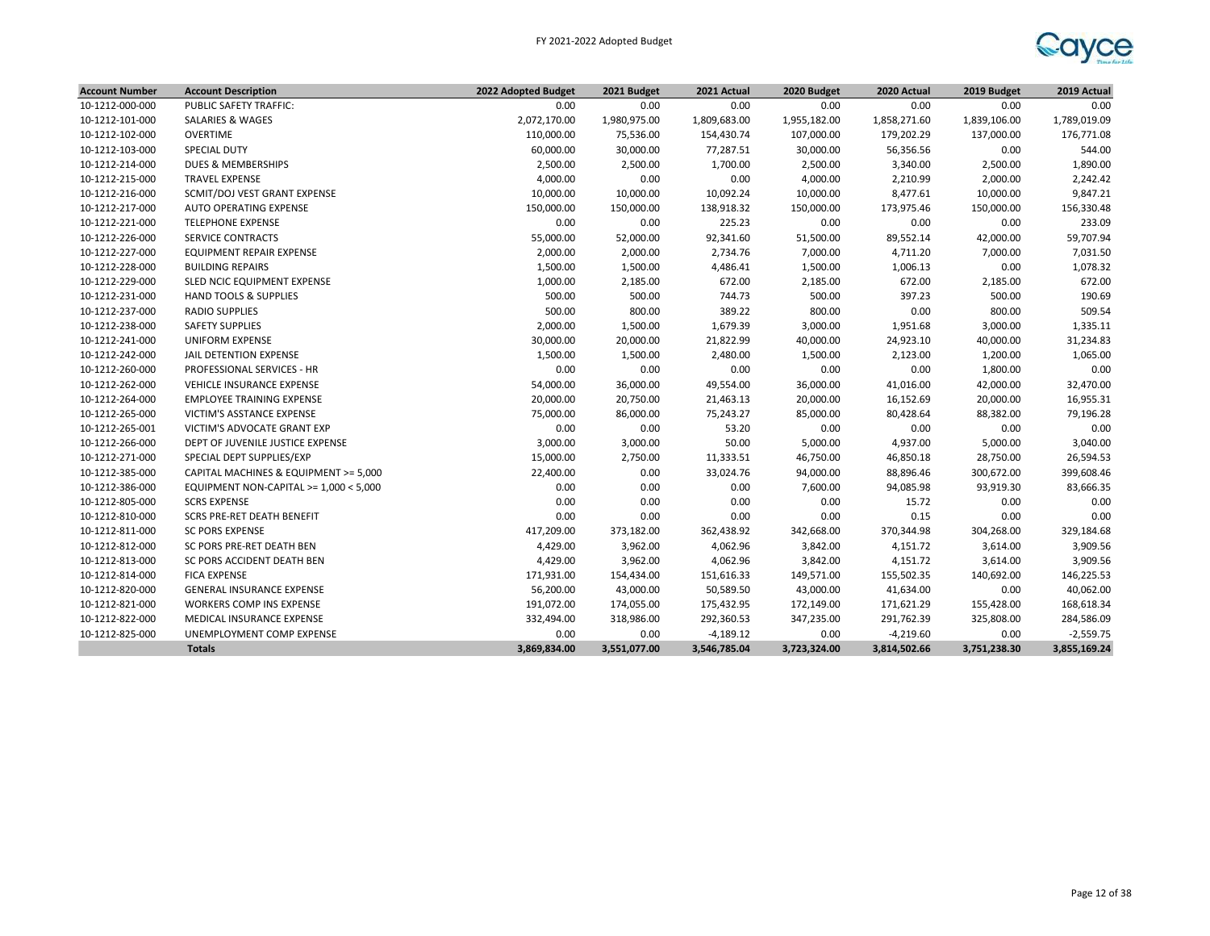| Account Number | Account Description | 2022 Adopted Budget | 2021 Budget | 2021 Actual | 2020 Budget | 2020 Actual | 2019 Budget | 2019 Actual |
|---|---|---|---|---|---|---|---|---|
| 10-1212-000-000 | PUBLIC SAFETY TRAFFIC: | 0.00 | 0.00 | 0.00 | 0.00 | 0.00 | 0.00 | 0.00 |
| 10-1212-101-000 | SALARIES & WAGES | 2,072,170.00 | 1,980,975.00 | 1,809,683.00 | 1,955,182.00 | 1,858,271.60 | 1,839,106.00 | 1,789,019.09 |
| 10-1212-102-000 | OVERTIME | 110,000.00 | 75,536.00 | 154,430.74 | 107,000.00 | 179,202.29 | 137,000.00 | 176,771.08 |
| 10-1212-103-000 | SPECIAL DUTY | 60,000.00 | 30,000.00 | 77,287.51 | 30,000.00 | 56,356.56 | 0.00 | 544.00 |
| 10-1212-214-000 | DUES & MEMBERSHIPS | 2,500.00 | 2,500.00 | 1,700.00 | 2,500.00 | 3,340.00 | 2,500.00 | 1,890.00 |
| 10-1212-215-000 | TRAVEL EXPENSE | 4,000.00 | 0.00 | 0.00 | 4,000.00 | 2,210.99 | 2,000.00 | 2,242.42 |
| 10-1212-216-000 | SCMIT/DOJ VEST GRANT EXPENSE | 10,000.00 | 10,000.00 | 10,092.24 | 10,000.00 | 8,477.61 | 10,000.00 | 9,847.21 |
| 10-1212-217-000 | AUTO OPERATING EXPENSE | 150,000.00 | 150,000.00 | 138,918.32 | 150,000.00 | 173,975.46 | 150,000.00 | 156,330.48 |
| 10-1212-221-000 | TELEPHONE EXPENSE | 0.00 | 0.00 | 225.23 | 0.00 | 0.00 | 0.00 | 233.09 |
| 10-1212-226-000 | SERVICE CONTRACTS | 55,000.00 | 52,000.00 | 92,341.60 | 51,500.00 | 89,552.14 | 42,000.00 | 59,707.94 |
| 10-1212-227-000 | EQUIPMENT REPAIR EXPENSE | 2,000.00 | 2,000.00 | 2,734.76 | 7,000.00 | 4,711.20 | 7,000.00 | 7,031.50 |
| 10-1212-228-000 | BUILDING REPAIRS | 1,500.00 | 1,500.00 | 4,486.41 | 1,500.00 | 1,006.13 | 0.00 | 1,078.32 |
| 10-1212-229-000 | SLED NCIC EQUIPMENT EXPENSE | 1,000.00 | 2,185.00 | 672.00 | 2,185.00 | 672.00 | 2,185.00 | 672.00 |
| 10-1212-231-000 | HAND TOOLS & SUPPLIES | 500.00 | 500.00 | 744.73 | 500.00 | 397.23 | 500.00 | 190.69 |
| 10-1212-237-000 | RADIO SUPPLIES | 500.00 | 800.00 | 389.22 | 800.00 | 0.00 | 800.00 | 509.54 |
| 10-1212-238-000 | SAFETY SUPPLIES | 2,000.00 | 1,500.00 | 1,679.39 | 3,000.00 | 1,951.68 | 3,000.00 | 1,335.11 |
| 10-1212-241-000 | UNIFORM EXPENSE | 30,000.00 | 20,000.00 | 21,822.99 | 40,000.00 | 24,923.10 | 40,000.00 | 31,234.83 |
| 10-1212-242-000 | JAIL DETENTION EXPENSE | 1,500.00 | 1,500.00 | 2,480.00 | 1,500.00 | 2,123.00 | 1,200.00 | 1,065.00 |
| 10-1212-260-000 | PROFESSIONAL SERVICES - HR | 0.00 | 0.00 | 0.00 | 0.00 | 0.00 | 1,800.00 | 0.00 |
| 10-1212-262-000 | VEHICLE INSURANCE EXPENSE | 54,000.00 | 36,000.00 | 49,554.00 | 36,000.00 | 41,016.00 | 42,000.00 | 32,470.00 |
| 10-1212-264-000 | EMPLOYEE TRAINING EXPENSE | 20,000.00 | 20,750.00 | 21,463.13 | 20,000.00 | 16,152.69 | 20,000.00 | 16,955.31 |
| 10-1212-265-000 | VICTIM'S ASSTANCE EXPENSE | 75,000.00 | 86,000.00 | 75,243.27 | 85,000.00 | 80,428.64 | 88,382.00 | 79,196.28 |
| 10-1212-265-001 | VICTIM'S ADVOCATE GRANT EXP | 0.00 | 0.00 | 53.20 | 0.00 | 0.00 | 0.00 | 0.00 |
| 10-1212-266-000 | DEPT OF JUVENILE JUSTICE EXPENSE | 3,000.00 | 3,000.00 | 50.00 | 5,000.00 | 4,937.00 | 5,000.00 | 3,040.00 |
| 10-1212-271-000 | SPECIAL DEPT SUPPLIES/EXP | 15,000.00 | 2,750.00 | 11,333.51 | 46,750.00 | 46,850.18 | 28,750.00 | 26,594.53 |
| 10-1212-385-000 | CAPITAL MACHINES & EQUIPMENT >= 5,000 | 22,400.00 | 0.00 | 33,024.76 | 94,000.00 | 88,896.46 | 300,672.00 | 399,608.46 |
| 10-1212-386-000 | EQUIPMENT NON-CAPITAL >= 1,000 < 5,000 | 0.00 | 0.00 | 0.00 | 7,600.00 | 94,085.98 | 93,919.30 | 83,666.35 |
| 10-1212-805-000 | SCRS EXPENSE | 0.00 | 0.00 | 0.00 | 0.00 | 15.72 | 0.00 | 0.00 |
| 10-1212-810-000 | SCRS PRE-RET DEATH BENEFIT | 0.00 | 0.00 | 0.00 | 0.00 | 0.15 | 0.00 | 0.00 |
| 10-1212-811-000 | SC PORS EXPENSE | 417,209.00 | 373,182.00 | 362,438.92 | 342,668.00 | 370,344.98 | 304,268.00 | 329,184.68 |
| 10-1212-812-000 | SC PORS PRE-RET DEATH BEN | 4,429.00 | 3,962.00 | 4,062.96 | 3,842.00 | 4,151.72 | 3,614.00 | 3,909.56 |
| 10-1212-813-000 | SC PORS ACCIDENT DEATH BEN | 4,429.00 | 3,962.00 | 4,062.96 | 3,842.00 | 4,151.72 | 3,614.00 | 3,909.56 |
| 10-1212-814-000 | FICA EXPENSE | 171,931.00 | 154,434.00 | 151,616.33 | 149,571.00 | 155,502.35 | 140,692.00 | 146,225.53 |
| 10-1212-820-000 | GENERAL INSURANCE EXPENSE | 56,200.00 | 43,000.00 | 50,589.50 | 43,000.00 | 41,634.00 | 0.00 | 40,062.00 |
| 10-1212-821-000 | WORKERS COMP INS EXPENSE | 191,072.00 | 174,055.00 | 175,432.95 | 172,149.00 | 171,621.29 | 155,428.00 | 168,618.34 |
| 10-1212-822-000 | MEDICAL INSURANCE EXPENSE | 332,494.00 | 318,986.00 | 292,360.53 | 347,235.00 | 291,762.39 | 325,808.00 | 284,586.09 |
| 10-1212-825-000 | UNEMPLOYMENT COMP EXPENSE | 0.00 | 0.00 | -4,189.12 | 0.00 | -4,219.60 | 0.00 | -2,559.75 |
| | **Totals** | **3,869,834.00** | **3,551,077.00** | **3,546,785.04** | **3,723,324.00** | **3,814,502.66** | **3,751,238.30** | **3,855,169.24** |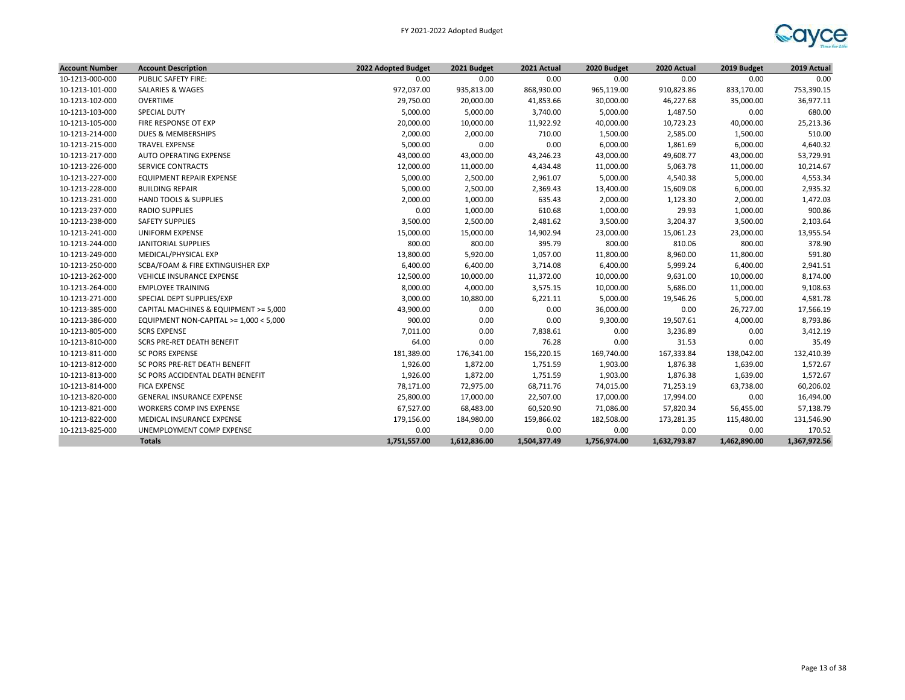| Account Number | Account Description | 2022 Adopted Budget | 2021 Budget | 2021 Actual | 2020 Budget | 2020 Actual | 2019 Budget | 2019 Actual |
|---|---|---|---|---|---|---|---|---|
| 10-1213-000-000 | PUBLIC SAFETY FIRE: | 0.00 | 0.00 | 0.00 | 0.00 | 0.00 | 0.00 | 0.00 |
| 10-1213-101-000 | SALARIES & WAGES | 972,037.00 | 935,813.00 | 868,930.00 | 965,119.00 | 910,823.86 | 833,170.00 | 753,390.15 |
| 10-1213-102-000 | OVERTIME | 29,750.00 | 20,000.00 | 41,853.66 | 30,000.00 | 46,227.68 | 35,000.00 | 36,977.11 |
| 10-1213-103-000 | SPECIAL DUTY | 5,000.00 | 5,000.00 | 3,740.00 | 5,000.00 | 1,487.50 | 0.00 | 680.00 |
| 10-1213-105-000 | FIRE RESPONSE OT EXP | 20,000.00 | 10,000.00 | 11,922.92 | 40,000.00 | 10,723.23 | 40,000.00 | 25,213.36 |
| 10-1213-214-000 | DUES & MEMBERSHIPS | 2,000.00 | 2,000.00 | 710.00 | 1,500.00 | 2,585.00 | 1,500.00 | 510.00 |
| 10-1213-215-000 | TRAVEL EXPENSE | 5,000.00 | 0.00 | 0.00 | 6,000.00 | 1,861.69 | 6,000.00 | 4,640.32 |
| 10-1213-217-000 | AUTO OPERATING EXPENSE | 43,000.00 | 43,000.00 | 43,246.23 | 43,000.00 | 49,608.77 | 43,000.00 | 53,729.91 |
| 10-1213-226-000 | SERVICE CONTRACTS | 12,000.00 | 11,000.00 | 4,434.48 | 11,000.00 | 5,063.78 | 11,000.00 | 10,214.67 |
| 10-1213-227-000 | EQUIPMENT REPAIR EXPENSE | 5,000.00 | 2,500.00 | 2,961.07 | 5,000.00 | 4,540.38 | 5,000.00 | 4,553.34 |
| 10-1213-228-000 | BUILDING REPAIR | 5,000.00 | 2,500.00 | 2,369.43 | 13,400.00 | 15,609.08 | 6,000.00 | 2,935.32 |
| 10-1213-231-000 | HAND TOOLS & SUPPLIES | 2,000.00 | 1,000.00 | 635.43 | 2,000.00 | 1,123.30 | 2,000.00 | 1,472.03 |
| 10-1213-237-000 | RADIO SUPPLIES | 0.00 | 1,000.00 | 610.68 | 1,000.00 | 29.93 | 1,000.00 | 900.86 |
| 10-1213-238-000 | SAFETY SUPPLIES | 3,500.00 | 2,500.00 | 2,481.62 | 3,500.00 | 3,204.37 | 3,500.00 | 2,103.64 |
| 10-1213-241-000 | UNIFORM EXPENSE | 15,000.00 | 15,000.00 | 14,902.94 | 23,000.00 | 15,061.23 | 23,000.00 | 13,955.54 |
| 10-1213-244-000 | JANITORIAL SUPPLIES | 800.00 | 800.00 | 395.79 | 800.00 | 810.06 | 800.00 | 378.90 |
| 10-1213-249-000 | MEDICAL/PHYSICAL EXP | 13,800.00 | 5,920.00 | 1,057.00 | 11,800.00 | 8,960.00 | 11,800.00 | 591.80 |
| 10-1213-250-000 | SCBA/FOAM & FIRE EXTINGUISHER EXP | 6,400.00 | 6,400.00 | 3,714.08 | 6,400.00 | 5,999.24 | 6,400.00 | 2,941.51 |
| 10-1213-262-000 | VEHICLE INSURANCE EXPENSE | 12,500.00 | 10,000.00 | 11,372.00 | 10,000.00 | 9,631.00 | 10,000.00 | 8,174.00 |
| 10-1213-264-000 | EMPLOYEE TRAINING | 8,000.00 | 4,000.00 | 3,575.15 | 10,000.00 | 5,686.00 | 11,000.00 | 9,108.63 |
| 10-1213-271-000 | SPECIAL DEPT SUPPLIES/EXP | 3,000.00 | 10,880.00 | 6,221.11 | 5,000.00 | 19,546.26 | 5,000.00 | 4,581.78 |
| 10-1213-385-000 | CAPITAL MACHINES & EQUIPMENT >= 5,000 | 43,900.00 | 0.00 | 0.00 | 36,000.00 | 0.00 | 26,727.00 | 17,566.19 |
| 10-1213-386-000 | EQUIPMENT NON-CAPITAL >= 1,000 < 5,000 | 900.00 | 0.00 | 0.00 | 9,300.00 | 19,507.61 | 4,000.00 | 8,793.86 |
| 10-1213-805-000 | SCRS EXPENSE | 7,011.00 | 0.00 | 7,838.61 | 0.00 | 3,236.89 | 0.00 | 3,412.19 |
| 10-1213-810-000 | SCRS PRE-RET DEATH BENEFIT | 64.00 | 0.00 | 76.28 | 0.00 | 31.53 | 0.00 | 35.49 |
| 10-1213-811-000 | SC PORS EXPENSE | 181,389.00 | 176,341.00 | 156,220.15 | 169,740.00 | 167,333.84 | 138,042.00 | 132,410.39 |
| 10-1213-812-000 | SC PORS PRE-RET DEATH BENEFIT | 1,926.00 | 1,872.00 | 1,751.59 | 1,903.00 | 1,876.38 | 1,639.00 | 1,572.67 |
| 10-1213-813-000 | SC PORS ACCIDENTAL DEATH BENEFIT | 1,926.00 | 1,872.00 | 1,751.59 | 1,903.00 | 1,876.38 | 1,639.00 | 1,572.67 |
| 10-1213-814-000 | FICA EXPENSE | 78,171.00 | 72,975.00 | 68,711.76 | 74,015.00 | 71,253.19 | 63,738.00 | 60,206.02 |
| 10-1213-820-000 | GENERAL INSURANCE EXPENSE | 25,800.00 | 17,000.00 | 22,507.00 | 17,000.00 | 17,994.00 | 0.00 | 16,494.00 |
| 10-1213-821-000 | WORKERS COMP INS EXPENSE | 67,527.00 | 68,483.00 | 60,520.90 | 71,086.00 | 57,820.34 | 56,455.00 | 57,138.79 |
| 10-1213-822-000 | MEDICAL INSURANCE EXPENSE | 179,156.00 | 184,980.00 | 159,866.02 | 182,508.00 | 173,281.35 | 115,480.00 | 131,546.90 |
| 10-1213-825-000 | UNEMPLOYMENT COMP EXPENSE | 0.00 | 0.00 | 0.00 | 0.00 | 0.00 | 0.00 | 170.52 |
| | **Totals** | **1,751,557.00** | **1,612,836.00** | **1,504,377.49** | **1,756,974.00** | **1,632,793.87** | **1,462,890.00** | **1,367,972.56** |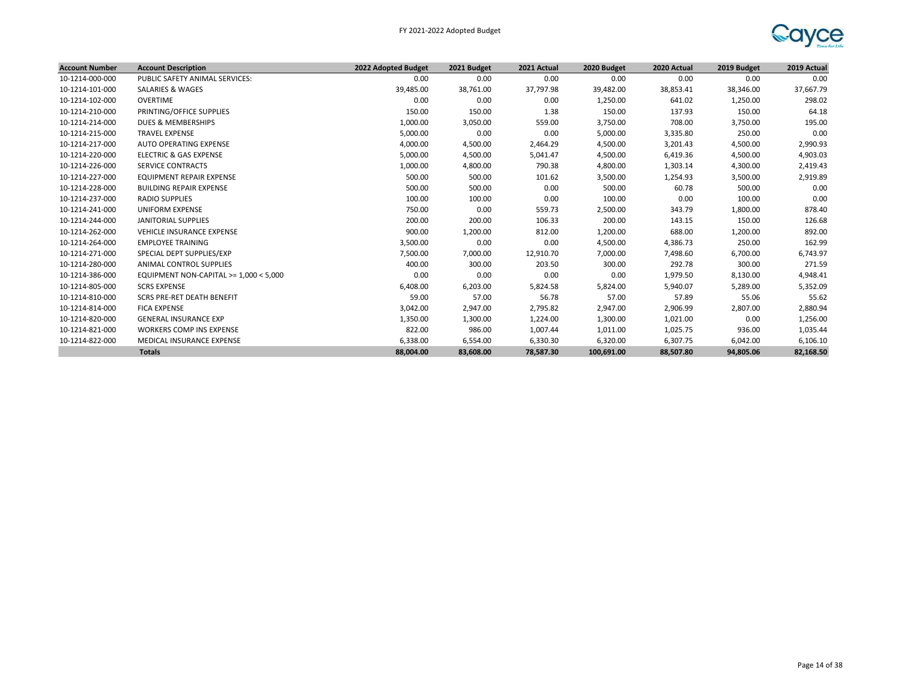FY 2021-2022 Adopted Budget

| Account Number | Account Description | 2022 Adopted Budget | 2021 Budget | 2021 Actual | 2020 Budget | 2020 Actual | 2019 Budget | 2019 Actual |
|---|---|---|---|---|---|---|---|---|
| 10-1214-000-000 | PUBLIC SAFETY ANIMAL SERVICES: | 0.00 | 0.00 | 0.00 | 0.00 | 0.00 | 0.00 | 0.00 |
| 10-1214-101-000 | SALARIES & WAGES | 39,485.00 | 38,761.00 | 37,797.98 | 39,482.00 | 38,853.41 | 38,346.00 | 37,667.79 |
| 10-1214-102-000 | OVERTIME | 0.00 | 0.00 | 0.00 | 1,250.00 | 641.02 | 1,250.00 | 298.02 |
| 10-1214-210-000 | PRINTING/OFFICE SUPPLIES | 150.00 | 150.00 | 1.38 | 150.00 | 137.93 | 150.00 | 64.18 |
| 10-1214-214-000 | DUES & MEMBERSHIPS | 1,000.00 | 3,050.00 | 559.00 | 3,750.00 | 708.00 | 3,750.00 | 195.00 |
| 10-1214-215-000 | TRAVEL EXPENSE | 5,000.00 | 0.00 | 0.00 | 5,000.00 | 3,335.80 | 250.00 | 0.00 |
| 10-1214-217-000 | AUTO OPERATING EXPENSE | 4,000.00 | 4,500.00 | 2,464.29 | 4,500.00 | 3,201.43 | 4,500.00 | 2,990.93 |
| 10-1214-220-000 | ELECTRIC & GAS EXPENSE | 5,000.00 | 4,500.00 | 5,041.47 | 4,500.00 | 6,419.36 | 4,500.00 | 4,903.03 |
| 10-1214-226-000 | SERVICE CONTRACTS | 1,000.00 | 4,800.00 | 790.38 | 4,800.00 | 1,303.14 | 4,300.00 | 2,419.43 |
| 10-1214-227-000 | EQUIPMENT REPAIR EXPENSE | 500.00 | 500.00 | 101.62 | 3,500.00 | 1,254.93 | 3,500.00 | 2,919.89 |
| 10-1214-228-000 | BUILDING REPAIR EXPENSE | 500.00 | 500.00 | 0.00 | 500.00 | 60.78 | 500.00 | 0.00 |
| 10-1214-237-000 | RADIO SUPPLIES | 100.00 | 100.00 | 0.00 | 100.00 | 0.00 | 100.00 | 0.00 |
| 10-1214-241-000 | UNIFORM EXPENSE | 750.00 | 0.00 | 559.73 | 2,500.00 | 343.79 | 1,800.00 | 878.40 |
| 10-1214-244-000 | JANITORIAL SUPPLIES | 200.00 | 200.00 | 106.33 | 200.00 | 143.15 | 150.00 | 126.68 |
| 10-1214-262-000 | VEHICLE INSURANCE EXPENSE | 900.00 | 1,200.00 | 812.00 | 1,200.00 | 688.00 | 1,200.00 | 892.00 |
| 10-1214-264-000 | EMPLOYEE TRAINING | 3,500.00 | 0.00 | 0.00 | 4,500.00 | 4,386.73 | 250.00 | 162.99 |
| 10-1214-271-000 | SPECIAL DEPT SUPPLIES/EXP | 7,500.00 | 7,000.00 | 12,910.70 | 7,000.00 | 7,498.60 | 6,700.00 | 6,743.97 |
| 10-1214-280-000 | ANIMAL CONTROL SUPPLIES | 400.00 | 300.00 | 203.50 | 300.00 | 292.78 | 300.00 | 271.59 |
| 10-1214-386-000 | EQUIPMENT NON-CAPITAL >= 1,000 < 5,000 | 0.00 | 0.00 | 0.00 | 0.00 | 1,979.50 | 8,130.00 | 4,948.41 |
| 10-1214-805-000 | SCRS EXPENSE | 6,408.00 | 6,203.00 | 5,824.58 | 5,824.00 | 5,940.07 | 5,289.00 | 5,352.09 |
| 10-1214-810-000 | SCRS PRE-RET DEATH BENEFIT | 59.00 | 57.00 | 56.78 | 57.00 | 57.89 | 55.06 | 55.62 |
| 10-1214-814-000 | FICA EXPENSE | 3,042.00 | 2,947.00 | 2,795.82 | 2,947.00 | 2,906.99 | 2,807.00 | 2,880.94 |
| 10-1214-820-000 | GENERAL INSURANCE EXP | 1,350.00 | 1,300.00 | 1,224.00 | 1,300.00 | 1,021.00 | 0.00 | 1,256.00 |
| 10-1214-821-000 | WORKERS COMP INS EXPENSE | 822.00 | 986.00 | 1,007.44 | 1,011.00 | 1,025.75 | 936.00 | 1,035.44 |
| 10-1214-822-000 | MEDICAL INSURANCE EXPENSE | 6,338.00 | 6,554.00 | 6,330.30 | 6,320.00 | 6,307.75 | 6,042.00 | 6,106.10 |
| | **Totals** | **88,004.00** | **83,608.00** | **78,587.30** | **100,691.00** | **88,507.80** | **94,805.06** | **82,168.50** |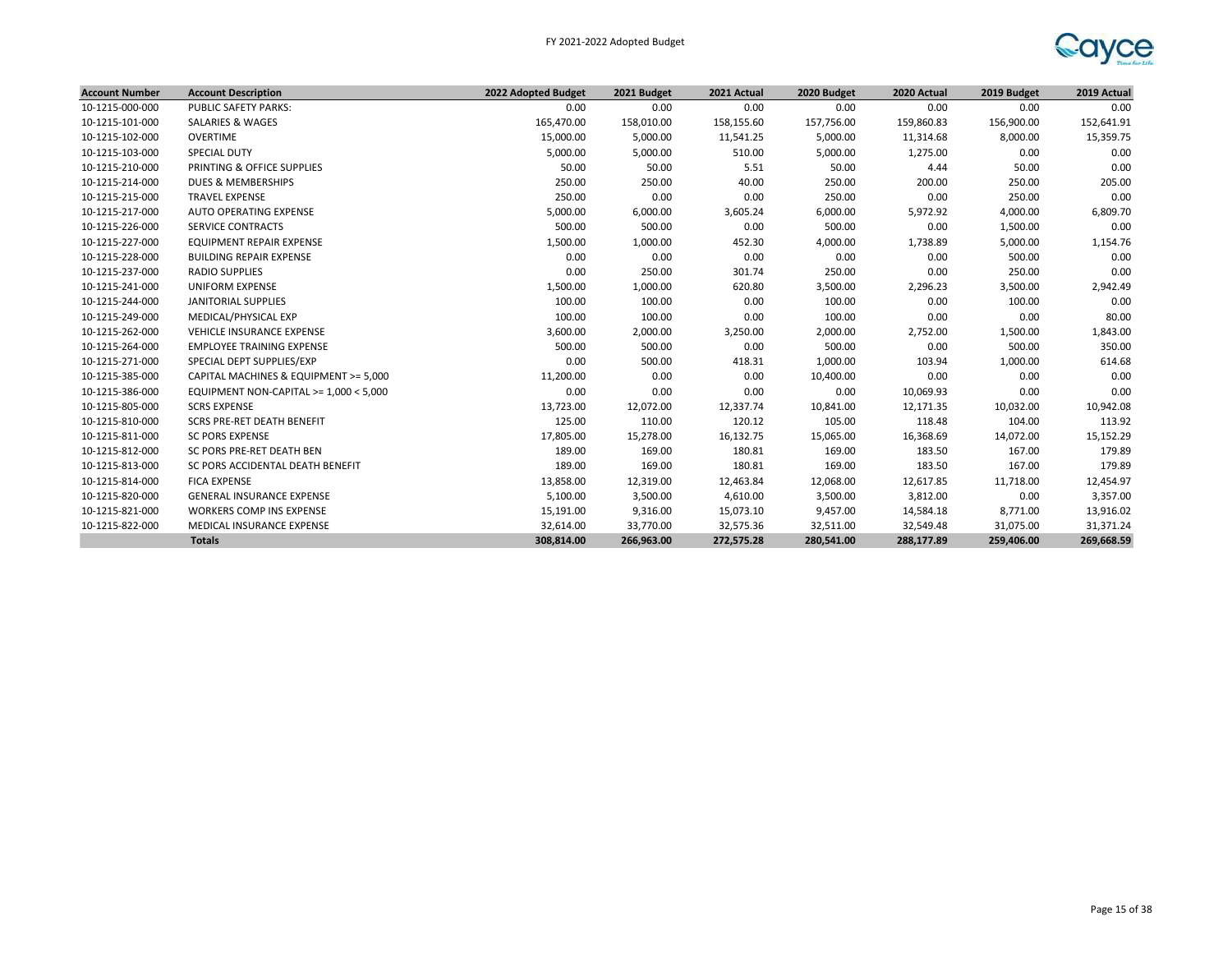FY 2021-2022 Adopted Budget

| Account Number | Account Description | 2022 Adopted Budget | 2021 Budget | 2021 Actual | 2020 Budget | 2020 Actual | 2019 Budget | 2019 Actual |
|---|---|---|---|---|---|---|---|---|
| 10-1215-000-000 | PUBLIC SAFETY PARKS: | 0.00 | 0.00 | 0.00 | 0.00 | 0.00 | 0.00 | 0.00 |
| 10-1215-101-000 | SALARIES & WAGES | 165,470.00 | 158,010.00 | 158,155.60 | 157,756.00 | 159,860.83 | 156,900.00 | 152,641.91 |
| 10-1215-102-000 | OVERTIME | 15,000.00 | 5,000.00 | 11,541.25 | 5,000.00 | 11,314.68 | 8,000.00 | 15,359.75 |
| 10-1215-103-000 | SPECIAL DUTY | 5,000.00 | 5,000.00 | 510.00 | 5,000.00 | 1,275.00 | 0.00 | 0.00 |
| 10-1215-210-000 | PRINTING & OFFICE SUPPLIES | 50.00 | 50.00 | 5.51 | 50.00 | 4.44 | 50.00 | 0.00 |
| 10-1215-214-000 | DUES & MEMBERSHIPS | 250.00 | 250.00 | 40.00 | 250.00 | 200.00 | 250.00 | 205.00 |
| 10-1215-215-000 | TRAVEL EXPENSE | 250.00 | 0.00 | 0.00 | 250.00 | 0.00 | 250.00 | 0.00 |
| 10-1215-217-000 | AUTO OPERATING EXPENSE | 5,000.00 | 6,000.00 | 3,605.24 | 6,000.00 | 5,972.92 | 4,000.00 | 6,809.70 |
| 10-1215-226-000 | SERVICE CONTRACTS | 500.00 | 500.00 | 0.00 | 500.00 | 0.00 | 1,500.00 | 0.00 |
| 10-1215-227-000 | EQUIPMENT REPAIR EXPENSE | 1,500.00 | 1,000.00 | 452.30 | 4,000.00 | 1,738.89 | 5,000.00 | 1,154.76 |
| 10-1215-228-000 | BUILDING REPAIR EXPENSE | 0.00 | 0.00 | 0.00 | 0.00 | 0.00 | 500.00 | 0.00 |
| 10-1215-237-000 | RADIO SUPPLIES | 0.00 | 250.00 | 301.74 | 250.00 | 0.00 | 250.00 | 0.00 |
| 10-1215-241-000 | UNIFORM EXPENSE | 1,500.00 | 1,000.00 | 620.80 | 3,500.00 | 2,296.23 | 3,500.00 | 2,942.49 |
| 10-1215-244-000 | JANITORIAL SUPPLIES | 100.00 | 100.00 | 0.00 | 100.00 | 0.00 | 100.00 | 0.00 |
| 10-1215-249-000 | MEDICAL/PHYSICAL EXP | 100.00 | 100.00 | 0.00 | 100.00 | 0.00 | 0.00 | 80.00 |
| 10-1215-262-000 | VEHICLE INSURANCE EXPENSE | 3,600.00 | 2,000.00 | 3,250.00 | 2,000.00 | 2,752.00 | 1,500.00 | 1,843.00 |
| 10-1215-264-000 | EMPLOYEE TRAINING EXPENSE | 500.00 | 500.00 | 0.00 | 500.00 | 0.00 | 500.00 | 350.00 |
| 10-1215-271-000 | SPECIAL DEPT SUPPLIES/EXP | 0.00 | 500.00 | 418.31 | 1,000.00 | 103.94 | 1,000.00 | 614.68 |
| 10-1215-385-000 | CAPITAL MACHINES & EQUIPMENT >= 5,000 | 11,200.00 | 0.00 | 0.00 | 10,400.00 | 0.00 | 0.00 | 0.00 |
| 10-1215-386-000 | EQUIPMENT NON-CAPITAL >= 1,000 < 5,000 | 0.00 | 0.00 | 0.00 | 0.00 | 10,069.93 | 0.00 | 0.00 |
| 10-1215-805-000 | SCRS EXPENSE | 13,723.00 | 12,072.00 | 12,337.74 | 10,841.00 | 12,171.35 | 10,032.00 | 10,942.08 |
| 10-1215-810-000 | SCRS PRE-RET DEATH BENEFIT | 125.00 | 110.00 | 120.12 | 105.00 | 118.48 | 104.00 | 113.92 |
| 10-1215-811-000 | SC PORS EXPENSE | 17,805.00 | 15,278.00 | 16,132.75 | 15,065.00 | 16,368.69 | 14,072.00 | 15,152.29 |
| 10-1215-812-000 | SC PORS PRE-RET DEATH BEN | 189.00 | 169.00 | 180.81 | 169.00 | 183.50 | 167.00 | 179.89 |
| 10-1215-813-000 | SC PORS ACCIDENTAL DEATH BENEFIT | 189.00 | 169.00 | 180.81 | 169.00 | 183.50 | 167.00 | 179.89 |
| 10-1215-814-000 | FICA EXPENSE | 13,858.00 | 12,319.00 | 12,463.84 | 12,068.00 | 12,617.85 | 11,718.00 | 12,454.97 |
| 10-1215-820-000 | GENERAL INSURANCE EXPENSE | 5,100.00 | 3,500.00 | 4,610.00 | 3,500.00 | 3,812.00 | 0.00 | 3,357.00 |
| 10-1215-821-000 | WORKERS COMP INS EXPENSE | 15,191.00 | 9,316.00 | 15,073.10 | 9,457.00 | 14,584.18 | 8,771.00 | 13,916.02 |
| 10-1215-822-000 | MEDICAL INSURANCE EXPENSE | 32,614.00 | 33,770.00 | 32,575.36 | 32,511.00 | 32,549.48 | 31,075.00 | 31,371.24 |
| | **Totals** | **308,814.00** | **266,963.00** | **272,575.28** | **280,541.00** | **288,177.89** | **259,406.00** | **269,668.59** |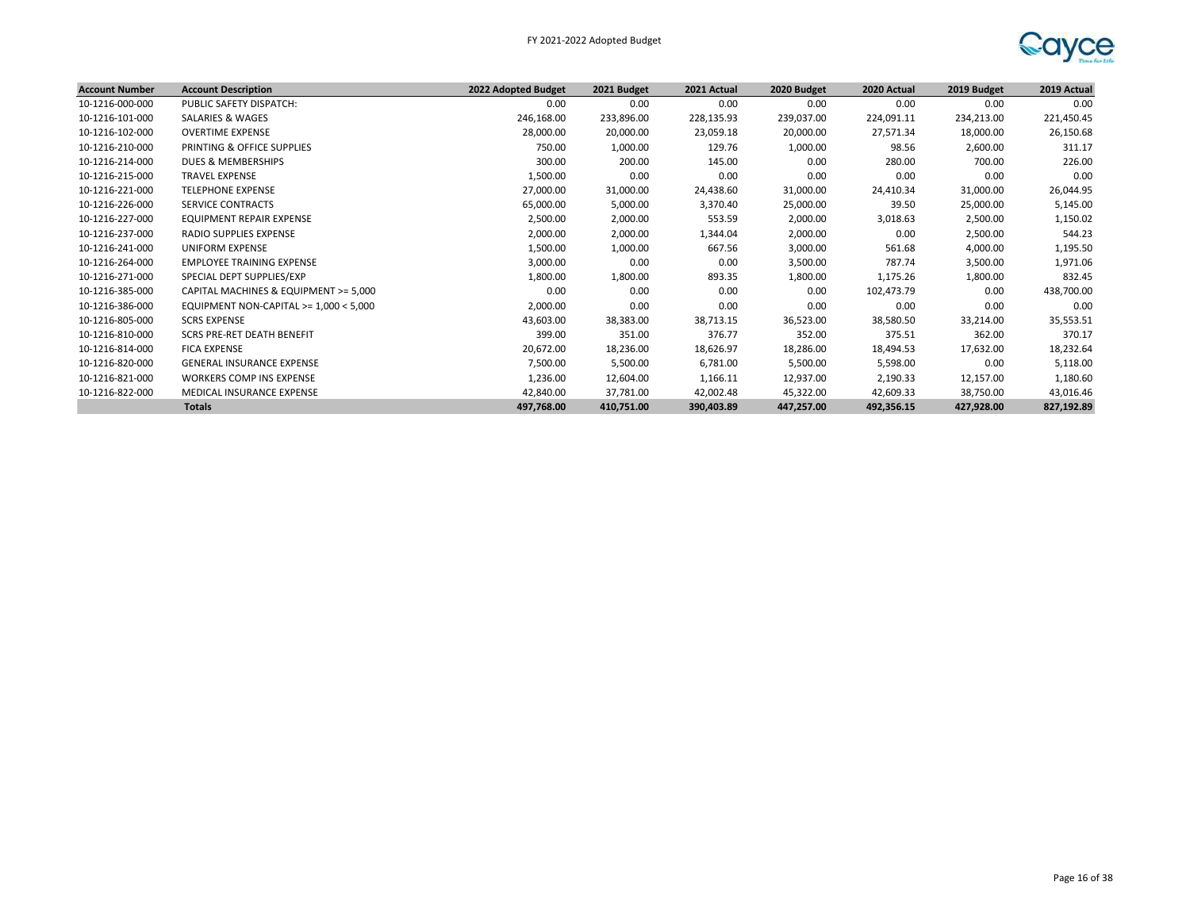| Account Number | Account Description | 2022 Adopted Budget | 2021 Budget | 2021 Actual | 2020 Budget | 2020 Actual | 2019 Budget | 2019 Actual |
|---|---|---|---|---|---|---|---|---|
| 10-1216-000-000 | PUBLIC SAFETY DISPATCH: | 0.00 | 0.00 | 0.00 | 0.00 | 0.00 | 0.00 | 0.00 |
| 10-1216-101-000 | SALARIES & WAGES | 246,168.00 | 233,896.00 | 228,135.93 | 239,037.00 | 224,091.11 | 234,213.00 | 221,450.45 |
| 10-1216-102-000 | OVERTIME EXPENSE | 28,000.00 | 20,000.00 | 23,059.18 | 20,000.00 | 27,571.34 | 18,000.00 | 26,150.68 |
| 10-1216-210-000 | PRINTING & OFFICE SUPPLIES | 750.00 | 1,000.00 | 129.76 | 1,000.00 | 98.56 | 2,600.00 | 311.17 |
| 10-1216-214-000 | DUES & MEMBERSHIPS | 300.00 | 200.00 | 145.00 | 0.00 | 280.00 | 700.00 | 226.00 |
| 10-1216-215-000 | TRAVEL EXPENSE | 1,500.00 | 0.00 | 0.00 | 0.00 | 0.00 | 0.00 | 0.00 |
| 10-1216-221-000 | TELEPHONE EXPENSE | 27,000.00 | 31,000.00 | 24,438.60 | 31,000.00 | 24,410.34 | 31,000.00 | 26,044.95 |
| 10-1216-226-000 | SERVICE CONTRACTS | 65,000.00 | 5,000.00 | 3,370.40 | 25,000.00 | 39.50 | 25,000.00 | 5,145.00 |
| 10-1216-227-000 | EQUIPMENT REPAIR EXPENSE | 2,500.00 | 2,000.00 | 553.59 | 2,000.00 | 3,018.63 | 2,500.00 | 1,150.02 |
| 10-1216-237-000 | RADIO SUPPLIES EXPENSE | 2,000.00 | 2,000.00 | 1,344.04 | 2,000.00 | 0.00 | 2,500.00 | 544.23 |
| 10-1216-241-000 | UNIFORM EXPENSE | 1,500.00 | 1,000.00 | 667.56 | 3,000.00 | 561.68 | 4,000.00 | 1,195.50 |
| 10-1216-264-000 | EMPLOYEE TRAINING EXPENSE | 3,000.00 | 0.00 | 0.00 | 3,500.00 | 787.74 | 3,500.00 | 1,971.06 |
| 10-1216-271-000 | SPECIAL DEPT SUPPLIES/EXP | 1,800.00 | 1,800.00 | 893.35 | 1,800.00 | 1,175.26 | 1,800.00 | 832.45 |
| 10-1216-385-000 | CAPITAL MACHINES & EQUIPMENT >= 5,000 | 0.00 | 0.00 | 0.00 | 0.00 | 102,473.79 | 0.00 | 438,700.00 |
| 10-1216-386-000 | EQUIPMENT NON-CAPITAL >= 1,000 < 5,000 | 2,000.00 | 0.00 | 0.00 | 0.00 | 0.00 | 0.00 | 0.00 |
| 10-1216-805-000 | SCRS EXPENSE | 43,603.00 | 38,383.00 | 38,713.15 | 36,523.00 | 38,580.50 | 33,214.00 | 35,553.51 |
| 10-1216-810-000 | SCRS PRE-RET DEATH BENEFIT | 399.00 | 351.00 | 376.77 | 352.00 | 375.51 | 362.00 | 370.17 |
| 10-1216-814-000 | FICA EXPENSE | 20,672.00 | 18,236.00 | 18,626.97 | 18,286.00 | 18,494.53 | 17,632.00 | 18,232.64 |
| 10-1216-820-000 | GENERAL INSURANCE EXPENSE | 7,500.00 | 5,500.00 | 6,781.00 | 5,500.00 | 5,598.00 | 0.00 | 5,118.00 |
| 10-1216-821-000 | WORKERS COMP INS EXPENSE | 1,236.00 | 12,604.00 | 1,166.11 | 12,937.00 | 2,190.33 | 12,157.00 | 1,180.60 |
| 10-1216-822-000 | MEDICAL INSURANCE EXPENSE | 42,840.00 | 37,781.00 | 42,002.48 | 45,322.00 | 42,609.33 | 38,750.00 | 43,016.46 |
| | **Totals** | **497,768.00** | **410,751.00** | **390,403.89** | **447,257.00** | **492,356.15** | **427,928.00** | **827,192.89** |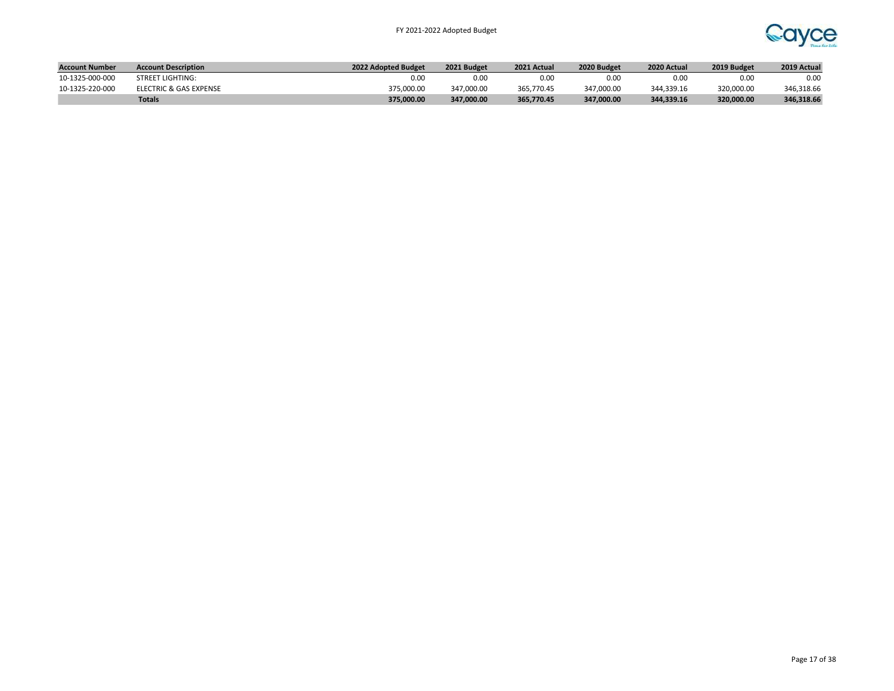| Account Number | Account Description | 2022 Adopted Budget | 2021 Budget | 2021 Actual | 2020 Budget | 2020 Actual | 2019 Budget | 2019 Actual |
|---|---|---|---|---|---|---|---|---|
| 10-1325-000-000 | STREET LIGHTING: | 0.00 | 0.00 | 0.00 | 0.00 | 0.00 | 0.00 | 0.00 |
| 10-1325-220-000 | ELECTRIC & GAS EXPENSE | 375,000.00 | 347,000.00 | 365,770.45 | 347,000.00 | 344,339.16 | 320,000.00 | 346,318.66 |
| | **Totals** | **375,000.00** | **347,000.00** | **365,770.45** | **347,000.00** | **344,339.16** | **320,000.00** | **346,318.66** |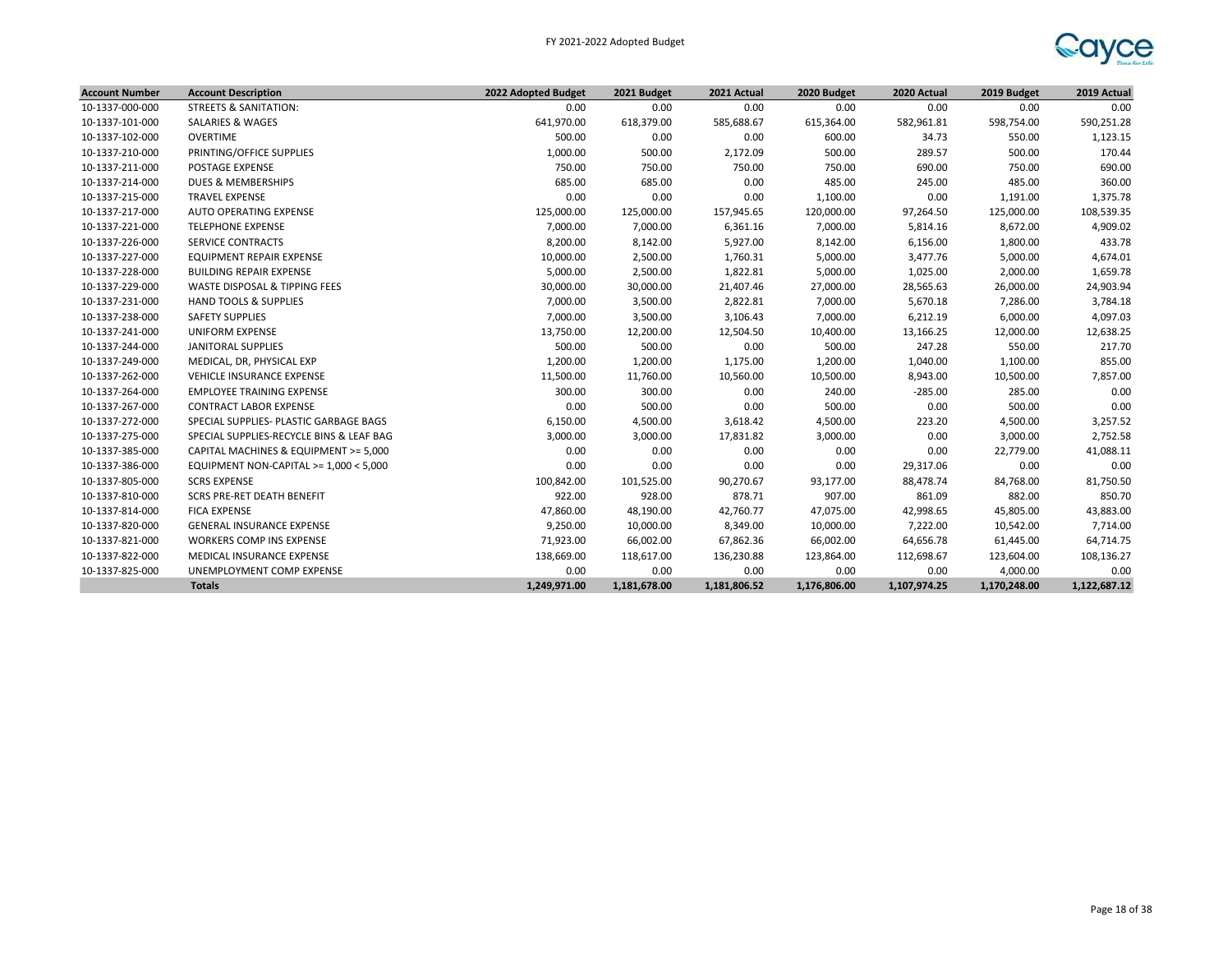FY 2021-2022 Adopted Budget

| Account Number | Account Description | 2022 Adopted Budget | 2021 Budget | 2021 Actual | 2020 Budget | 2020 Actual | 2019 Budget | 2019 Actual |
|---|---|---|---|---|---|---|---|---|
| 10-1337-000-000 | STREETS & SANITATION: | 0.00 | 0.00 | 0.00 | 0.00 | 0.00 | 0.00 | 0.00 |
| 10-1337-101-000 | SALARIES & WAGES | 641,970.00 | 618,379.00 | 585,688.67 | 615,364.00 | 582,961.81 | 598,754.00 | 590,251.28 |
| 10-1337-102-000 | OVERTIME | 500.00 | 0.00 | 0.00 | 600.00 | 34.73 | 550.00 | 1,123.15 |
| 10-1337-210-000 | PRINTING/OFFICE SUPPLIES | 1,000.00 | 500.00 | 2,172.09 | 500.00 | 289.57 | 500.00 | 170.44 |
| 10-1337-211-000 | POSTAGE EXPENSE | 750.00 | 750.00 | 750.00 | 750.00 | 690.00 | 750.00 | 690.00 |
| 10-1337-214-000 | DUES & MEMBERSHIPS | 685.00 | 685.00 | 0.00 | 485.00 | 245.00 | 485.00 | 360.00 |
| 10-1337-215-000 | TRAVEL EXPENSE | 0.00 | 0.00 | 0.00 | 1,100.00 | 0.00 | 1,191.00 | 1,375.78 |
| 10-1337-217-000 | AUTO OPERATING EXPENSE | 125,000.00 | 125,000.00 | 157,945.65 | 120,000.00 | 97,264.50 | 125,000.00 | 108,539.35 |
| 10-1337-221-000 | TELEPHONE EXPENSE | 7,000.00 | 7,000.00 | 6,361.16 | 7,000.00 | 5,814.16 | 8,672.00 | 4,909.02 |
| 10-1337-226-000 | SERVICE CONTRACTS | 8,200.00 | 8,142.00 | 5,927.00 | 8,142.00 | 6,156.00 | 1,800.00 | 433.78 |
| 10-1337-227-000 | EQUIPMENT REPAIR EXPENSE | 10,000.00 | 2,500.00 | 1,760.31 | 5,000.00 | 3,477.76 | 5,000.00 | 4,674.01 |
| 10-1337-228-000 | BUILDING REPAIR EXPENSE | 5,000.00 | 2,500.00 | 1,822.81 | 5,000.00 | 1,025.00 | 2,000.00 | 1,659.78 |
| 10-1337-229-000 | WASTE DISPOSAL & TIPPING FEES | 30,000.00 | 30,000.00 | 21,407.46 | 27,000.00 | 28,565.63 | 26,000.00 | 24,903.94 |
| 10-1337-231-000 | HAND TOOLS & SUPPLIES | 7,000.00 | 3,500.00 | 2,822.81 | 7,000.00 | 5,670.18 | 7,286.00 | 3,784.18 |
| 10-1337-238-000 | SAFETY SUPPLIES | 7,000.00 | 3,500.00 | 3,106.43 | 7,000.00 | 6,212.19 | 6,000.00 | 4,097.03 |
| 10-1337-241-000 | UNIFORM EXPENSE | 13,750.00 | 12,200.00 | 12,504.50 | 10,400.00 | 13,166.25 | 12,000.00 | 12,638.25 |
| 10-1337-244-000 | JANITORAL SUPPLIES | 500.00 | 500.00 | 0.00 | 500.00 | 247.28 | 550.00 | 217.70 |
| 10-1337-249-000 | MEDICAL, DR, PHYSICAL EXP | 1,200.00 | 1,200.00 | 1,175.00 | 1,200.00 | 1,040.00 | 1,100.00 | 855.00 |
| 10-1337-262-000 | VEHICLE INSURANCE EXPENSE | 11,500.00 | 11,760.00 | 10,560.00 | 10,500.00 | 8,943.00 | 10,500.00 | 7,857.00 |
| 10-1337-264-000 | EMPLOYEE TRAINING EXPENSE | 300.00 | 300.00 | 0.00 | 240.00 | -285.00 | 285.00 | 0.00 |
| 10-1337-267-000 | CONTRACT LABOR EXPENSE | 0.00 | 500.00 | 0.00 | 500.00 | 0.00 | 500.00 | 0.00 |
| 10-1337-272-000 | SPECIAL SUPPLIES- PLASTIC GARBAGE BAGS | 6,150.00 | 4,500.00 | 3,618.42 | 4,500.00 | 223.20 | 4,500.00 | 3,257.52 |
| 10-1337-275-000 | SPECIAL SUPPLIES-RECYCLE BINS & LEAF BAG | 3,000.00 | 3,000.00 | 17,831.82 | 3,000.00 | 0.00 | 3,000.00 | 2,752.58 |
| 10-1337-385-000 | CAPITAL MACHINES & EQUIPMENT >= 5,000 | 0.00 | 0.00 | 0.00 | 0.00 | 0.00 | 22,779.00 | 41,088.11 |
| 10-1337-386-000 | EQUIPMENT NON-CAPITAL >= 1,000 < 5,000 | 0.00 | 0.00 | 0.00 | 0.00 | 29,317.06 | 0.00 | 0.00 |
| 10-1337-805-000 | SCRS EXPENSE | 100,842.00 | 101,525.00 | 90,270.67 | 93,177.00 | 88,478.74 | 84,768.00 | 81,750.50 |
| 10-1337-810-000 | SCRS PRE-RET DEATH BENEFIT | 922.00 | 928.00 | 878.71 | 907.00 | 861.09 | 882.00 | 850.70 |
| 10-1337-814-000 | FICA EXPENSE | 47,860.00 | 48,190.00 | 42,760.77 | 47,075.00 | 42,998.65 | 45,805.00 | 43,883.00 |
| 10-1337-820-000 | GENERAL INSURANCE EXPENSE | 9,250.00 | 10,000.00 | 8,349.00 | 10,000.00 | 7,222.00 | 10,542.00 | 7,714.00 |
| 10-1337-821-000 | WORKERS COMP INS EXPENSE | 71,923.00 | 66,002.00 | 67,862.36 | 66,002.00 | 64,656.78 | 61,445.00 | 64,714.75 |
| 10-1337-822-000 | MEDICAL INSURANCE EXPENSE | 138,669.00 | 118,617.00 | 136,230.88 | 123,864.00 | 112,698.67 | 123,604.00 | 108,136.27 |
| 10-1337-825-000 | UNEMPLOYMENT COMP EXPENSE | 0.00 | 0.00 | 0.00 | 0.00 | 0.00 | 4,000.00 | 0.00 |
| | **Totals** | **1,249,971.00** | **1,181,678.00** | **1,181,806.52** | **1,176,806.00** | **1,107,974.25** | **1,170,248.00** | **1,122,687.12** |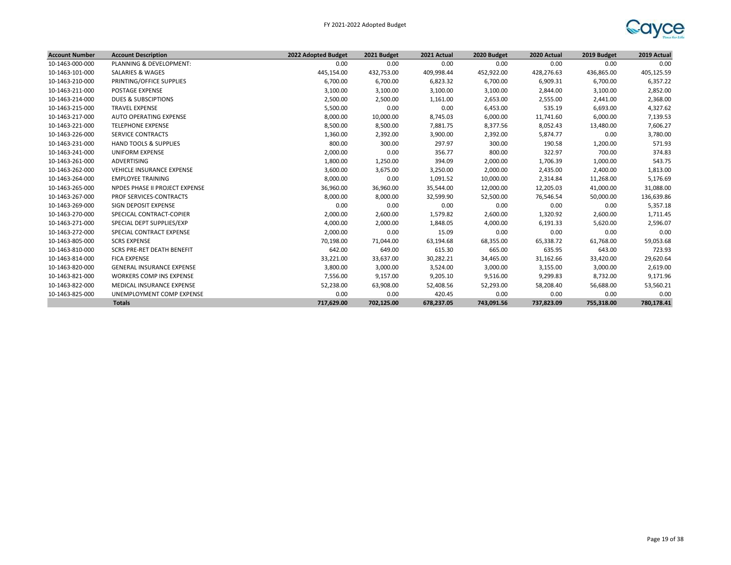# FY 2021-2022 Adopted Budget

| Account Number | Account Description | 2022 Adopted Budget | 2021 Budget | 2021 Actual | 2020 Budget | 2020 Actual | 2019 Budget | 2019 Actual |
|---|---|---|---|---|---|---|---|---|
| 10-1463-000-000 | PLANNING & DEVELOPMENT: | 0.00 | 0.00 | 0.00 | 0.00 | 0.00 | 0.00 | 0.00 |
| 10-1463-101-000 | SALARIES & WAGES | 445,154.00 | 432,753.00 | 409,998.44 | 452,922.00 | 428,276.63 | 436,865.00 | 405,125.59 |
| 10-1463-210-000 | PRINTING/OFFICE SUPPLIES | 6,700.00 | 6,700.00 | 6,823.32 | 6,700.00 | 6,909.31 | 6,700.00 | 6,357.22 |
| 10-1463-211-000 | POSTAGE EXPENSE | 3,100.00 | 3,100.00 | 3,100.00 | 3,100.00 | 2,844.00 | 3,100.00 | 2,852.00 |
| 10-1463-214-000 | DUES & SUBSCIPTIONS | 2,500.00 | 2,500.00 | 1,161.00 | 2,653.00 | 2,555.00 | 2,441.00 | 2,368.00 |
| 10-1463-215-000 | TRAVEL EXPENSE | 5,500.00 | 0.00 | 0.00 | 6,453.00 | 535.19 | 6,693.00 | 4,327.62 |
| 10-1463-217-000 | AUTO OPERATING EXPENSE | 8,000.00 | 10,000.00 | 8,745.03 | 6,000.00 | 11,741.60 | 6,000.00 | 7,139.53 |
| 10-1463-221-000 | TELEPHONE EXPENSE | 8,500.00 | 8,500.00 | 7,881.75 | 8,377.56 | 8,052.43 | 13,480.00 | 7,606.27 |
| 10-1463-226-000 | SERVICE CONTRACTS | 1,360.00 | 2,392.00 | 3,900.00 | 2,392.00 | 5,874.77 | 0.00 | 3,780.00 |
| 10-1463-231-000 | HAND TOOLS & SUPPLIES | 800.00 | 300.00 | 297.97 | 300.00 | 190.58 | 1,200.00 | 571.93 |
| 10-1463-241-000 | UNIFORM EXPENSE | 2,000.00 | 0.00 | 356.77 | 800.00 | 322.97 | 700.00 | 374.83 |
| 10-1463-261-000 | ADVERTISING | 1,800.00 | 1,250.00 | 394.09 | 2,000.00 | 1,706.39 | 1,000.00 | 543.75 |
| 10-1463-262-000 | VEHICLE INSURANCE EXPENSE | 3,600.00 | 3,675.00 | 3,250.00 | 2,000.00 | 2,435.00 | 2,400.00 | 1,813.00 |
| 10-1463-264-000 | EMPLOYEE TRAINING | 8,000.00 | 0.00 | 1,091.52 | 10,000.00 | 2,314.84 | 11,268.00 | 5,176.69 |
| 10-1463-265-000 | NPDES PHASE II PROJECT EXPENSE | 36,960.00 | 36,960.00 | 35,544.00 | 12,000.00 | 12,205.03 | 41,000.00 | 31,088.00 |
| 10-1463-267-000 | PROF SERVICES-CONTRACTS | 8,000.00 | 8,000.00 | 32,599.90 | 52,500.00 | 76,546.54 | 50,000.00 | 136,639.86 |
| 10-1463-269-000 | SIGN DEPOSIT EXPENSE | 0.00 | 0.00 | 0.00 | 0.00 | 0.00 | 0.00 | 5,357.18 |
| 10-1463-270-000 | SPECICAL CONTRACT-COPIER | 2,000.00 | 2,600.00 | 1,579.82 | 2,600.00 | 1,320.92 | 2,600.00 | 1,711.45 |
| 10-1463-271-000 | SPECIAL DEPT SUPPLIES/EXP | 4,000.00 | 2,000.00 | 1,848.05 | 4,000.00 | 6,191.33 | 5,620.00 | 2,596.07 |
| 10-1463-272-000 | SPECIAL CONTRACT EXPENSE | 2,000.00 | 0.00 | 15.09 | 0.00 | 0.00 | 0.00 | 0.00 |
| 10-1463-805-000 | SCRS EXPENSE | 70,198.00 | 71,044.00 | 63,194.68 | 68,355.00 | 65,338.72 | 61,768.00 | 59,053.68 |
| 10-1463-810-000 | SCRS PRE-RET DEATH BENEFIT | 642.00 | 649.00 | 615.30 | 665.00 | 635.95 | 643.00 | 723.93 |
| 10-1463-814-000 | FICA EXPENSE | 33,221.00 | 33,637.00 | 30,282.21 | 34,465.00 | 31,162.66 | 33,420.00 | 29,620.64 |
| 10-1463-820-000 | GENERAL INSURANCE EXPENSE | 3,800.00 | 3,000.00 | 3,524.00 | 3,000.00 | 3,155.00 | 3,000.00 | 2,619.00 |
| 10-1463-821-000 | WORKERS COMP INS EXPENSE | 7,556.00 | 9,157.00 | 9,205.10 | 9,516.00 | 9,299.83 | 8,732.00 | 9,171.96 |
| 10-1463-822-000 | MEDICAL INSURANCE EXPENSE | 52,238.00 | 63,908.00 | 52,408.56 | 52,293.00 | 58,208.40 | 56,688.00 | 53,560.21 |
| 10-1463-825-000 | UNEMPLOYMENT COMP EXPENSE | 0.00 | 0.00 | 420.45 | 0.00 | 0.00 | 0.00 | 0.00 |
| | **Totals** | **717,629.00** | **702,125.00** | **678,237.05** | **743,091.56** | **737,823.09** | **755,318.00** | **780,178.41** |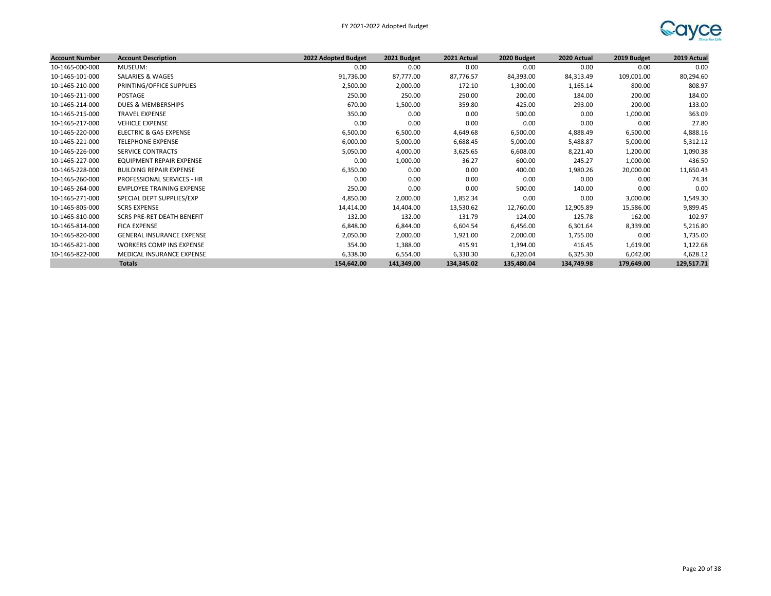FY 2021-2022 Adopted Budget

| Account Number | Account Description | 2022 Adopted Budget | 2021 Budget | 2021 Actual | 2020 Budget | 2020 Actual | 2019 Budget | 2019 Actual |
|---|---|---|---|---|---|---|---|---|
| 10-1465-000-000 | MUSEUM: | 0.00 | 0.00 | 0.00 | 0.00 | 0.00 | 0.00 | 0.00 |
| 10-1465-101-000 | SALARIES & WAGES | 91,736.00 | 87,777.00 | 87,776.57 | 84,393.00 | 84,313.49 | 109,001.00 | 80,294.60 |
| 10-1465-210-000 | PRINTING/OFFICE SUPPLIES | 2,500.00 | 2,000.00 | 172.10 | 1,300.00 | 1,165.14 | 800.00 | 808.97 |
| 10-1465-211-000 | POSTAGE | 250.00 | 250.00 | 250.00 | 200.00 | 184.00 | 200.00 | 184.00 |
| 10-1465-214-000 | DUES & MEMBERSHIPS | 670.00 | 1,500.00 | 359.80 | 425.00 | 293.00 | 200.00 | 133.00 |
| 10-1465-215-000 | TRAVEL EXPENSE | 350.00 | 0.00 | 0.00 | 500.00 | 0.00 | 1,000.00 | 363.09 |
| 10-1465-217-000 | VEHICLE EXPENSE | 0.00 | 0.00 | 0.00 | 0.00 | 0.00 | 0.00 | 27.80 |
| 10-1465-220-000 | ELECTRIC & GAS EXPENSE | 6,500.00 | 6,500.00 | 4,649.68 | 6,500.00 | 4,888.49 | 6,500.00 | 4,888.16 |
| 10-1465-221-000 | TELEPHONE EXPENSE | 6,000.00 | 5,000.00 | 6,688.45 | 5,000.00 | 5,488.87 | 5,000.00 | 5,312.12 |
| 10-1465-226-000 | SERVICE CONTRACTS | 5,050.00 | 4,000.00 | 3,625.65 | 6,608.00 | 8,221.40 | 1,200.00 | 1,090.38 |
| 10-1465-227-000 | EQUIPMENT REPAIR EXPENSE | 0.00 | 1,000.00 | 36.27 | 600.00 | 245.27 | 1,000.00 | 436.50 |
| 10-1465-228-000 | BUILDING REPAIR EXPENSE | 6,350.00 | 0.00 | 0.00 | 400.00 | 1,980.26 | 20,000.00 | 11,650.43 |
| 10-1465-260-000 | PROFESSIONAL SERVICES - HR | 0.00 | 0.00 | 0.00 | 0.00 | 0.00 | 0.00 | 74.34 |
| 10-1465-264-000 | EMPLOYEE TRAINING EXPENSE | 250.00 | 0.00 | 0.00 | 500.00 | 140.00 | 0.00 | 0.00 |
| 10-1465-271-000 | SPECIAL DEPT SUPPLIES/EXP | 4,850.00 | 2,000.00 | 1,852.34 | 0.00 | 0.00 | 3,000.00 | 1,549.30 |
| 10-1465-805-000 | SCRS EXPENSE | 14,414.00 | 14,404.00 | 13,530.62 | 12,760.00 | 12,905.89 | 15,586.00 | 9,899.45 |
| 10-1465-810-000 | SCRS PRE-RET DEATH BENEFIT | 132.00 | 132.00 | 131.79 | 124.00 | 125.78 | 162.00 | 102.97 |
| 10-1465-814-000 | FICA EXPENSE | 6,848.00 | 6,844.00 | 6,604.54 | 6,456.00 | 6,301.64 | 8,339.00 | 5,216.80 |
| 10-1465-820-000 | GENERAL INSURANCE EXPENSE | 2,050.00 | 2,000.00 | 1,921.00 | 2,000.00 | 1,755.00 | 0.00 | 1,735.00 |
| 10-1465-821-000 | WORKERS COMP INS EXPENSE | 354.00 | 1,388.00 | 415.91 | 1,394.00 | 416.45 | 1,619.00 | 1,122.68 |
| 10-1465-822-000 | MEDICAL INSURANCE EXPENSE | 6,338.00 | 6,554.00 | 6,330.30 | 6,320.04 | 6,325.30 | 6,042.00 | 4,628.12 |
| | **Totals** | **154,642.00** | **141,349.00** | **134,345.02** | **135,480.04** | **134,749.98** | **179,649.00** | **129,517.71** |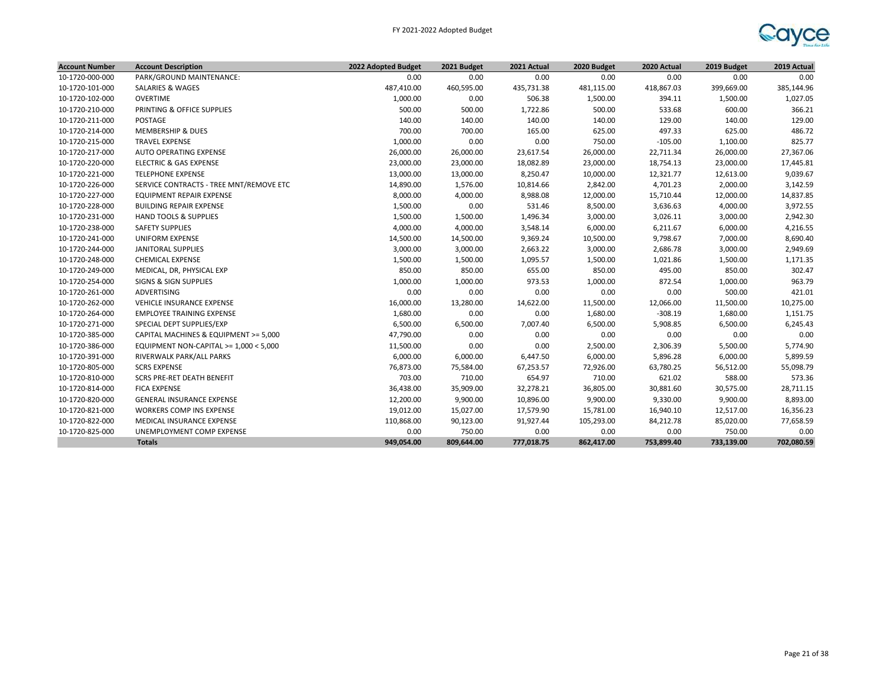FY 2021-2022 Adopted Budget

| Account Number | Account Description | 2022 Adopted Budget | 2021 Budget | 2021 Actual | 2020 Budget | 2020 Actual | 2019 Budget | 2019 Actual |
|---|---|---|---|---|---|---|---|---|
| 10-1720-000-000 | PARK/GROUND MAINTENANCE: | 0.00 | 0.00 | 0.00 | 0.00 | 0.00 | 0.00 | 0.00 |
| 10-1720-101-000 | SALARIES & WAGES | 487,410.00 | 460,595.00 | 435,731.38 | 481,115.00 | 418,867.03 | 399,669.00 | 385,144.96 |
| 10-1720-102-000 | OVERTIME | 1,000.00 | 0.00 | 506.38 | 1,500.00 | 394.11 | 1,500.00 | 1,027.05 |
| 10-1720-210-000 | PRINTING & OFFICE SUPPLIES | 500.00 | 500.00 | 1,722.86 | 500.00 | 533.68 | 600.00 | 366.21 |
| 10-1720-211-000 | POSTAGE | 140.00 | 140.00 | 140.00 | 140.00 | 129.00 | 140.00 | 129.00 |
| 10-1720-214-000 | MEMBERSHIP & DUES | 700.00 | 700.00 | 165.00 | 625.00 | 497.33 | 625.00 | 486.72 |
| 10-1720-215-000 | TRAVEL EXPENSE | 1,000.00 | 0.00 | 0.00 | 750.00 | -105.00 | 1,100.00 | 825.77 |
| 10-1720-217-000 | AUTO OPERATING EXPENSE | 26,000.00 | 26,000.00 | 23,617.54 | 26,000.00 | 22,711.34 | 26,000.00 | 27,367.06 |
| 10-1720-220-000 | ELECTRIC & GAS EXPENSE | 23,000.00 | 23,000.00 | 18,082.89 | 23,000.00 | 18,754.13 | 23,000.00 | 17,445.81 |
| 10-1720-221-000 | TELEPHONE EXPENSE | 13,000.00 | 13,000.00 | 8,250.47 | 10,000.00 | 12,321.77 | 12,613.00 | 9,039.67 |
| 10-1720-226-000 | SERVICE CONTRACTS - TREE MNT/REMOVE ETC | 14,890.00 | 1,576.00 | 10,814.66 | 2,842.00 | 4,701.23 | 2,000.00 | 3,142.59 |
| 10-1720-227-000 | EQUIPMENT REPAIR EXPENSE | 8,000.00 | 4,000.00 | 8,988.08 | 12,000.00 | 15,710.44 | 12,000.00 | 14,837.85 |
| 10-1720-228-000 | BUILDING REPAIR EXPENSE | 1,500.00 | 0.00 | 531.46 | 8,500.00 | 3,636.63 | 4,000.00 | 3,972.55 |
| 10-1720-231-000 | HAND TOOLS & SUPPLIES | 1,500.00 | 1,500.00 | 1,496.34 | 3,000.00 | 3,026.11 | 3,000.00 | 2,942.30 |
| 10-1720-238-000 | SAFETY SUPPLIES | 4,000.00 | 4,000.00 | 3,548.14 | 6,000.00 | 6,211.67 | 6,000.00 | 4,216.55 |
| 10-1720-241-000 | UNIFORM EXPENSE | 14,500.00 | 14,500.00 | 9,369.24 | 10,500.00 | 9,798.67 | 7,000.00 | 8,690.40 |
| 10-1720-244-000 | JANITORAL SUPPLIES | 3,000.00 | 3,000.00 | 2,663.22 | 3,000.00 | 2,686.78 | 3,000.00 | 2,949.69 |
| 10-1720-248-000 | CHEMICAL EXPENSE | 1,500.00 | 1,500.00 | 1,095.57 | 1,500.00 | 1,021.86 | 1,500.00 | 1,171.35 |
| 10-1720-249-000 | MEDICAL, DR, PHYSICAL EXP | 850.00 | 850.00 | 655.00 | 850.00 | 495.00 | 850.00 | 302.47 |
| 10-1720-254-000 | SIGNS & SIGN SUPPLIES | 1,000.00 | 1,000.00 | 973.53 | 1,000.00 | 872.54 | 1,000.00 | 963.79 |
| 10-1720-261-000 | ADVERTISING | 0.00 | 0.00 | 0.00 | 0.00 | 0.00 | 500.00 | 421.01 |
| 10-1720-262-000 | VEHICLE INSURANCE EXPENSE | 16,000.00 | 13,280.00 | 14,622.00 | 11,500.00 | 12,066.00 | 11,500.00 | 10,275.00 |
| 10-1720-264-000 | EMPLOYEE TRAINING EXPENSE | 1,680.00 | 0.00 | 0.00 | 1,680.00 | -308.19 | 1,680.00 | 1,151.75 |
| 10-1720-271-000 | SPECIAL DEPT SUPPLIES/EXP | 6,500.00 | 6,500.00 | 7,007.40 | 6,500.00 | 5,908.85 | 6,500.00 | 6,245.43 |
| 10-1720-385-000 | CAPITAL MACHINES & EQUIPMENT >= 5,000 | 47,790.00 | 0.00 | 0.00 | 0.00 | 0.00 | 0.00 | 0.00 |
| 10-1720-386-000 | EQUIPMENT NON-CAPITAL >= 1,000 < 5,000 | 11,500.00 | 0.00 | 0.00 | 2,500.00 | 2,306.39 | 5,500.00 | 5,774.90 |
| 10-1720-391-000 | RIVERWALK PARK/ALL PARKS | 6,000.00 | 6,000.00 | 6,447.50 | 6,000.00 | 5,896.28 | 6,000.00 | 5,899.59 |
| 10-1720-805-000 | SCRS EXPENSE | 76,873.00 | 75,584.00 | 67,253.57 | 72,926.00 | 63,780.25 | 56,512.00 | 55,098.79 |
| 10-1720-810-000 | SCRS PRE-RET DEATH BENEFIT | 703.00 | 710.00 | 654.97 | 710.00 | 621.02 | 588.00 | 573.36 |
| 10-1720-814-000 | FICA EXPENSE | 36,438.00 | 35,909.00 | 32,278.21 | 36,805.00 | 30,881.60 | 30,575.00 | 28,711.15 |
| 10-1720-820-000 | GENERAL INSURANCE EXPENSE | 12,200.00 | 9,900.00 | 10,896.00 | 9,900.00 | 9,330.00 | 9,900.00 | 8,893.00 |
| 10-1720-821-000 | WORKERS COMP INS EXPENSE | 19,012.00 | 15,027.00 | 17,579.90 | 15,781.00 | 16,940.10 | 12,517.00 | 16,356.23 |
| 10-1720-822-000 | MEDICAL INSURANCE EXPENSE | 110,868.00 | 90,123.00 | 91,927.44 | 105,293.00 | 84,212.78 | 85,020.00 | 77,658.59 |
| 10-1720-825-000 | UNEMPLOYMENT COMP EXPENSE | 0.00 | 750.00 | 0.00 | 0.00 | 0.00 | 750.00 | 0.00 |
| | **Totals** | **949,054.00** | **809,644.00** | **777,018.75** | **862,417.00** | **753,899.40** | **733,139.00** | **702,080.59** |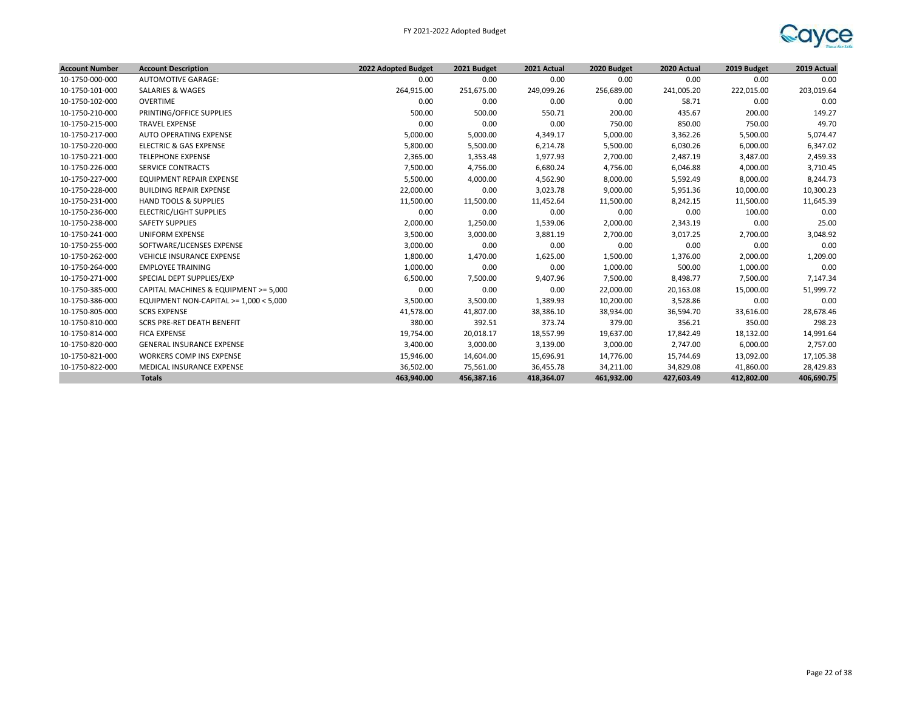FY 2021-2022 Adopted Budget

| Account Number | Account Description | 2022 Adopted Budget | 2021 Budget | 2021 Actual | 2020 Budget | 2020 Actual | 2019 Budget | 2019 Actual |
|---|---|---|---|---|---|---|---|---|
| 10-1750-000-000 | AUTOMOTIVE GARAGE: | 0.00 | 0.00 | 0.00 | 0.00 | 0.00 | 0.00 | 0.00 |
| 10-1750-101-000 | SALARIES & WAGES | 264,915.00 | 251,675.00 | 249,099.26 | 256,689.00 | 241,005.20 | 222,015.00 | 203,019.64 |
| 10-1750-102-000 | OVERTIME | 0.00 | 0.00 | 0.00 | 0.00 | 58.71 | 0.00 | 0.00 |
| 10-1750-210-000 | PRINTING/OFFICE SUPPLIES | 500.00 | 500.00 | 550.71 | 200.00 | 435.67 | 200.00 | 149.27 |
| 10-1750-215-000 | TRAVEL EXPENSE | 0.00 | 0.00 | 0.00 | 750.00 | 850.00 | 750.00 | 49.70 |
| 10-1750-217-000 | AUTO OPERATING EXPENSE | 5,000.00 | 5,000.00 | 4,349.17 | 5,000.00 | 3,362.26 | 5,500.00 | 5,074.47 |
| 10-1750-220-000 | ELECTRIC & GAS EXPENSE | 5,800.00 | 5,500.00 | 6,214.78 | 5,500.00 | 6,030.26 | 6,000.00 | 6,347.02 |
| 10-1750-221-000 | TELEPHONE EXPENSE | 2,365.00 | 1,353.48 | 1,977.93 | 2,700.00 | 2,487.19 | 3,487.00 | 2,459.33 |
| 10-1750-226-000 | SERVICE CONTRACTS | 7,500.00 | 4,756.00 | 6,680.24 | 4,756.00 | 6,046.88 | 4,000.00 | 3,710.45 |
| 10-1750-227-000 | EQUIPMENT REPAIR EXPENSE | 5,500.00 | 4,000.00 | 4,562.90 | 8,000.00 | 5,592.49 | 8,000.00 | 8,244.73 |
| 10-1750-228-000 | BUILDING REPAIR EXPENSE | 22,000.00 | 0.00 | 3,023.78 | 9,000.00 | 5,951.36 | 10,000.00 | 10,300.23 |
| 10-1750-231-000 | HAND TOOLS & SUPPLIES | 11,500.00 | 11,500.00 | 11,452.64 | 11,500.00 | 8,242.15 | 11,500.00 | 11,645.39 |
| 10-1750-236-000 | ELECTRIC/LIGHT SUPPLIES | 0.00 | 0.00 | 0.00 | 0.00 | 0.00 | 100.00 | 0.00 |
| 10-1750-238-000 | SAFETY SUPPLIES | 2,000.00 | 1,250.00 | 1,539.06 | 2,000.00 | 2,343.19 | 0.00 | 25.00 |
| 10-1750-241-000 | UNIFORM EXPENSE | 3,500.00 | 3,000.00 | 3,881.19 | 2,700.00 | 3,017.25 | 2,700.00 | 3,048.92 |
| 10-1750-255-000 | SOFTWARE/LICENSES EXPENSE | 3,000.00 | 0.00 | 0.00 | 0.00 | 0.00 | 0.00 | 0.00 |
| 10-1750-262-000 | VEHICLE INSURANCE EXPENSE | 1,800.00 | 1,470.00 | 1,625.00 | 1,500.00 | 1,376.00 | 2,000.00 | 1,209.00 |
| 10-1750-264-000 | EMPLOYEE TRAINING | 1,000.00 | 0.00 | 0.00 | 1,000.00 | 500.00 | 1,000.00 | 0.00 |
| 10-1750-271-000 | SPECIAL DEPT SUPPLIES/EXP | 6,500.00 | 7,500.00 | 9,407.96 | 7,500.00 | 8,498.77 | 7,500.00 | 7,147.34 |
| 10-1750-385-000 | CAPITAL MACHINES & EQUIPMENT >= 5,000 | 0.00 | 0.00 | 0.00 | 22,000.00 | 20,163.08 | 15,000.00 | 51,999.72 |
| 10-1750-386-000 | EQUIPMENT NON-CAPITAL >= 1,000 < 5,000 | 3,500.00 | 3,500.00 | 1,389.93 | 10,200.00 | 3,528.86 | 0.00 | 0.00 |
| 10-1750-805-000 | SCRS EXPENSE | 41,578.00 | 41,807.00 | 38,386.10 | 38,934.00 | 36,594.70 | 33,616.00 | 28,678.46 |
| 10-1750-810-000 | SCRS PRE-RET DEATH BENEFIT | 380.00 | 392.51 | 373.74 | 379.00 | 356.21 | 350.00 | 298.23 |
| 10-1750-814-000 | FICA EXPENSE | 19,754.00 | 20,018.17 | 18,557.99 | 19,637.00 | 17,842.49 | 18,132.00 | 14,991.64 |
| 10-1750-820-000 | GENERAL INSURANCE EXPENSE | 3,400.00 | 3,000.00 | 3,139.00 | 3,000.00 | 2,747.00 | 6,000.00 | 2,757.00 |
| 10-1750-821-000 | WORKERS COMP INS EXPENSE | 15,946.00 | 14,604.00 | 15,696.91 | 14,776.00 | 15,744.69 | 13,092.00 | 17,105.38 |
| 10-1750-822-000 | MEDICAL INSURANCE EXPENSE | 36,502.00 | 75,561.00 | 36,455.78 | 34,211.00 | 34,829.08 | 41,860.00 | 28,429.83 |
| | **Totals** | **463,940.00** | **456,387.16** | **418,364.07** | **461,932.00** | **427,603.49** | **412,802.00** | **406,690.75** |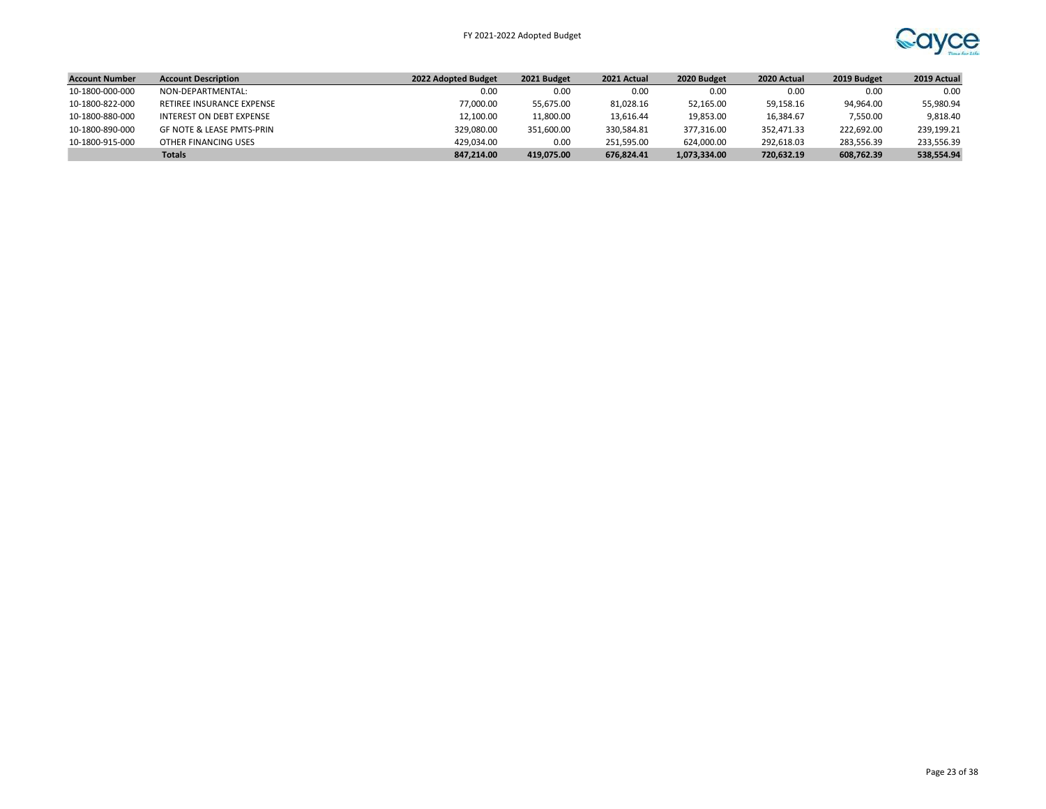| Account Number | Account Description | 2022 Adopted Budget | 2021 Budget | 2021 Actual | 2020 Budget | 2020 Actual | 2019 Budget | 2019 Actual |
|---|---|---|---|---|---|---|---|---|
| 10-1800-000-000 | NON-DEPARTMENTAL: | 0.00 | 0.00 | 0.00 | 0.00 | 0.00 | 0.00 | 0.00 |
| 10-1800-822-000 | RETIREE INSURANCE EXPENSE | 77,000.00 | 55,675.00 | 81,028.16 | 52,165.00 | 59,158.16 | 94,964.00 | 55,980.94 |
| 10-1800-880-000 | INTEREST ON DEBT EXPENSE | 12,100.00 | 11,800.00 | 13,616.44 | 19,853.00 | 16,384.67 | 7,550.00 | 9,818.40 |
| 10-1800-890-000 | GF NOTE & LEASE PMTS-PRIN | 329,080.00 | 351,600.00 | 330,584.81 | 377,316.00 | 352,471.33 | 222,692.00 | 239,199.21 |
| 10-1800-915-000 | OTHER FINANCING USES | 429,034.00 | 0.00 | 251,595.00 | 624,000.00 | 292,618.03 | 283,556.39 | 233,556.39 |
| | **Totals** | **847,214.00** | **419,075.00** | **676,824.41** | **1,073,334.00** | **720,632.19** | **608,762.39** | **538,554.94** |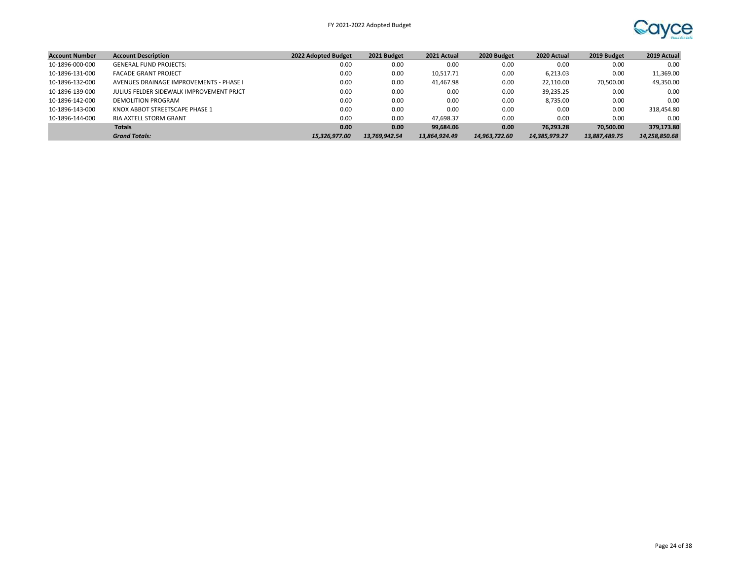| Account Number | Account Description | 2022 Adopted Budget | 2021 Budget | 2021 Actual | 2020 Budget | 2020 Actual | 2019 Budget | 2019 Actual |
|---|---|---|---|---|---|---|---|---|
| 10-1896-000-000 | GENERAL FUND PROJECTS: | 0.00 | 0.00 | 0.00 | 0.00 | 0.00 | 0.00 | 0.00 |
| 10-1896-131-000 | FACADE GRANT PROJECT | 0.00 | 0.00 | 10,517.71 | 0.00 | 6,213.03 | 0.00 | 11,369.00 |
| 10-1896-132-000 | AVENUES DRAINAGE IMPROVEMENTS - PHASE I | 0.00 | 0.00 | 41,467.98 | 0.00 | 22,110.00 | 70,500.00 | 49,350.00 |
| 10-1896-139-000 | JULIUS FELDER SIDEWALK IMPROVEMENT PRJCT | 0.00 | 0.00 | 0.00 | 0.00 | 39,235.25 | 0.00 | 0.00 |
| 10-1896-142-000 | DEMOLITION PROGRAM | 0.00 | 0.00 | 0.00 | 0.00 | 8,735.00 | 0.00 | 0.00 |
| 10-1896-143-000 | KNOX ABBOT STREETSCAPE PHASE 1 | 0.00 | 0.00 | 0.00 | 0.00 | 0.00 | 0.00 | 318,454.80 |
| 10-1896-144-000 | RIA AXTELL STORM GRANT | 0.00 | 0.00 | 47,698.37 | 0.00 | 0.00 | 0.00 | 0.00 |
| | **Totals** | **0.00** | **0.00** | **99,684.06** | **0.00** | **76,293.28** | **70,500.00** | **379,173.80** |
| | ***Grand Totals:*** | ***15,326,977.00*** | ***13,769,942.54*** | ***13,864,924.49*** | ***14,963,722.60*** | ***14,385,979.27*** | ***13,887,489.75*** | ***14,258,850.68*** |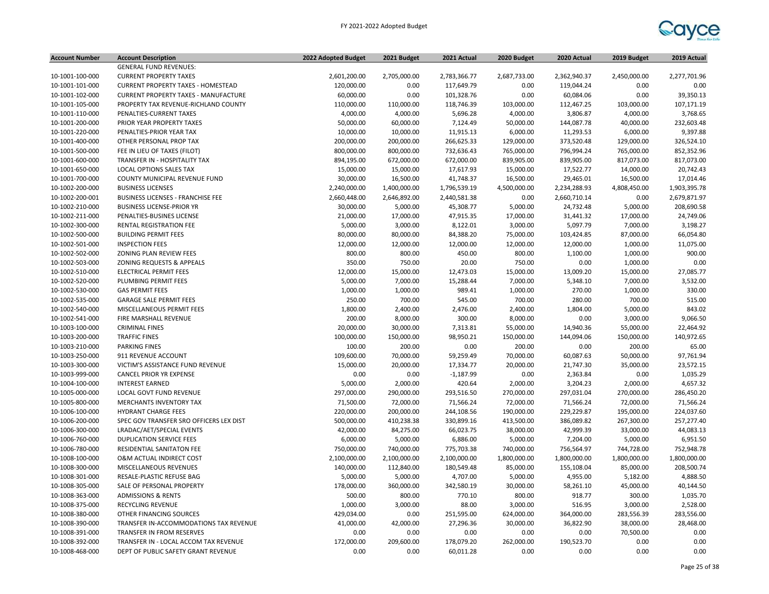FY 2021-2022 Adopted Budget

| Account Number | Account Description | 2022 Adopted Budget | 2021 Budget | 2021 Actual | 2020 Budget | 2020 Actual | 2019 Budget | 2019 Actual |
|---|---|---|---|---|---|---|---|---|
| | GENERAL FUND REVENUES: | | | | | | | |
| 10-1001-100-000 | CURRENT PROPERTY TAXES | 2,601,200.00 | 2,705,000.00 | 2,783,366.77 | 2,687,733.00 | 2,362,940.37 | 2,450,000.00 | 2,277,701.96 |
| 10-1001-101-000 | CURRENT PROPERTY TAXES - HOMESTEAD | 120,000.00 | 0.00 | 117,649.79 | 0.00 | 119,044.24 | 0.00 | 0.00 |
| 10-1001-102-000 | CURRENT PROPERTY TAXES - MANUFACTURE | 60,000.00 | 0.00 | 101,328.76 | 0.00 | 60,084.06 | 0.00 | 39,350.13 |
| 10-1001-105-000 | PROPERTY TAX REVENUE-RICHLAND COUNTY | 110,000.00 | 110,000.00 | 118,746.39 | 103,000.00 | 112,467.25 | 103,000.00 | 107,171.19 |
| 10-1001-110-000 | PENALTIES-CURRENT TAXES | 4,000.00 | 4,000.00 | 5,696.28 | 4,000.00 | 3,806.87 | 4,000.00 | 3,768.65 |
| 10-1001-200-000 | PRIOR YEAR PROPERTY TAXES | 50,000.00 | 60,000.00 | 7,124.49 | 50,000.00 | 144,087.78 | 40,000.00 | 232,603.48 |
| 10-1001-220-000 | PENALTIES-PRIOR YEAR TAX | 10,000.00 | 10,000.00 | 11,915.13 | 6,000.00 | 11,293.53 | 6,000.00 | 9,397.88 |
| 10-1001-400-000 | OTHER PERSONAL PROP TAX | 200,000.00 | 200,000.00 | 266,625.33 | 129,000.00 | 373,520.48 | 129,000.00 | 326,524.10 |
| 10-1001-500-000 | FEE IN LIEU OF TAXES (FILOT) | 800,000.00 | 800,000.00 | 732,636.43 | 765,000.00 | 796,994.24 | 765,000.00 | 852,352.96 |
| 10-1001-600-000 | TRANSFER IN - HOSPITALITY TAX | 894,195.00 | 672,000.00 | 672,000.00 | 839,905.00 | 839,905.00 | 817,073.00 | 817,073.00 |
| 10-1001-650-000 | LOCAL OPTIONS SALES TAX | 15,000.00 | 15,000.00 | 17,617.93 | 15,000.00 | 17,522.77 | 14,000.00 | 20,742.43 |
| 10-1001-700-000 | COUNTY MUNICIPAL REVENUE FUND | 30,000.00 | 16,500.00 | 41,748.37 | 16,500.00 | 29,465.01 | 16,500.00 | 17,014.46 |
| 10-1002-200-000 | BUSINESS LICENSES | 2,240,000.00 | 1,400,000.00 | 1,796,539.19 | 4,500,000.00 | 2,234,288.93 | 4,808,450.00 | 1,903,395.78 |
| 10-1002-200-001 | BUSINESS LICENSES - FRANCHISE FEE | 2,660,448.00 | 2,646,892.00 | 2,440,581.38 | 0.00 | 2,660,710.14 | 0.00 | 2,679,871.97 |
| 10-1002-210-000 | BUSINESS LICENSE-PRIOR YR | 30,000.00 | 5,000.00 | 45,308.77 | 5,000.00 | 24,732.48 | 5,000.00 | 208,690.58 |
| 10-1002-211-000 | PENALTIES-BUSINES LICENSE | 21,000.00 | 17,000.00 | 47,915.35 | 17,000.00 | 31,441.32 | 17,000.00 | 24,749.06 |
| 10-1002-300-000 | RENTAL REGISTRATION FEE | 5,000.00 | 3,000.00 | 8,122.01 | 3,000.00 | 5,097.79 | 7,000.00 | 3,198.27 |
| 10-1002-500-000 | BUILDING PERMIT FEES | 80,000.00 | 80,000.00 | 84,388.20 | 75,000.00 | 103,424.85 | 87,000.00 | 66,054.80 |
| 10-1002-501-000 | INSPECTION FEES | 12,000.00 | 12,000.00 | 12,000.00 | 12,000.00 | 12,000.00 | 1,000.00 | 11,075.00 |
| 10-1002-502-000 | ZONING PLAN REVIEW FEES | 800.00 | 800.00 | 450.00 | 800.00 | 1,100.00 | 1,000.00 | 900.00 |
| 10-1002-503-000 | ZONING REQUESTS & APPEALS | 350.00 | 750.00 | 20.00 | 750.00 | 0.00 | 1,000.00 | 0.00 |
| 10-1002-510-000 | ELECTRICAL PERMIT FEES | 12,000.00 | 15,000.00 | 12,473.03 | 15,000.00 | 13,009.20 | 15,000.00 | 27,085.77 |
| 10-1002-520-000 | PLUMBING PERMIT FEES | 5,000.00 | 7,000.00 | 15,288.44 | 7,000.00 | 5,348.10 | 7,000.00 | 3,532.00 |
| 10-1002-530-000 | GAS PERMIT FEES | 1,000.00 | 1,000.00 | 989.41 | 1,000.00 | 270.00 | 1,000.00 | 330.00 |
| 10-1002-535-000 | GARAGE SALE PERMIT FEES | 250.00 | 700.00 | 545.00 | 700.00 | 280.00 | 700.00 | 515.00 |
| 10-1002-540-000 | MISCELLANEOUS PERMIT FEES | 1,800.00 | 2,400.00 | 2,476.00 | 2,400.00 | 1,804.00 | 5,000.00 | 843.02 |
| 10-1002-541-000 | FIRE MARSHALL REVENUE | 200.00 | 8,000.00 | 300.00 | 8,000.00 | 0.00 | 3,000.00 | 9,066.50 |
| 10-1003-100-000 | CRIMINAL FINES | 20,000.00 | 30,000.00 | 7,313.81 | 55,000.00 | 14,940.36 | 55,000.00 | 22,464.92 |
| 10-1003-200-000 | TRAFFIC FINES | 100,000.00 | 150,000.00 | 98,950.21 | 150,000.00 | 144,094.06 | 150,000.00 | 140,972.65 |
| 10-1003-210-000 | PARKING FINES | 100.00 | 200.00 | 0.00 | 200.00 | 0.00 | 200.00 | 65.00 |
| 10-1003-250-000 | 911 REVENUE ACCOUNT | 109,600.00 | 70,000.00 | 59,259.49 | 70,000.00 | 60,087.63 | 50,000.00 | 97,761.94 |
| 10-1003-300-000 | VICTIM'S ASSISTANCE FUND REVENUE | 15,000.00 | 20,000.00 | 17,334.77 | 20,000.00 | 21,747.30 | 35,000.00 | 23,572.15 |
| 10-1003-999-000 | CANCEL PRIOR YR EXPENSE | 0.00 | 0.00 | -1,187.99 | 0.00 | 2,363.84 | 0.00 | 1,035.29 |
| 10-1004-100-000 | INTEREST EARNED | 5,000.00 | 2,000.00 | 420.64 | 2,000.00 | 3,204.23 | 2,000.00 | 4,657.32 |
| 10-1005-000-000 | LOCAL GOVT FUND REVENUE | 297,000.00 | 290,000.00 | 293,516.50 | 270,000.00 | 297,031.04 | 270,000.00 | 286,450.20 |
| 10-1005-800-000 | MERCHANTS INVENTORY TAX | 71,500.00 | 72,000.00 | 71,566.24 | 72,000.00 | 71,566.24 | 72,000.00 | 71,566.24 |
| 10-1006-100-000 | HYDRANT CHARGE FEES | 220,000.00 | 200,000.00 | 244,108.56 | 190,000.00 | 229,229.87 | 195,000.00 | 224,037.60 |
| 10-1006-200-000 | SPEC GOV TRANSFER SRO OFFICERS LEX DIST | 500,000.00 | 410,238.38 | 330,899.16 | 413,500.00 | 386,089.82 | 267,300.00 | 257,277.40 |
| 10-1006-300-000 | LRADAC/AET/SPECIAL EVENTS | 42,000.00 | 84,275.00 | 66,023.75 | 38,000.00 | 42,999.39 | 33,000.00 | 44,083.13 |
| 10-1006-760-000 | DUPLICATION SERVICE FEES | 6,000.00 | 5,000.00 | 6,886.00 | 5,000.00 | 7,204.00 | 5,000.00 | 6,951.50 |
| 10-1006-780-000 | RESIDENTIAL SANITATON FEE | 750,000.00 | 740,000.00 | 775,703.38 | 740,000.00 | 756,564.97 | 744,728.00 | 752,948.78 |
| 10-1008-100-000 | O&M ACTUAL INDIRECT COST | 2,100,000.00 | 2,100,000.00 | 2,100,000.00 | 1,800,000.00 | 1,800,000.00 | 1,800,000.00 | 1,800,000.00 |
| 10-1008-300-000 | MISCELLANEOUS REVENUES | 140,000.00 | 112,840.00 | 180,549.48 | 85,000.00 | 155,108.04 | 85,000.00 | 208,500.74 |
| 10-1008-301-000 | RESALE-PLASTIC REFUSE BAG | 5,000.00 | 5,000.00 | 4,707.00 | 5,000.00 | 4,955.00 | 5,182.00 | 4,888.50 |
| 10-1008-305-000 | SALE OF PERSONAL PROPERTY | 178,000.00 | 360,000.00 | 342,580.19 | 30,000.00 | 58,261.10 | 45,000.00 | 40,144.50 |
| 10-1008-363-000 | ADMISSIONS & RENTS | 500.00 | 800.00 | 770.10 | 800.00 | 918.77 | 300.00 | 1,035.70 |
| 10-1008-375-000 | RECYCLING REVENUE | 1,000.00 | 3,000.00 | 88.00 | 3,000.00 | 516.95 | 3,000.00 | 2,528.00 |
| 10-1008-380-000 | OTHER FINANCING SOURCES | 429,034.00 | 0.00 | 251,595.00 | 624,000.00 | 364,000.00 | 283,556.39 | 283,556.00 |
| 10-1008-390-000 | TRANSFER IN-ACCOMMODATIONS TAX REVENUE | 41,000.00 | 42,000.00 | 27,296.36 | 30,000.00 | 36,822.90 | 38,000.00 | 28,468.00 |
| 10-1008-391-000 | TRANSFER IN FROM RESERVES | 0.00 | 0.00 | 0.00 | 0.00 | 0.00 | 70,500.00 | 0.00 |
| 10-1008-392-000 | TRANSFER IN - LOCAL ACCOM TAX REVENUE | 172,000.00 | 209,600.00 | 178,079.20 | 262,000.00 | 190,523.70 | 0.00 | 0.00 |
| 10-1008-468-000 | DEPT OF PUBLIC SAFETY GRANT REVENUE | 0.00 | 0.00 | 60,011.28 | 0.00 | 0.00 | 0.00 | 0.00 |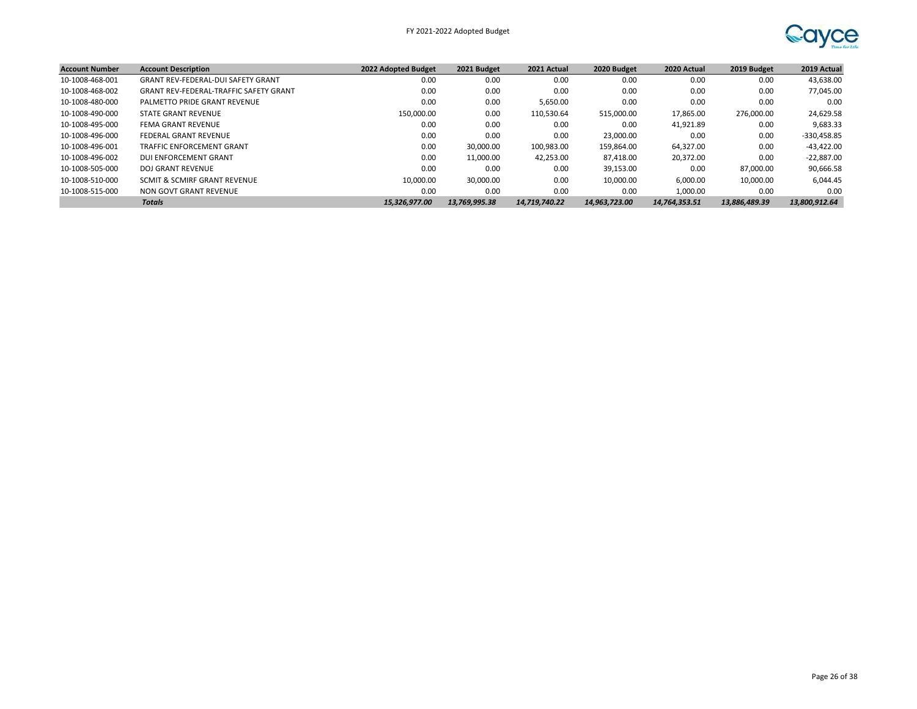| Account Number | Account Description | 2022 Adopted Budget | 2021 Budget | 2021 Actual | 2020 Budget | 2020 Actual | 2019 Budget | 2019 Actual |
|---|---|---|---|---|---|---|---|---|
| 10-1008-468-001 | GRANT REV-FEDERAL-DUI SAFETY GRANT | 0.00 | 0.00 | 0.00 | 0.00 | 0.00 | 0.00 | 43,638.00 |
| 10-1008-468-002 | GRANT REV-FEDERAL-TRAFFIC SAFETY GRANT | 0.00 | 0.00 | 0.00 | 0.00 | 0.00 | 0.00 | 77,045.00 |
| 10-1008-480-000 | PALMETTO PRIDE GRANT REVENUE | 0.00 | 0.00 | 5,650.00 | 0.00 | 0.00 | 0.00 | 0.00 |
| 10-1008-490-000 | STATE GRANT REVENUE | 150,000.00 | 0.00 | 110,530.64 | 515,000.00 | 17,865.00 | 276,000.00 | 24,629.58 |
| 10-1008-495-000 | FEMA GRANT REVENUE | 0.00 | 0.00 | 0.00 | 0.00 | 41,921.89 | 0.00 | 9,683.33 |
| 10-1008-496-000 | FEDERAL GRANT REVENUE | 0.00 | 0.00 | 0.00 | 23,000.00 | 0.00 | 0.00 | -330,458.85 |
| 10-1008-496-001 | TRAFFIC ENFORCEMENT GRANT | 0.00 | 30,000.00 | 100,983.00 | 159,864.00 | 64,327.00 | 0.00 | -43,422.00 |
| 10-1008-496-002 | DUI ENFORCEMENT GRANT | 0.00 | 11,000.00 | 42,253.00 | 87,418.00 | 20,372.00 | 0.00 | -22,887.00 |
| 10-1008-505-000 | DOJ GRANT REVENUE | 0.00 | 0.00 | 0.00 | 39,153.00 | 0.00 | 87,000.00 | 90,666.58 |
| 10-1008-510-000 | SCMIT & SCMIRF GRANT REVENUE | 10,000.00 | 30,000.00 | 0.00 | 10,000.00 | 6,000.00 | 10,000.00 | 6,044.45 |
| 10-1008-515-000 | NON GOVT GRANT REVENUE | 0.00 | 0.00 | 0.00 | 0.00 | 1,000.00 | 0.00 | 0.00 |
| | ***Totals*** | ***15,326,977.00*** | ***13,769,995.38*** | ***14,719,740.22*** | ***14,963,723.00*** | ***14,764,353.51*** | ***13,886,489.39*** | ***13,800,912.64*** |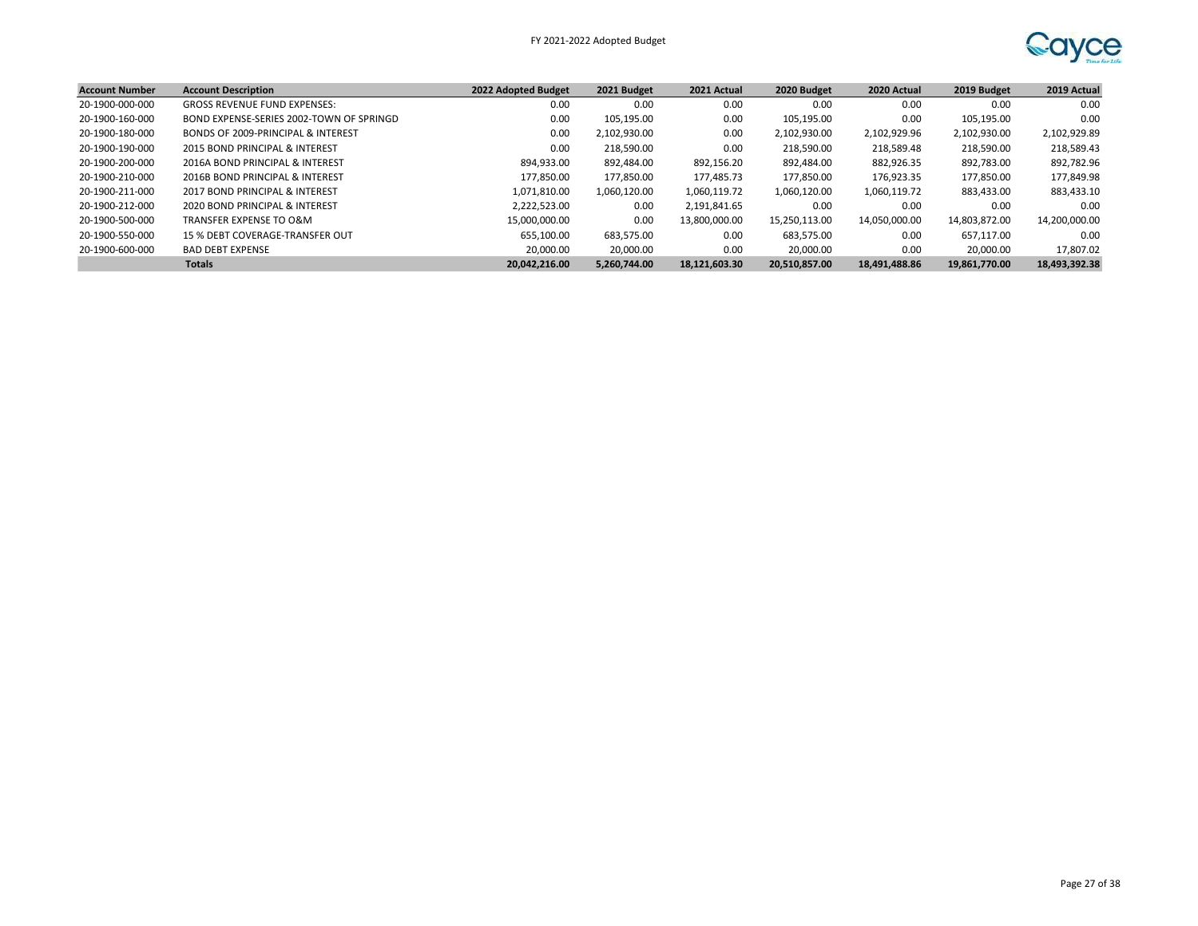| Account Number | Account Description | 2022 Adopted Budget | 2021 Budget | 2021 Actual | 2020 Budget | 2020 Actual | 2019 Budget | 2019 Actual |
|---|---|---|---|---|---|---|---|---|
| 20-1900-000-000 | GROSS REVENUE FUND EXPENSES: | 0.00 | 0.00 | 0.00 | 0.00 | 0.00 | 0.00 | 0.00 |
| 20-1900-160-000 | BOND EXPENSE-SERIES 2002-TOWN OF SPRINGD | 0.00 | 105,195.00 | 0.00 | 105,195.00 | 0.00 | 105,195.00 | 0.00 |
| 20-1900-180-000 | BONDS OF 2009-PRINCIPAL & INTEREST | 0.00 | 2,102,930.00 | 0.00 | 2,102,930.00 | 2,102,929.96 | 2,102,930.00 | 2,102,929.89 |
| 20-1900-190-000 | 2015 BOND PRINCIPAL & INTEREST | 0.00 | 218,590.00 | 0.00 | 218,590.00 | 218,589.48 | 218,590.00 | 218,589.43 |
| 20-1900-200-000 | 2016A BOND PRINCIPAL & INTEREST | 894,933.00 | 892,484.00 | 892,156.20 | 892,484.00 | 882,926.35 | 892,783.00 | 892,782.96 |
| 20-1900-210-000 | 2016B BOND PRINCIPAL & INTEREST | 177,850.00 | 177,850.00 | 177,485.73 | 177,850.00 | 176,923.35 | 177,850.00 | 177,849.98 |
| 20-1900-211-000 | 2017 BOND PRINCIPAL & INTEREST | 1,071,810.00 | 1,060,120.00 | 1,060,119.72 | 1,060,120.00 | 1,060,119.72 | 883,433.00 | 883,433.10 |
| 20-1900-212-000 | 2020 BOND PRINCIPAL & INTEREST | 2,222,523.00 | 0.00 | 2,191,841.65 | 0.00 | 0.00 | 0.00 | 0.00 |
| 20-1900-500-000 | TRANSFER EXPENSE TO O&M | 15,000,000.00 | 0.00 | 13,800,000.00 | 15,250,113.00 | 14,050,000.00 | 14,803,872.00 | 14,200,000.00 |
| 20-1900-550-000 | 15 % DEBT COVERAGE-TRANSFER OUT | 655,100.00 | 683,575.00 | 0.00 | 683,575.00 | 0.00 | 657,117.00 | 0.00 |
| 20-1900-600-000 | BAD DEBT EXPENSE | 20,000.00 | 20,000.00 | 0.00 | 20,000.00 | 0.00 | 20,000.00 | 17,807.02 |
| | **Totals** | **20,042,216.00** | **5,260,744.00** | **18,121,603.30** | **20,510,857.00** | **18,491,488.86** | **19,861,770.00** | **18,493,392.38** |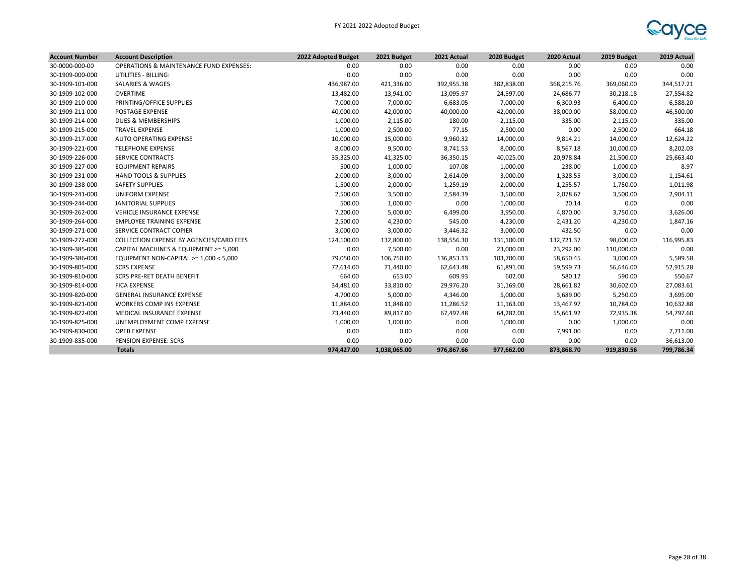| Account Number | Account Description | 2022 Adopted Budget | 2021 Budget | 2021 Actual | 2020 Budget | 2020 Actual | 2019 Budget | 2019 Actual |
|---|---|---|---|---|---|---|---|---|
| 30-0000-000-00 | OPERATIONS & MAINTENANCE FUND EXPENSES: | 0.00 | 0.00 | 0.00 | 0.00 | 0.00 | 0.00 | 0.00 |
| 30-1909-000-000 | UTILITIES - BILLING: | 0.00 | 0.00 | 0.00 | 0.00 | 0.00 | 0.00 | 0.00 |
| 30-1909-101-000 | SALARIES & WAGES | 436,987.00 | 421,336.00 | 392,955.38 | 382,838.00 | 368,215.76 | 369,060.00 | 344,517.21 |
| 30-1909-102-000 | OVERTIME | 13,482.00 | 13,941.00 | 13,095.97 | 24,597.00 | 24,686.77 | 30,218.18 | 27,554.82 |
| 30-1909-210-000 | PRINTING/OFFICE SUPPLIES | 7,000.00 | 7,000.00 | 6,683.05 | 7,000.00 | 6,300.93 | 6,400.00 | 6,588.20 |
| 30-1909-211-000 | POSTAGE EXPENSE | 40,000.00 | 42,000.00 | 40,000.00 | 42,000.00 | 38,000.00 | 58,000.00 | 46,500.00 |
| 30-1909-214-000 | DUES & MEMBERSHIPS | 1,000.00 | 2,115.00 | 180.00 | 2,115.00 | 335.00 | 2,115.00 | 335.00 |
| 30-1909-215-000 | TRAVEL EXPENSE | 1,000.00 | 2,500.00 | 77.15 | 2,500.00 | 0.00 | 2,500.00 | 664.18 |
| 30-1909-217-000 | AUTO OPERATING EXPENSE | 10,000.00 | 15,000.00 | 9,960.32 | 14,000.00 | 9,814.21 | 14,000.00 | 12,624.22 |
| 30-1909-221-000 | TELEPHONE EXPENSE | 8,000.00 | 9,500.00 | 8,741.53 | 8,000.00 | 8,567.18 | 10,000.00 | 8,202.03 |
| 30-1909-226-000 | SERVICE CONTRACTS | 35,325.00 | 41,325.00 | 36,350.15 | 40,025.00 | 20,978.84 | 21,500.00 | 25,663.40 |
| 30-1909-227-000 | EQUIPMENT REPAIRS | 500.00 | 1,000.00 | 107.08 | 1,000.00 | 238.00 | 1,000.00 | 8.97 |
| 30-1909-231-000 | HAND TOOLS & SUPPLIES | 2,000.00 | 3,000.00 | 2,614.09 | 3,000.00 | 1,328.55 | 3,000.00 | 1,154.61 |
| 30-1909-238-000 | SAFETY SUPPLIES | 1,500.00 | 2,000.00 | 1,259.19 | 2,000.00 | 1,255.57 | 1,750.00 | 1,011.98 |
| 30-1909-241-000 | UNIFORM EXPENSE | 2,500.00 | 3,500.00 | 2,584.39 | 3,500.00 | 2,078.67 | 3,500.00 | 2,904.11 |
| 30-1909-244-000 | JANITORIAL SUPPLIES | 500.00 | 1,000.00 | 0.00 | 1,000.00 | 20.14 | 0.00 | 0.00 |
| 30-1909-262-000 | VEHICLE INSURANCE EXPENSE | 7,200.00 | 5,000.00 | 6,499.00 | 3,950.00 | 4,870.00 | 3,750.00 | 3,626.00 |
| 30-1909-264-000 | EMPLOYEE TRAINING EXPENSE | 2,500.00 | 4,230.00 | 545.00 | 4,230.00 | 2,431.20 | 4,230.00 | 1,847.16 |
| 30-1909-271-000 | SERVICE CONTRACT COPIER | 3,000.00 | 3,000.00 | 3,446.32 | 3,000.00 | 432.50 | 0.00 | 0.00 |
| 30-1909-272-000 | COLLECTION EXPENSE BY AGENCIES/CARD FEES | 124,100.00 | 132,800.00 | 138,556.30 | 131,100.00 | 132,721.37 | 98,000.00 | 116,995.83 |
| 30-1909-385-000 | CAPITAL MACHINES & EQUIPMENT >= 5,000 | 0.00 | 7,500.00 | 0.00 | 23,000.00 | 23,292.00 | 110,000.00 | 0.00 |
| 30-1909-386-000 | EQUIPMENT NON-CAPITAL >= 1,000 < 5,000 | 79,050.00 | 106,750.00 | 136,853.13 | 103,700.00 | 58,650.45 | 3,000.00 | 5,589.58 |
| 30-1909-805-000 | SCRS EXPENSE | 72,614.00 | 71,440.00 | 62,643.48 | 61,891.00 | 59,599.73 | 56,646.00 | 52,915.28 |
| 30-1909-810-000 | SCRS PRE-RET DEATH BENEFIT | 664.00 | 653.00 | 609.93 | 602.00 | 580.12 | 590.00 | 550.67 |
| 30-1909-814-000 | FICA EXPENSE | 34,481.00 | 33,810.00 | 29,976.20 | 31,169.00 | 28,661.82 | 30,602.00 | 27,083.61 |
| 30-1909-820-000 | GENERAL INSURANCE EXPENSE | 4,700.00 | 5,000.00 | 4,346.00 | 5,000.00 | 3,689.00 | 5,250.00 | 3,695.00 |
| 30-1909-821-000 | WORKERS COMP INS EXPENSE | 11,884.00 | 11,848.00 | 11,286.52 | 11,163.00 | 13,467.97 | 10,784.00 | 10,632.88 |
| 30-1909-822-000 | MEDICAL INSURANCE EXPENSE | 73,440.00 | 89,817.00 | 67,497.48 | 64,282.00 | 55,661.92 | 72,935.38 | 54,797.60 |
| 30-1909-825-000 | UNEMPLOYMENT COMP EXPENSE | 1,000.00 | 1,000.00 | 0.00 | 1,000.00 | 0.00 | 1,000.00 | 0.00 |
| 30-1909-830-000 | OPEB EXPENSE | 0.00 | 0.00 | 0.00 | 0.00 | 7,991.00 | 0.00 | 7,711.00 |
| 30-1909-835-000 | PENSION EXPENSE: SCRS | 0.00 | 0.00 | 0.00 | 0.00 | 0.00 | 0.00 | 36,613.00 |
| | **Totals** | **974,427.00** | **1,038,065.00** | **976,867.66** | **977,662.00** | **873,868.70** | **919,830.56** | **799,786.34** |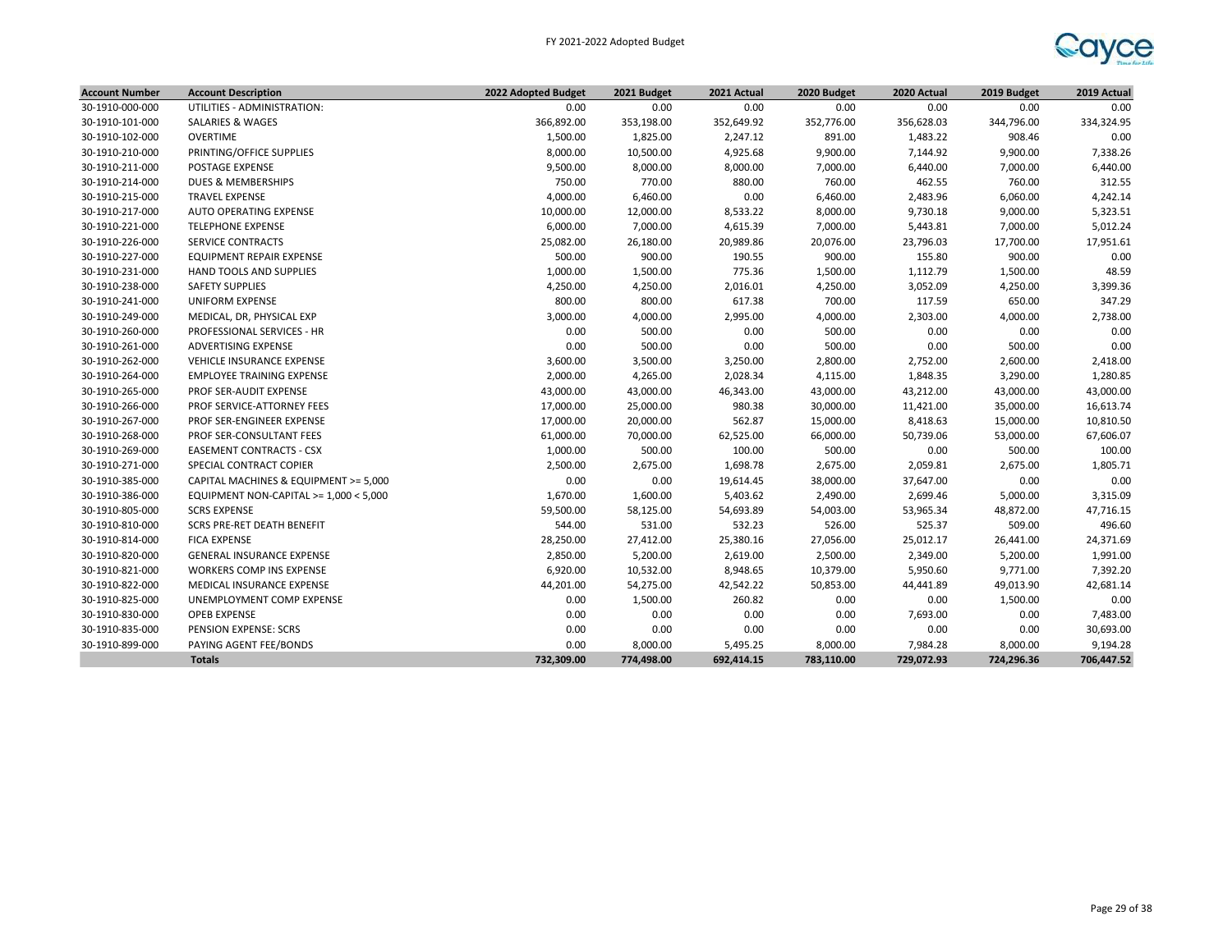| Account Number | Account Description | 2022 Adopted Budget | 2021 Budget | 2021 Actual | 2020 Budget | 2020 Actual | 2019 Budget | 2019 Actual |
|---|---|---|---|---|---|---|---|---|
| 30-1910-000-000 | UTILITIES - ADMINISTRATION: | 0.00 | 0.00 | 0.00 | 0.00 | 0.00 | 0.00 | 0.00 |
| 30-1910-101-000 | SALARIES & WAGES | 366,892.00 | 353,198.00 | 352,649.92 | 352,776.00 | 356,628.03 | 344,796.00 | 334,324.95 |
| 30-1910-102-000 | OVERTIME | 1,500.00 | 1,825.00 | 2,247.12 | 891.00 | 1,483.22 | 908.46 | 0.00 |
| 30-1910-210-000 | PRINTING/OFFICE SUPPLIES | 8,000.00 | 10,500.00 | 4,925.68 | 9,900.00 | 7,144.92 | 9,900.00 | 7,338.26 |
| 30-1910-211-000 | POSTAGE EXPENSE | 9,500.00 | 8,000.00 | 8,000.00 | 7,000.00 | 6,440.00 | 7,000.00 | 6,440.00 |
| 30-1910-214-000 | DUES & MEMBERSHIPS | 750.00 | 770.00 | 880.00 | 760.00 | 462.55 | 760.00 | 312.55 |
| 30-1910-215-000 | TRAVEL EXPENSE | 4,000.00 | 6,460.00 | 0.00 | 6,460.00 | 2,483.96 | 6,060.00 | 4,242.14 |
| 30-1910-217-000 | AUTO OPERATING EXPENSE | 10,000.00 | 12,000.00 | 8,533.22 | 8,000.00 | 9,730.18 | 9,000.00 | 5,323.51 |
| 30-1910-221-000 | TELEPHONE EXPENSE | 6,000.00 | 7,000.00 | 4,615.39 | 7,000.00 | 5,443.81 | 7,000.00 | 5,012.24 |
| 30-1910-226-000 | SERVICE CONTRACTS | 25,082.00 | 26,180.00 | 20,989.86 | 20,076.00 | 23,796.03 | 17,700.00 | 17,951.61 |
| 30-1910-227-000 | EQUIPMENT REPAIR EXPENSE | 500.00 | 900.00 | 190.55 | 900.00 | 155.80 | 900.00 | 0.00 |
| 30-1910-231-000 | HAND TOOLS AND SUPPLIES | 1,000.00 | 1,500.00 | 775.36 | 1,500.00 | 1,112.79 | 1,500.00 | 48.59 |
| 30-1910-238-000 | SAFETY SUPPLIES | 4,250.00 | 4,250.00 | 2,016.01 | 4,250.00 | 3,052.09 | 4,250.00 | 3,399.36 |
| 30-1910-241-000 | UNIFORM EXPENSE | 800.00 | 800.00 | 617.38 | 700.00 | 117.59 | 650.00 | 347.29 |
| 30-1910-249-000 | MEDICAL, DR, PHYSICAL EXP | 3,000.00 | 4,000.00 | 2,995.00 | 4,000.00 | 2,303.00 | 4,000.00 | 2,738.00 |
| 30-1910-260-000 | PROFESSIONAL SERVICES - HR | 0.00 | 500.00 | 0.00 | 500.00 | 0.00 | 0.00 | 0.00 |
| 30-1910-261-000 | ADVERTISING EXPENSE | 0.00 | 500.00 | 0.00 | 500.00 | 0.00 | 500.00 | 0.00 |
| 30-1910-262-000 | VEHICLE INSURANCE EXPENSE | 3,600.00 | 3,500.00 | 3,250.00 | 2,800.00 | 2,752.00 | 2,600.00 | 2,418.00 |
| 30-1910-264-000 | EMPLOYEE TRAINING EXPENSE | 2,000.00 | 4,265.00 | 2,028.34 | 4,115.00 | 1,848.35 | 3,290.00 | 1,280.85 |
| 30-1910-265-000 | PROF SER-AUDIT EXPENSE | 43,000.00 | 43,000.00 | 46,343.00 | 43,000.00 | 43,212.00 | 43,000.00 | 43,000.00 |
| 30-1910-266-000 | PROF SERVICE-ATTORNEY FEES | 17,000.00 | 25,000.00 | 980.38 | 30,000.00 | 11,421.00 | 35,000.00 | 16,613.74 |
| 30-1910-267-000 | PROF SER-ENGINEER EXPENSE | 17,000.00 | 20,000.00 | 562.87 | 15,000.00 | 8,418.63 | 15,000.00 | 10,810.50 |
| 30-1910-268-000 | PROF SER-CONSULTANT FEES | 61,000.00 | 70,000.00 | 62,525.00 | 66,000.00 | 50,739.06 | 53,000.00 | 67,606.07 |
| 30-1910-269-000 | EASEMENT CONTRACTS - CSX | 1,000.00 | 500.00 | 100.00 | 500.00 | 0.00 | 500.00 | 100.00 |
| 30-1910-271-000 | SPECIAL CONTRACT COPIER | 2,500.00 | 2,675.00 | 1,698.78 | 2,675.00 | 2,059.81 | 2,675.00 | 1,805.71 |
| 30-1910-385-000 | CAPITAL MACHINES & EQUIPMENT >= 5,000 | 0.00 | 0.00 | 19,614.45 | 38,000.00 | 37,647.00 | 0.00 | 0.00 |
| 30-1910-386-000 | EQUIPMENT NON-CAPITAL >= 1,000 < 5,000 | 1,670.00 | 1,600.00 | 5,403.62 | 2,490.00 | 2,699.46 | 5,000.00 | 3,315.09 |
| 30-1910-805-000 | SCRS EXPENSE | 59,500.00 | 58,125.00 | 54,693.89 | 54,003.00 | 53,965.34 | 48,872.00 | 47,716.15 |
| 30-1910-810-000 | SCRS PRE-RET DEATH BENEFIT | 544.00 | 531.00 | 532.23 | 526.00 | 525.37 | 509.00 | 496.60 |
| 30-1910-814-000 | FICA EXPENSE | 28,250.00 | 27,412.00 | 25,380.16 | 27,056.00 | 25,012.17 | 26,441.00 | 24,371.69 |
| 30-1910-820-000 | GENERAL INSURANCE EXPENSE | 2,850.00 | 5,200.00 | 2,619.00 | 2,500.00 | 2,349.00 | 5,200.00 | 1,991.00 |
| 30-1910-821-000 | WORKERS COMP INS EXPENSE | 6,920.00 | 10,532.00 | 8,948.65 | 10,379.00 | 5,950.60 | 9,771.00 | 7,392.20 |
| 30-1910-822-000 | MEDICAL INSURANCE EXPENSE | 44,201.00 | 54,275.00 | 42,542.22 | 50,853.00 | 44,441.89 | 49,013.90 | 42,681.14 |
| 30-1910-825-000 | UNEMPLOYMENT COMP EXPENSE | 0.00 | 1,500.00 | 260.82 | 0.00 | 0.00 | 1,500.00 | 0.00 |
| 30-1910-830-000 | OPEB EXPENSE | 0.00 | 0.00 | 0.00 | 0.00 | 7,693.00 | 0.00 | 7,483.00 |
| 30-1910-835-000 | PENSION EXPENSE: SCRS | 0.00 | 0.00 | 0.00 | 0.00 | 0.00 | 0.00 | 30,693.00 |
| 30-1910-899-000 | PAYING AGENT FEE/BONDS | 0.00 | 8,000.00 | 5,495.25 | 8,000.00 | 7,984.28 | 8,000.00 | 9,194.28 |
| | **Totals** | **732,309.00** | **774,498.00** | **692,414.15** | **783,110.00** | **729,072.93** | **724,296.36** | **706,447.52** |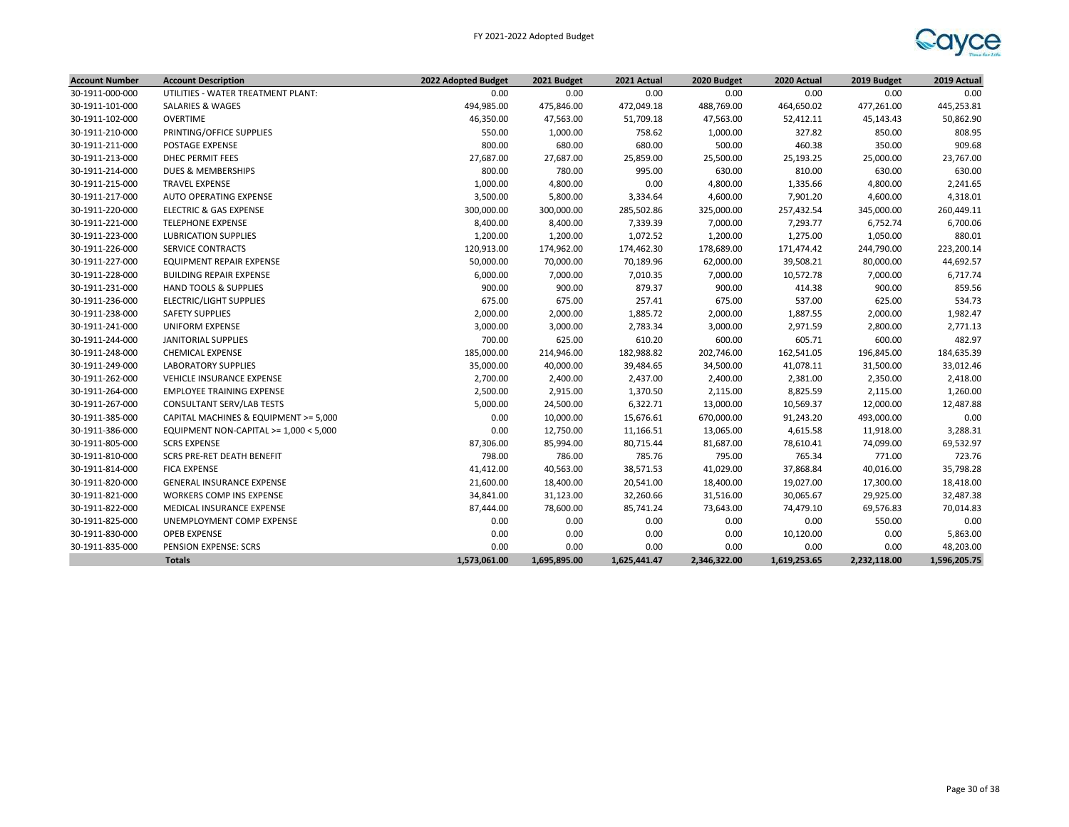# FY 2021-2022 Adopted Budget

| Account Number | Account Description | 2022 Adopted Budget | 2021 Budget | 2021 Actual | 2020 Budget | 2020 Actual | 2019 Budget | 2019 Actual |
|---|---|---|---|---|---|---|---|---|
| 30-1911-000-000 | UTILITIES - WATER TREATMENT PLANT: | 0.00 | 0.00 | 0.00 | 0.00 | 0.00 | 0.00 | 0.00 |
| 30-1911-101-000 | SALARIES & WAGES | 494,985.00 | 475,846.00 | 472,049.18 | 488,769.00 | 464,650.02 | 477,261.00 | 445,253.81 |
| 30-1911-102-000 | OVERTIME | 46,350.00 | 47,563.00 | 51,709.18 | 47,563.00 | 52,412.11 | 45,143.43 | 50,862.90 |
| 30-1911-210-000 | PRINTING/OFFICE SUPPLIES | 550.00 | 1,000.00 | 758.62 | 1,000.00 | 327.82 | 850.00 | 808.95 |
| 30-1911-211-000 | POSTAGE EXPENSE | 800.00 | 680.00 | 680.00 | 500.00 | 460.38 | 350.00 | 909.68 |
| 30-1911-213-000 | DHEC PERMIT FEES | 27,687.00 | 27,687.00 | 25,859.00 | 25,500.00 | 25,193.25 | 25,000.00 | 23,767.00 |
| 30-1911-214-000 | DUES & MEMBERSHIPS | 800.00 | 780.00 | 995.00 | 630.00 | 810.00 | 630.00 | 630.00 |
| 30-1911-215-000 | TRAVEL EXPENSE | 1,000.00 | 4,800.00 | 0.00 | 4,800.00 | 1,335.66 | 4,800.00 | 2,241.65 |
| 30-1911-217-000 | AUTO OPERATING EXPENSE | 3,500.00 | 5,800.00 | 3,334.64 | 4,600.00 | 7,901.20 | 4,600.00 | 4,318.01 |
| 30-1911-220-000 | ELECTRIC & GAS EXPENSE | 300,000.00 | 300,000.00 | 285,502.86 | 325,000.00 | 257,432.54 | 345,000.00 | 260,449.11 |
| 30-1911-221-000 | TELEPHONE EXPENSE | 8,400.00 | 8,400.00 | 7,339.39 | 7,000.00 | 7,293.77 | 6,752.74 | 6,700.06 |
| 30-1911-223-000 | LUBRICATION SUPPLIES | 1,200.00 | 1,200.00 | 1,072.52 | 1,200.00 | 1,275.00 | 1,050.00 | 880.01 |
| 30-1911-226-000 | SERVICE CONTRACTS | 120,913.00 | 174,962.00 | 174,462.30 | 178,689.00 | 171,474.42 | 244,790.00 | 223,200.14 |
| 30-1911-227-000 | EQUIPMENT REPAIR EXPENSE | 50,000.00 | 70,000.00 | 70,189.96 | 62,000.00 | 39,508.21 | 80,000.00 | 44,692.57 |
| 30-1911-228-000 | BUILDING REPAIR EXPENSE | 6,000.00 | 7,000.00 | 7,010.35 | 7,000.00 | 10,572.78 | 7,000.00 | 6,717.74 |
| 30-1911-231-000 | HAND TOOLS & SUPPLIES | 900.00 | 900.00 | 879.37 | 900.00 | 414.38 | 900.00 | 859.56 |
| 30-1911-236-000 | ELECTRIC/LIGHT SUPPLIES | 675.00 | 675.00 | 257.41 | 675.00 | 537.00 | 625.00 | 534.73 |
| 30-1911-238-000 | SAFETY SUPPLIES | 2,000.00 | 2,000.00 | 1,885.72 | 2,000.00 | 1,887.55 | 2,000.00 | 1,982.47 |
| 30-1911-241-000 | UNIFORM EXPENSE | 3,000.00 | 3,000.00 | 2,783.34 | 3,000.00 | 2,971.59 | 2,800.00 | 2,771.13 |
| 30-1911-244-000 | JANITORIAL SUPPLIES | 700.00 | 625.00 | 610.20 | 600.00 | 605.71 | 600.00 | 482.97 |
| 30-1911-248-000 | CHEMICAL EXPENSE | 185,000.00 | 214,946.00 | 182,988.82 | 202,746.00 | 162,541.05 | 196,845.00 | 184,635.39 |
| 30-1911-249-000 | LABORATORY SUPPLIES | 35,000.00 | 40,000.00 | 39,484.65 | 34,500.00 | 41,078.11 | 31,500.00 | 33,012.46 |
| 30-1911-262-000 | VEHICLE INSURANCE EXPENSE | 2,700.00 | 2,400.00 | 2,437.00 | 2,400.00 | 2,381.00 | 2,350.00 | 2,418.00 |
| 30-1911-264-000 | EMPLOYEE TRAINING EXPENSE | 2,500.00 | 2,915.00 | 1,370.50 | 2,115.00 | 8,825.59 | 2,115.00 | 1,260.00 |
| 30-1911-267-000 | CONSULTANT SERV/LAB TESTS | 5,000.00 | 24,500.00 | 6,322.71 | 13,000.00 | 10,569.37 | 12,000.00 | 12,487.88 |
| 30-1911-385-000 | CAPITAL MACHINES & EQUIPMENT >= 5,000 | 0.00 | 10,000.00 | 15,676.61 | 670,000.00 | 91,243.20 | 493,000.00 | 0.00 |
| 30-1911-386-000 | EQUIPMENT NON-CAPITAL >= 1,000 < 5,000 | 0.00 | 12,750.00 | 11,166.51 | 13,065.00 | 4,615.58 | 11,918.00 | 3,288.31 |
| 30-1911-805-000 | SCRS EXPENSE | 87,306.00 | 85,994.00 | 80,715.44 | 81,687.00 | 78,610.41 | 74,099.00 | 69,532.97 |
| 30-1911-810-000 | SCRS PRE-RET DEATH BENEFIT | 798.00 | 786.00 | 785.76 | 795.00 | 765.34 | 771.00 | 723.76 |
| 30-1911-814-000 | FICA EXPENSE | 41,412.00 | 40,563.00 | 38,571.53 | 41,029.00 | 37,868.84 | 40,016.00 | 35,798.28 |
| 30-1911-820-000 | GENERAL INSURANCE EXPENSE | 21,600.00 | 18,400.00 | 20,541.00 | 18,400.00 | 19,027.00 | 17,300.00 | 18,418.00 |
| 30-1911-821-000 | WORKERS COMP INS EXPENSE | 34,841.00 | 31,123.00 | 32,260.66 | 31,516.00 | 30,065.67 | 29,925.00 | 32,487.38 |
| 30-1911-822-000 | MEDICAL INSURANCE EXPENSE | 87,444.00 | 78,600.00 | 85,741.24 | 73,643.00 | 74,479.10 | 69,576.83 | 70,014.83 |
| 30-1911-825-000 | UNEMPLOYMENT COMP EXPENSE | 0.00 | 0.00 | 0.00 | 0.00 | 0.00 | 550.00 | 0.00 |
| 30-1911-830-000 | OPEB EXPENSE | 0.00 | 0.00 | 0.00 | 0.00 | 10,120.00 | 0.00 | 5,863.00 |
| 30-1911-835-000 | PENSION EXPENSE: SCRS | 0.00 | 0.00 | 0.00 | 0.00 | 0.00 | 0.00 | 48,203.00 |
| | **Totals** | **1,573,061.00** | **1,695,895.00** | **1,625,441.47** | **2,346,322.00** | **1,619,253.65** | **2,232,118.00** | **1,596,205.75** |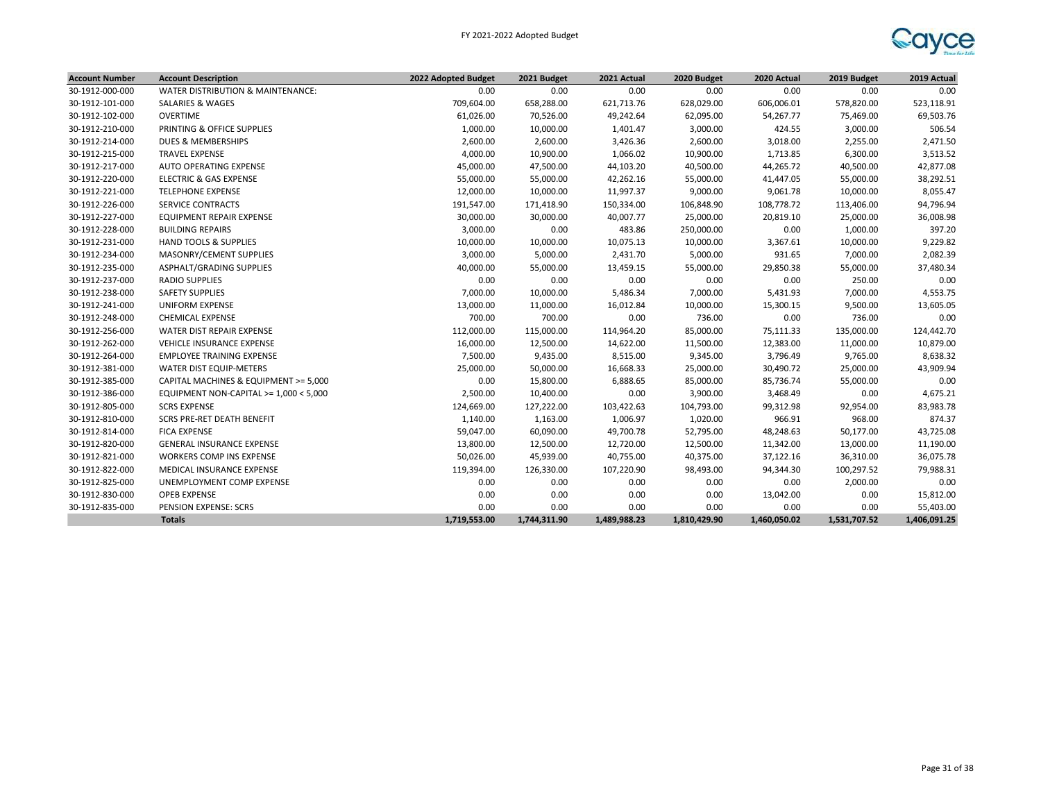| Account Number | Account Description | 2022 Adopted Budget | 2021 Budget | 2021 Actual | 2020 Budget | 2020 Actual | 2019 Budget | 2019 Actual |
|---|---|---|---|---|---|---|---|---|
| 30-1912-000-000 | WATER DISTRIBUTION & MAINTENANCE: | 0.00 | 0.00 | 0.00 | 0.00 | 0.00 | 0.00 | 0.00 |
| 30-1912-101-000 | SALARIES & WAGES | 709,604.00 | 658,288.00 | 621,713.76 | 628,029.00 | 606,006.01 | 578,820.00 | 523,118.91 |
| 30-1912-102-000 | OVERTIME | 61,026.00 | 70,526.00 | 49,242.64 | 62,095.00 | 54,267.77 | 75,469.00 | 69,503.76 |
| 30-1912-210-000 | PRINTING & OFFICE SUPPLIES | 1,000.00 | 10,000.00 | 1,401.47 | 3,000.00 | 424.55 | 3,000.00 | 506.54 |
| 30-1912-214-000 | DUES & MEMBERSHIPS | 2,600.00 | 2,600.00 | 3,426.36 | 2,600.00 | 3,018.00 | 2,255.00 | 2,471.50 |
| 30-1912-215-000 | TRAVEL EXPENSE | 4,000.00 | 10,900.00 | 1,066.02 | 10,900.00 | 1,713.85 | 6,300.00 | 3,513.52 |
| 30-1912-217-000 | AUTO OPERATING EXPENSE | 45,000.00 | 47,500.00 | 44,103.20 | 40,500.00 | 44,265.72 | 40,500.00 | 42,877.08 |
| 30-1912-220-000 | ELECTRIC & GAS EXPENSE | 55,000.00 | 55,000.00 | 42,262.16 | 55,000.00 | 41,447.05 | 55,000.00 | 38,292.51 |
| 30-1912-221-000 | TELEPHONE EXPENSE | 12,000.00 | 10,000.00 | 11,997.37 | 9,000.00 | 9,061.78 | 10,000.00 | 8,055.47 |
| 30-1912-226-000 | SERVICE CONTRACTS | 191,547.00 | 171,418.90 | 150,334.00 | 106,848.90 | 108,778.72 | 113,406.00 | 94,796.94 |
| 30-1912-227-000 | EQUIPMENT REPAIR EXPENSE | 30,000.00 | 30,000.00 | 40,007.77 | 25,000.00 | 20,819.10 | 25,000.00 | 36,008.98 |
| 30-1912-228-000 | BUILDING REPAIRS | 3,000.00 | 0.00 | 483.86 | 250,000.00 | 0.00 | 1,000.00 | 397.20 |
| 30-1912-231-000 | HAND TOOLS & SUPPLIES | 10,000.00 | 10,000.00 | 10,075.13 | 10,000.00 | 3,367.61 | 10,000.00 | 9,229.82 |
| 30-1912-234-000 | MASONRY/CEMENT SUPPLIES | 3,000.00 | 5,000.00 | 2,431.70 | 5,000.00 | 931.65 | 7,000.00 | 2,082.39 |
| 30-1912-235-000 | ASPHALT/GRADING SUPPLIES | 40,000.00 | 55,000.00 | 13,459.15 | 55,000.00 | 29,850.38 | 55,000.00 | 37,480.34 |
| 30-1912-237-000 | RADIO SUPPLIES | 0.00 | 0.00 | 0.00 | 0.00 | 0.00 | 250.00 | 0.00 |
| 30-1912-238-000 | SAFETY SUPPLIES | 7,000.00 | 10,000.00 | 5,486.34 | 7,000.00 | 5,431.93 | 7,000.00 | 4,553.75 |
| 30-1912-241-000 | UNIFORM EXPENSE | 13,000.00 | 11,000.00 | 16,012.84 | 10,000.00 | 15,300.15 | 9,500.00 | 13,605.05 |
| 30-1912-248-000 | CHEMICAL EXPENSE | 700.00 | 700.00 | 0.00 | 736.00 | 0.00 | 736.00 | 0.00 |
| 30-1912-256-000 | WATER DIST REPAIR EXPENSE | 112,000.00 | 115,000.00 | 114,964.20 | 85,000.00 | 75,111.33 | 135,000.00 | 124,442.70 |
| 30-1912-262-000 | VEHICLE INSURANCE EXPENSE | 16,000.00 | 12,500.00 | 14,622.00 | 11,500.00 | 12,383.00 | 11,000.00 | 10,879.00 |
| 30-1912-264-000 | EMPLOYEE TRAINING EXPENSE | 7,500.00 | 9,435.00 | 8,515.00 | 9,345.00 | 3,796.49 | 9,765.00 | 8,638.32 |
| 30-1912-381-000 | WATER DIST EQUIP-METERS | 25,000.00 | 50,000.00 | 16,668.33 | 25,000.00 | 30,490.72 | 25,000.00 | 43,909.94 |
| 30-1912-385-000 | CAPITAL MACHINES & EQUIPMENT >= 5,000 | 0.00 | 15,800.00 | 6,888.65 | 85,000.00 | 85,736.74 | 55,000.00 | 0.00 |
| 30-1912-386-000 | EQUIPMENT NON-CAPITAL >= 1,000 < 5,000 | 2,500.00 | 10,400.00 | 0.00 | 3,900.00 | 3,468.49 | 0.00 | 4,675.21 |
| 30-1912-805-000 | SCRS EXPENSE | 124,669.00 | 127,222.00 | 103,422.63 | 104,793.00 | 99,312.98 | 92,954.00 | 83,983.78 |
| 30-1912-810-000 | SCRS PRE-RET DEATH BENEFIT | 1,140.00 | 1,163.00 | 1,006.97 | 1,020.00 | 966.91 | 968.00 | 874.37 |
| 30-1912-814-000 | FICA EXPENSE | 59,047.00 | 60,090.00 | 49,700.78 | 52,795.00 | 48,248.63 | 50,177.00 | 43,725.08 |
| 30-1912-820-000 | GENERAL INSURANCE EXPENSE | 13,800.00 | 12,500.00 | 12,720.00 | 12,500.00 | 11,342.00 | 13,000.00 | 11,190.00 |
| 30-1912-821-000 | WORKERS COMP INS EXPENSE | 50,026.00 | 45,939.00 | 40,755.00 | 40,375.00 | 37,122.16 | 36,310.00 | 36,075.78 |
| 30-1912-822-000 | MEDICAL INSURANCE EXPENSE | 119,394.00 | 126,330.00 | 107,220.90 | 98,493.00 | 94,344.30 | 100,297.52 | 79,988.31 |
| 30-1912-825-000 | UNEMPLOYMENT COMP EXPENSE | 0.00 | 0.00 | 0.00 | 0.00 | 0.00 | 2,000.00 | 0.00 |
| 30-1912-830-000 | OPEB EXPENSE | 0.00 | 0.00 | 0.00 | 0.00 | 13,042.00 | 0.00 | 15,812.00 |
| 30-1912-835-000 | PENSION EXPENSE: SCRS | 0.00 | 0.00 | 0.00 | 0.00 | 0.00 | 0.00 | 55,403.00 |
| | **Totals** | **1,719,553.00** | **1,744,311.90** | **1,489,988.23** | **1,810,429.90** | **1,460,050.02** | **1,531,707.52** | **1,406,091.25** |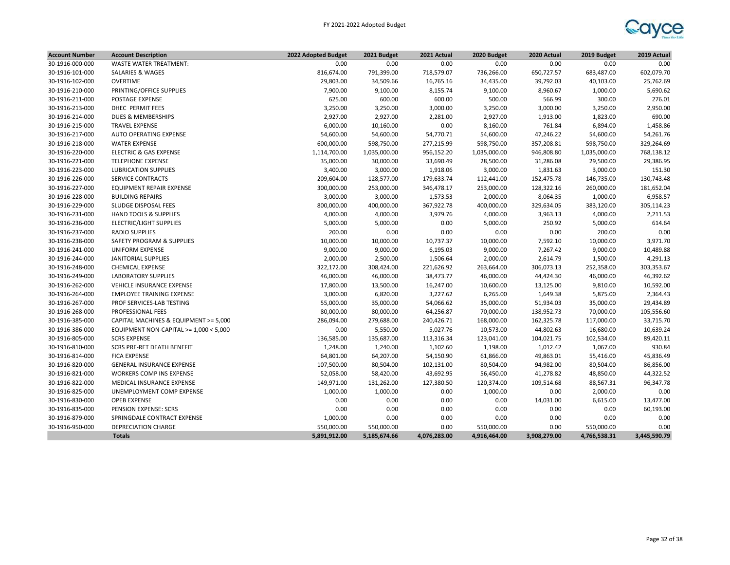FY 2021-2022 Adopted Budget

| Account Number | Account Description | 2022 Adopted Budget | 2021 Budget | 2021 Actual | 2020 Budget | 2020 Actual | 2019 Budget | 2019 Actual |
|---|---|---|---|---|---|---|---|---|
| 30-1916-000-000 | WASTE WATER TREATMENT: | 0.00 | 0.00 | 0.00 | 0.00 | 0.00 | 0.00 | 0.00 |
| 30-1916-101-000 | SALARIES & WAGES | 816,674.00 | 791,399.00 | 718,579.07 | 736,266.00 | 650,727.57 | 683,487.00 | 602,079.70 |
| 30-1916-102-000 | OVERTIME | 29,803.00 | 34,509.66 | 16,765.16 | 34,435.00 | 39,792.03 | 40,103.00 | 25,762.69 |
| 30-1916-210-000 | PRINTING/OFFICE SUPPLIES | 7,900.00 | 9,100.00 | 8,155.74 | 9,100.00 | 8,960.67 | 1,000.00 | 5,690.62 |
| 30-1916-211-000 | POSTAGE EXPENSE | 625.00 | 600.00 | 600.00 | 500.00 | 566.99 | 300.00 | 276.01 |
| 30-1916-213-000 | DHEC PERMIT FEES | 3,250.00 | 3,250.00 | 3,000.00 | 3,250.00 | 3,000.00 | 3,250.00 | 2,950.00 |
| 30-1916-214-000 | DUES & MEMBERSHIPS | 2,927.00 | 2,927.00 | 2,281.00 | 2,927.00 | 1,913.00 | 1,823.00 | 690.00 |
| 30-1916-215-000 | TRAVEL EXPENSE | 6,000.00 | 10,160.00 | 0.00 | 8,160.00 | 761.84 | 6,894.00 | 1,458.86 |
| 30-1916-217-000 | AUTO OPERATING EXPENSE | 54,600.00 | 54,600.00 | 54,770.71 | 54,600.00 | 47,246.22 | 54,600.00 | 54,261.76 |
| 30-1916-218-000 | WATER EXPENSE | 600,000.00 | 598,750.00 | 277,215.99 | 598,750.00 | 357,208.81 | 598,750.00 | 329,264.69 |
| 30-1916-220-000 | ELECTRIC & GAS EXPENSE | 1,114,700.00 | 1,035,000.00 | 956,152.20 | 1,035,000.00 | 946,808.80 | 1,035,000.00 | 768,138.12 |
| 30-1916-221-000 | TELEPHONE EXPENSE | 35,000.00 | 30,000.00 | 33,690.49 | 28,500.00 | 31,286.08 | 29,500.00 | 29,386.95 |
| 30-1916-223-000 | LUBRICATION SUPPLIES | 3,400.00 | 3,000.00 | 1,918.06 | 3,000.00 | 1,831.63 | 3,000.00 | 151.30 |
| 30-1916-226-000 | SERVICE CONTRACTS | 209,604.00 | 128,577.00 | 179,633.74 | 112,441.00 | 152,475.78 | 146,735.00 | 130,743.48 |
| 30-1916-227-000 | EQUIPMENT REPAIR EXPENSE | 300,000.00 | 253,000.00 | 346,478.17 | 253,000.00 | 128,322.16 | 260,000.00 | 181,652.04 |
| 30-1916-228-000 | BUILDING REPAIRS | 3,000.00 | 3,000.00 | 1,573.53 | 2,000.00 | 8,064.35 | 1,000.00 | 6,958.57 |
| 30-1916-229-000 | SLUDGE DISPOSAL FEES | 800,000.00 | 400,000.00 | 367,922.78 | 400,000.00 | 329,634.05 | 383,120.00 | 305,114.23 |
| 30-1916-231-000 | HAND TOOLS & SUPPLIES | 4,000.00 | 4,000.00 | 3,979.76 | 4,000.00 | 3,963.13 | 4,000.00 | 2,211.53 |
| 30-1916-236-000 | ELECTRIC/LIGHT SUPPLIES | 5,000.00 | 5,000.00 | 0.00 | 5,000.00 | 250.92 | 5,000.00 | 614.64 |
| 30-1916-237-000 | RADIO SUPPLIES | 200.00 | 0.00 | 0.00 | 0.00 | 0.00 | 200.00 | 0.00 |
| 30-1916-238-000 | SAFETY PROGRAM & SUPPLIES | 10,000.00 | 10,000.00 | 10,737.37 | 10,000.00 | 7,592.10 | 10,000.00 | 3,971.70 |
| 30-1916-241-000 | UNIFORM EXPENSE | 9,000.00 | 9,000.00 | 6,195.03 | 9,000.00 | 7,267.42 | 9,000.00 | 10,489.88 |
| 30-1916-244-000 | JANITORIAL SUPPLIES | 2,000.00 | 2,500.00 | 1,506.64 | 2,000.00 | 2,614.79 | 1,500.00 | 4,291.13 |
| 30-1916-248-000 | CHEMICAL EXPENSE | 322,172.00 | 308,424.00 | 221,626.92 | 263,664.00 | 306,073.13 | 252,358.00 | 303,353.67 |
| 30-1916-249-000 | LABORATORY SUPPLIES | 46,000.00 | 46,000.00 | 38,473.77 | 46,000.00 | 44,424.30 | 46,000.00 | 46,392.62 |
| 30-1916-262-000 | VEHICLE INSURANCE EXPENSE | 17,800.00 | 13,500.00 | 16,247.00 | 10,600.00 | 13,125.00 | 9,810.00 | 10,592.00 |
| 30-1916-264-000 | EMPLOYEE TRAINING EXPENSE | 3,000.00 | 6,820.00 | 3,227.62 | 6,265.00 | 1,649.38 | 5,875.00 | 2,364.43 |
| 30-1916-267-000 | PROF SERVICES-LAB TESTING | 55,000.00 | 35,000.00 | 54,066.62 | 35,000.00 | 51,934.03 | 35,000.00 | 29,434.89 |
| 30-1916-268-000 | PROFESSIONAL FEES | 80,000.00 | 80,000.00 | 64,256.87 | 70,000.00 | 138,952.73 | 70,000.00 | 105,556.60 |
| 30-1916-385-000 | CAPITAL MACHINES & EQUIPMENT >= 5,000 | 286,094.00 | 279,688.00 | 240,426.71 | 168,000.00 | 162,325.78 | 117,000.00 | 33,715.70 |
| 30-1916-386-000 | EQUIPMENT NON-CAPITAL >= 1,000 < 5,000 | 0.00 | 5,550.00 | 5,027.76 | 10,573.00 | 44,802.63 | 16,680.00 | 10,639.24 |
| 30-1916-805-000 | SCRS EXPENSE | 136,585.00 | 135,687.00 | 113,316.34 | 123,041.00 | 104,021.75 | 102,534.00 | 89,420.11 |
| 30-1916-810-000 | SCRS PRE-RET DEATH BENEFIT | 1,248.00 | 1,240.00 | 1,102.60 | 1,198.00 | 1,012.42 | 1,067.00 | 930.84 |
| 30-1916-814-000 | FICA EXPENSE | 64,801.00 | 64,207.00 | 54,150.90 | 61,866.00 | 49,863.01 | 55,416.00 | 45,836.49 |
| 30-1916-820-000 | GENERAL INSURANCE EXPENSE | 107,500.00 | 80,504.00 | 102,131.00 | 80,504.00 | 94,982.00 | 80,504.00 | 86,856.00 |
| 30-1916-821-000 | WORKERS COMP INS EXPENSE | 52,058.00 | 58,420.00 | 43,692.95 | 56,450.00 | 41,278.82 | 48,850.00 | 44,322.52 |
| 30-1916-822-000 | MEDICAL INSURANCE EXPENSE | 149,971.00 | 131,262.00 | 127,380.50 | 120,374.00 | 109,514.68 | 88,567.31 | 96,347.78 |
| 30-1916-825-000 | UNEMPLOYMENT COMP EXPENSE | 1,000.00 | 1,000.00 | 0.00 | 1,000.00 | 0.00 | 2,000.00 | 0.00 |
| 30-1916-830-000 | OPEB EXPENSE | 0.00 | 0.00 | 0.00 | 0.00 | 14,031.00 | 6,615.00 | 13,477.00 |
| 30-1916-835-000 | PENSION EXPENSE: SCRS | 0.00 | 0.00 | 0.00 | 0.00 | 0.00 | 0.00 | 60,193.00 |
| 30-1916-879-000 | SPRINGDALE CONTRACT EXPENSE | 1,000.00 | 0.00 | 0.00 | 0.00 | 0.00 | 0.00 | 0.00 |
| 30-1916-950-000 | DEPRECIATION CHARGE | 550,000.00 | 550,000.00 | 0.00 | 550,000.00 | 0.00 | 550,000.00 | 0.00 |
| | **Totals** | **5,891,912.00** | **5,185,674.66** | **4,076,283.00** | **4,916,464.00** | **3,908,279.00** | **4,766,538.31** | **3,445,590.79** |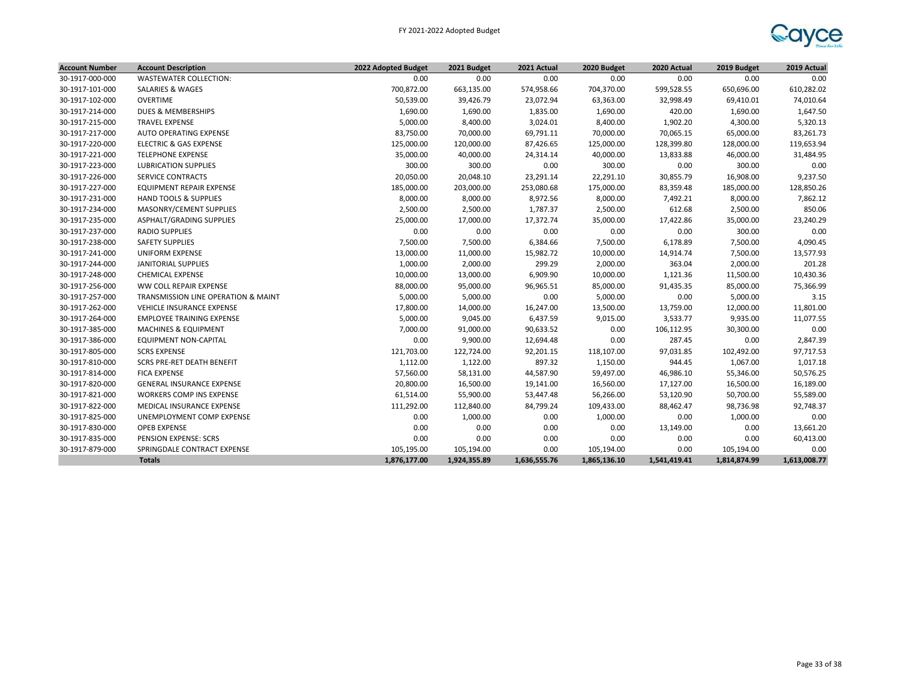| Account Number | Account Description | 2022 Adopted Budget | 2021 Budget | 2021 Actual | 2020 Budget | 2020 Actual | 2019 Budget | 2019 Actual |
|---|---|---|---|---|---|---|---|---|
| 30-1917-000-000 | WASTEWATER COLLECTION: | 0.00 | 0.00 | 0.00 | 0.00 | 0.00 | 0.00 | 0.00 |
| 30-1917-101-000 | SALARIES & WAGES | 700,872.00 | 663,135.00 | 574,958.66 | 704,370.00 | 599,528.55 | 650,696.00 | 610,282.02 |
| 30-1917-102-000 | OVERTIME | 50,539.00 | 39,426.79 | 23,072.94 | 63,363.00 | 32,998.49 | 69,410.01 | 74,010.64 |
| 30-1917-214-000 | DUES & MEMBERSHIPS | 1,690.00 | 1,690.00 | 1,835.00 | 1,690.00 | 420.00 | 1,690.00 | 1,647.50 |
| 30-1917-215-000 | TRAVEL EXPENSE | 5,000.00 | 8,400.00 | 3,024.01 | 8,400.00 | 1,902.20 | 4,300.00 | 5,320.13 |
| 30-1917-217-000 | AUTO OPERATING EXPENSE | 83,750.00 | 70,000.00 | 69,791.11 | 70,000.00 | 70,065.15 | 65,000.00 | 83,261.73 |
| 30-1917-220-000 | ELECTRIC & GAS EXPENSE | 125,000.00 | 120,000.00 | 87,426.65 | 125,000.00 | 128,399.80 | 128,000.00 | 119,653.94 |
| 30-1917-221-000 | TELEPHONE EXPENSE | 35,000.00 | 40,000.00 | 24,314.14 | 40,000.00 | 13,833.88 | 46,000.00 | 31,484.95 |
| 30-1917-223-000 | LUBRICATION SUPPLIES | 300.00 | 300.00 | 0.00 | 300.00 | 0.00 | 300.00 | 0.00 |
| 30-1917-226-000 | SERVICE CONTRACTS | 20,050.00 | 20,048.10 | 23,291.14 | 22,291.10 | 30,855.79 | 16,908.00 | 9,237.50 |
| 30-1917-227-000 | EQUIPMENT REPAIR EXPENSE | 185,000.00 | 203,000.00 | 253,080.68 | 175,000.00 | 83,359.48 | 185,000.00 | 128,850.26 |
| 30-1917-231-000 | HAND TOOLS & SUPPLIES | 8,000.00 | 8,000.00 | 8,972.56 | 8,000.00 | 7,492.21 | 8,000.00 | 7,862.12 |
| 30-1917-234-000 | MASONRY/CEMENT SUPPLIES | 2,500.00 | 2,500.00 | 1,787.37 | 2,500.00 | 612.68 | 2,500.00 | 850.06 |
| 30-1917-235-000 | ASPHALT/GRADING SUPPLIES | 25,000.00 | 17,000.00 | 17,372.74 | 35,000.00 | 17,422.86 | 35,000.00 | 23,240.29 |
| 30-1917-237-000 | RADIO SUPPLIES | 0.00 | 0.00 | 0.00 | 0.00 | 0.00 | 300.00 | 0.00 |
| 30-1917-238-000 | SAFETY SUPPLIES | 7,500.00 | 7,500.00 | 6,384.66 | 7,500.00 | 6,178.89 | 7,500.00 | 4,090.45 |
| 30-1917-241-000 | UNIFORM EXPENSE | 13,000.00 | 11,000.00 | 15,982.72 | 10,000.00 | 14,914.74 | 7,500.00 | 13,577.93 |
| 30-1917-244-000 | JANITORIAL SUPPLIES | 1,000.00 | 2,000.00 | 299.29 | 2,000.00 | 363.04 | 2,000.00 | 201.28 |
| 30-1917-248-000 | CHEMICAL EXPENSE | 10,000.00 | 13,000.00 | 6,909.90 | 10,000.00 | 1,121.36 | 11,500.00 | 10,430.36 |
| 30-1917-256-000 | WW COLL REPAIR EXPENSE | 88,000.00 | 95,000.00 | 96,965.51 | 85,000.00 | 91,435.35 | 85,000.00 | 75,366.99 |
| 30-1917-257-000 | TRANSMISSION LINE OPERATION & MAINT | 5,000.00 | 5,000.00 | 0.00 | 5,000.00 | 0.00 | 5,000.00 | 3.15 |
| 30-1917-262-000 | VEHICLE INSURANCE EXPENSE | 17,800.00 | 14,000.00 | 16,247.00 | 13,500.00 | 13,759.00 | 12,000.00 | 11,801.00 |
| 30-1917-264-000 | EMPLOYEE TRAINING EXPENSE | 5,000.00 | 9,045.00 | 6,437.59 | 9,015.00 | 3,533.77 | 9,935.00 | 11,077.55 |
| 30-1917-385-000 | MACHINES & EQUIPMENT | 7,000.00 | 91,000.00 | 90,633.52 | 0.00 | 106,112.95 | 30,300.00 | 0.00 |
| 30-1917-386-000 | EQUIPMENT NON-CAPITAL | 0.00 | 9,900.00 | 12,694.48 | 0.00 | 287.45 | 0.00 | 2,847.39 |
| 30-1917-805-000 | SCRS EXPENSE | 121,703.00 | 122,724.00 | 92,201.15 | 118,107.00 | 97,031.85 | 102,492.00 | 97,717.53 |
| 30-1917-810-000 | SCRS PRE-RET DEATH BENEFIT | 1,112.00 | 1,122.00 | 897.32 | 1,150.00 | 944.45 | 1,067.00 | 1,017.18 |
| 30-1917-814-000 | FICA EXPENSE | 57,560.00 | 58,131.00 | 44,587.90 | 59,497.00 | 46,986.10 | 55,346.00 | 50,576.25 |
| 30-1917-820-000 | GENERAL INSURANCE EXPENSE | 20,800.00 | 16,500.00 | 19,141.00 | 16,560.00 | 17,127.00 | 16,500.00 | 16,189.00 |
| 30-1917-821-000 | WORKERS COMP INS EXPENSE | 61,514.00 | 55,900.00 | 53,447.48 | 56,266.00 | 53,120.90 | 50,700.00 | 55,589.00 |
| 30-1917-822-000 | MEDICAL INSURANCE EXPENSE | 111,292.00 | 112,840.00 | 84,799.24 | 109,433.00 | 88,462.47 | 98,736.98 | 92,748.37 |
| 30-1917-825-000 | UNEMPLOYMENT COMP EXPENSE | 0.00 | 1,000.00 | 0.00 | 1,000.00 | 0.00 | 1,000.00 | 0.00 |
| 30-1917-830-000 | OPEB EXPENSE | 0.00 | 0.00 | 0.00 | 0.00 | 13,149.00 | 0.00 | 13,661.20 |
| 30-1917-835-000 | PENSION EXPENSE: SCRS | 0.00 | 0.00 | 0.00 | 0.00 | 0.00 | 0.00 | 60,413.00 |
| 30-1917-879-000 | SPRINGDALE CONTRACT EXPENSE | 105,195.00 | 105,194.00 | 0.00 | 105,194.00 | 0.00 | 105,194.00 | 0.00 |
| | **Totals** | **1,876,177.00** | **1,924,355.89** | **1,636,555.76** | **1,865,136.10** | **1,541,419.41** | **1,814,874.99** | **1,613,008.77** |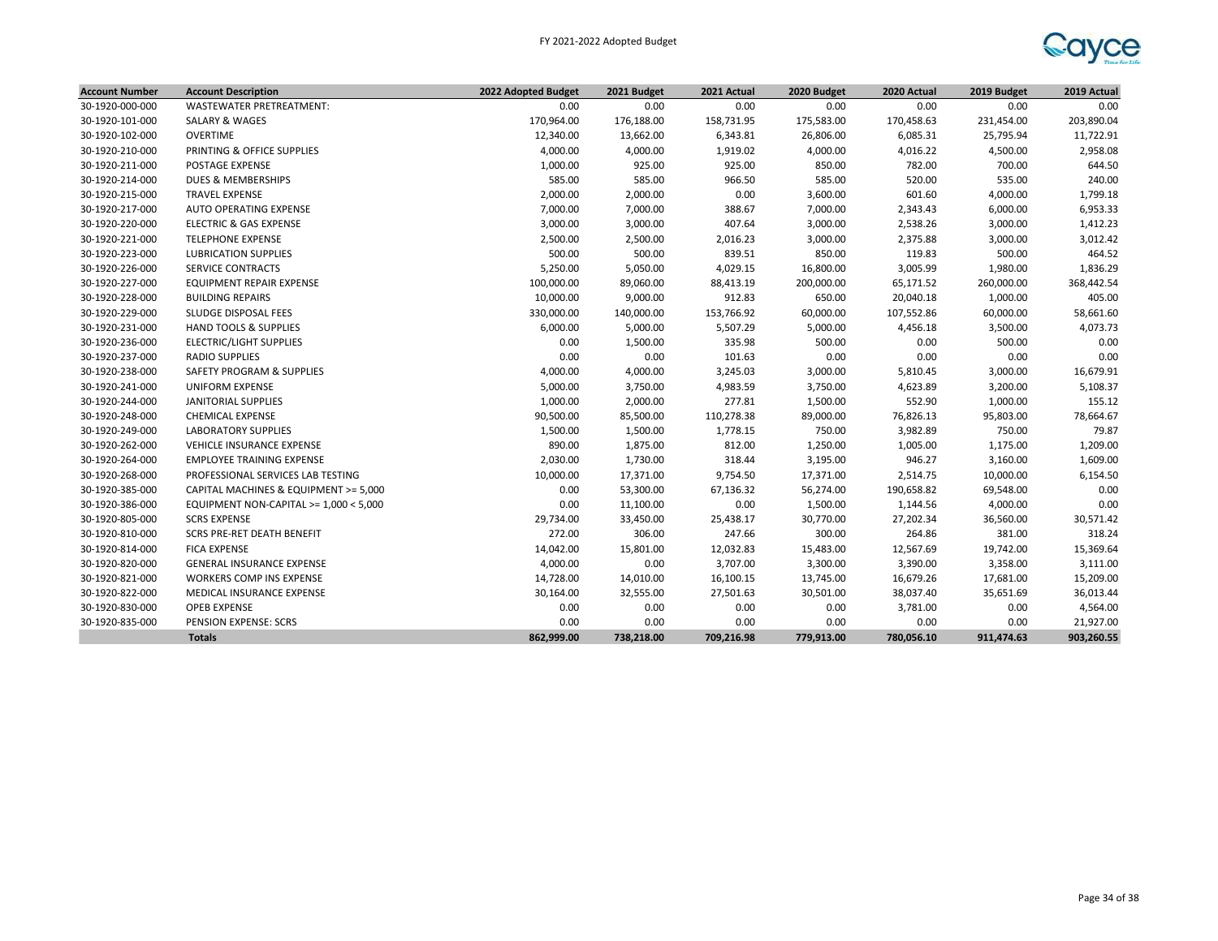| Account Number | Account Description | 2022 Adopted Budget | 2021 Budget | 2021 Actual | 2020 Budget | 2020 Actual | 2019 Budget | 2019 Actual |
|---|---|---|---|---|---|---|---|---|
| 30-1920-000-000 | WASTEWATER PRETREATMENT: | 0.00 | 0.00 | 0.00 | 0.00 | 0.00 | 0.00 | 0.00 |
| 30-1920-101-000 | SALARY & WAGES | 170,964.00 | 176,188.00 | 158,731.95 | 175,583.00 | 170,458.63 | 231,454.00 | 203,890.04 |
| 30-1920-102-000 | OVERTIME | 12,340.00 | 13,662.00 | 6,343.81 | 26,806.00 | 6,085.31 | 25,795.94 | 11,722.91 |
| 30-1920-210-000 | PRINTING & OFFICE SUPPLIES | 4,000.00 | 4,000.00 | 1,919.02 | 4,000.00 | 4,016.22 | 4,500.00 | 2,958.08 |
| 30-1920-211-000 | POSTAGE EXPENSE | 1,000.00 | 925.00 | 925.00 | 850.00 | 782.00 | 700.00 | 644.50 |
| 30-1920-214-000 | DUES & MEMBERSHIPS | 585.00 | 585.00 | 966.50 | 585.00 | 520.00 | 535.00 | 240.00 |
| 30-1920-215-000 | TRAVEL EXPENSE | 2,000.00 | 2,000.00 | 0.00 | 3,600.00 | 601.60 | 4,000.00 | 1,799.18 |
| 30-1920-217-000 | AUTO OPERATING EXPENSE | 7,000.00 | 7,000.00 | 388.67 | 7,000.00 | 2,343.43 | 6,000.00 | 6,953.33 |
| 30-1920-220-000 | ELECTRIC & GAS EXPENSE | 3,000.00 | 3,000.00 | 407.64 | 3,000.00 | 2,538.26 | 3,000.00 | 1,412.23 |
| 30-1920-221-000 | TELEPHONE EXPENSE | 2,500.00 | 2,500.00 | 2,016.23 | 3,000.00 | 2,375.88 | 3,000.00 | 3,012.42 |
| 30-1920-223-000 | LUBRICATION SUPPLIES | 500.00 | 500.00 | 839.51 | 850.00 | 119.83 | 500.00 | 464.52 |
| 30-1920-226-000 | SERVICE CONTRACTS | 5,250.00 | 5,050.00 | 4,029.15 | 16,800.00 | 3,005.99 | 1,980.00 | 1,836.29 |
| 30-1920-227-000 | EQUIPMENT REPAIR EXPENSE | 100,000.00 | 89,060.00 | 88,413.19 | 200,000.00 | 65,171.52 | 260,000.00 | 368,442.54 |
| 30-1920-228-000 | BUILDING REPAIRS | 10,000.00 | 9,000.00 | 912.83 | 650.00 | 20,040.18 | 1,000.00 | 405.00 |
| 30-1920-229-000 | SLUDGE DISPOSAL FEES | 330,000.00 | 140,000.00 | 153,766.92 | 60,000.00 | 107,552.86 | 60,000.00 | 58,661.60 |
| 30-1920-231-000 | HAND TOOLS & SUPPLIES | 6,000.00 | 5,000.00 | 5,507.29 | 5,000.00 | 4,456.18 | 3,500.00 | 4,073.73 |
| 30-1920-236-000 | ELECTRIC/LIGHT SUPPLIES | 0.00 | 1,500.00 | 335.98 | 500.00 | 0.00 | 500.00 | 0.00 |
| 30-1920-237-000 | RADIO SUPPLIES | 0.00 | 0.00 | 101.63 | 0.00 | 0.00 | 0.00 | 0.00 |
| 30-1920-238-000 | SAFETY PROGRAM & SUPPLIES | 4,000.00 | 4,000.00 | 3,245.03 | 3,000.00 | 5,810.45 | 3,000.00 | 16,679.91 |
| 30-1920-241-000 | UNIFORM EXPENSE | 5,000.00 | 3,750.00 | 4,983.59 | 3,750.00 | 4,623.89 | 3,200.00 | 5,108.37 |
| 30-1920-244-000 | JANITORIAL SUPPLIES | 1,000.00 | 2,000.00 | 277.81 | 1,500.00 | 552.90 | 1,000.00 | 155.12 |
| 30-1920-248-000 | CHEMICAL EXPENSE | 90,500.00 | 85,500.00 | 110,278.38 | 89,000.00 | 76,826.13 | 95,803.00 | 78,664.67 |
| 30-1920-249-000 | LABORATORY SUPPLIES | 1,500.00 | 1,500.00 | 1,778.15 | 750.00 | 3,982.89 | 750.00 | 79.87 |
| 30-1920-262-000 | VEHICLE INSURANCE EXPENSE | 890.00 | 1,875.00 | 812.00 | 1,250.00 | 1,005.00 | 1,175.00 | 1,209.00 |
| 30-1920-264-000 | EMPLOYEE TRAINING EXPENSE | 2,030.00 | 1,730.00 | 318.44 | 3,195.00 | 946.27 | 3,160.00 | 1,609.00 |
| 30-1920-268-000 | PROFESSIONAL SERVICES LAB TESTING | 10,000.00 | 17,371.00 | 9,754.50 | 17,371.00 | 2,514.75 | 10,000.00 | 6,154.50 |
| 30-1920-385-000 | CAPITAL MACHINES & EQUIPMENT >= 5,000 | 0.00 | 53,300.00 | 67,136.32 | 56,274.00 | 190,658.82 | 69,548.00 | 0.00 |
| 30-1920-386-000 | EQUIPMENT NON-CAPITAL >= 1,000 < 5,000 | 0.00 | 11,100.00 | 0.00 | 1,500.00 | 1,144.56 | 4,000.00 | 0.00 |
| 30-1920-805-000 | SCRS EXPENSE | 29,734.00 | 33,450.00 | 25,438.17 | 30,770.00 | 27,202.34 | 36,560.00 | 30,571.42 |
| 30-1920-810-000 | SCRS PRE-RET DEATH BENEFIT | 272.00 | 306.00 | 247.66 | 300.00 | 264.86 | 381.00 | 318.24 |
| 30-1920-814-000 | FICA EXPENSE | 14,042.00 | 15,801.00 | 12,032.83 | 15,483.00 | 12,567.69 | 19,742.00 | 15,369.64 |
| 30-1920-820-000 | GENERAL INSURANCE EXPENSE | 4,000.00 | 0.00 | 3,707.00 | 3,300.00 | 3,390.00 | 3,358.00 | 3,111.00 |
| 30-1920-821-000 | WORKERS COMP INS EXPENSE | 14,728.00 | 14,010.00 | 16,100.15 | 13,745.00 | 16,679.26 | 17,681.00 | 15,209.00 |
| 30-1920-822-000 | MEDICAL INSURANCE EXPENSE | 30,164.00 | 32,555.00 | 27,501.63 | 30,501.00 | 38,037.40 | 35,651.69 | 36,013.44 |
| 30-1920-830-000 | OPEB EXPENSE | 0.00 | 0.00 | 0.00 | 0.00 | 3,781.00 | 0.00 | 4,564.00 |
| 30-1920-835-000 | PENSION EXPENSE: SCRS | 0.00 | 0.00 | 0.00 | 0.00 | 0.00 | 0.00 | 21,927.00 |
| | **Totals** | **862,999.00** | **738,218.00** | **709,216.98** | **779,913.00** | **780,056.10** | **911,474.63** | **903,260.55** |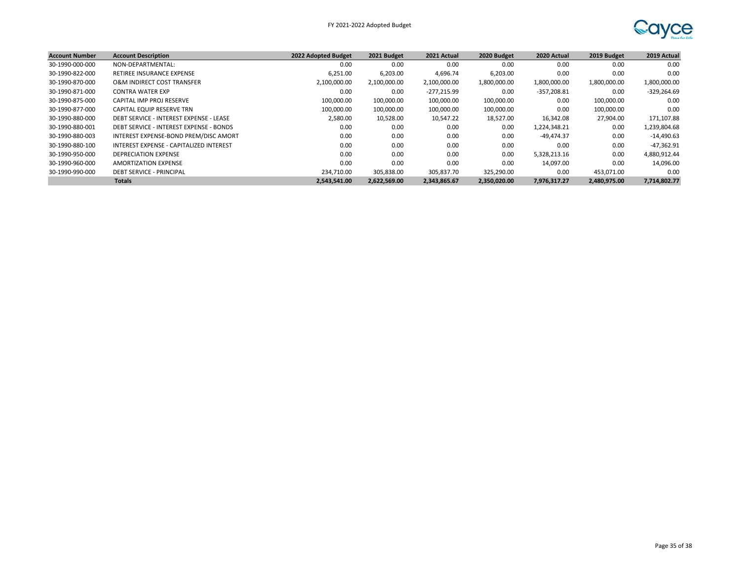| Account Number | Account Description | 2022 Adopted Budget | 2021 Budget | 2021 Actual | 2020 Budget | 2020 Actual | 2019 Budget | 2019 Actual |
|---|---|---|---|---|---|---|---|---|
| 30-1990-000-000 | NON-DEPARTMENTAL: | 0.00 | 0.00 | 0.00 | 0.00 | 0.00 | 0.00 | 0.00 |
| 30-1990-822-000 | RETIREE INSURANCE EXPENSE | 6,251.00 | 6,203.00 | 4,696.74 | 6,203.00 | 0.00 | 0.00 | 0.00 |
| 30-1990-870-000 | O&M INDIRECT COST TRANSFER | 2,100,000.00 | 2,100,000.00 | 2,100,000.00 | 1,800,000.00 | 1,800,000.00 | 1,800,000.00 | 1,800,000.00 |
| 30-1990-871-000 | CONTRA WATER EXP | 0.00 | 0.00 | -277,215.99 | 0.00 | -357,208.81 | 0.00 | -329,264.69 |
| 30-1990-875-000 | CAPITAL IMP PROJ RESERVE | 100,000.00 | 100,000.00 | 100,000.00 | 100,000.00 | 0.00 | 100,000.00 | 0.00 |
| 30-1990-877-000 | CAPITAL EQUIP RESERVE TRN | 100,000.00 | 100,000.00 | 100,000.00 | 100,000.00 | 0.00 | 100,000.00 | 0.00 |
| 30-1990-880-000 | DEBT SERVICE - INTEREST EXPENSE - LEASE | 2,580.00 | 10,528.00 | 10,547.22 | 18,527.00 | 16,342.08 | 27,904.00 | 171,107.88 |
| 30-1990-880-001 | DEBT SERVICE - INTEREST EXPENSE - BONDS | 0.00 | 0.00 | 0.00 | 0.00 | 1,224,348.21 | 0.00 | 1,239,804.68 |
| 30-1990-880-003 | INTEREST EXPENSE-BOND PREM/DISC AMORT | 0.00 | 0.00 | 0.00 | 0.00 | -49,474.37 | 0.00 | -14,490.63 |
| 30-1990-880-100 | INTEREST EXPENSE - CAPITALIZED INTEREST | 0.00 | 0.00 | 0.00 | 0.00 | 0.00 | 0.00 | -47,362.91 |
| 30-1990-950-000 | DEPRECIATION EXPENSE | 0.00 | 0.00 | 0.00 | 0.00 | 5,328,213.16 | 0.00 | 4,880,912.44 |
| 30-1990-960-000 | AMORTIZATION EXPENSE | 0.00 | 0.00 | 0.00 | 0.00 | 14,097.00 | 0.00 | 14,096.00 |
| 30-1990-990-000 | DEBT SERVICE - PRINCIPAL | 234,710.00 | 305,838.00 | 305,837.70 | 325,290.00 | 0.00 | 453,071.00 | 0.00 |
| | **Totals** | **2,543,541.00** | **2,622,569.00** | **2,343,865.67** | **2,350,020.00** | **7,976,317.27** | **2,480,975.00** | **7,714,802.77** |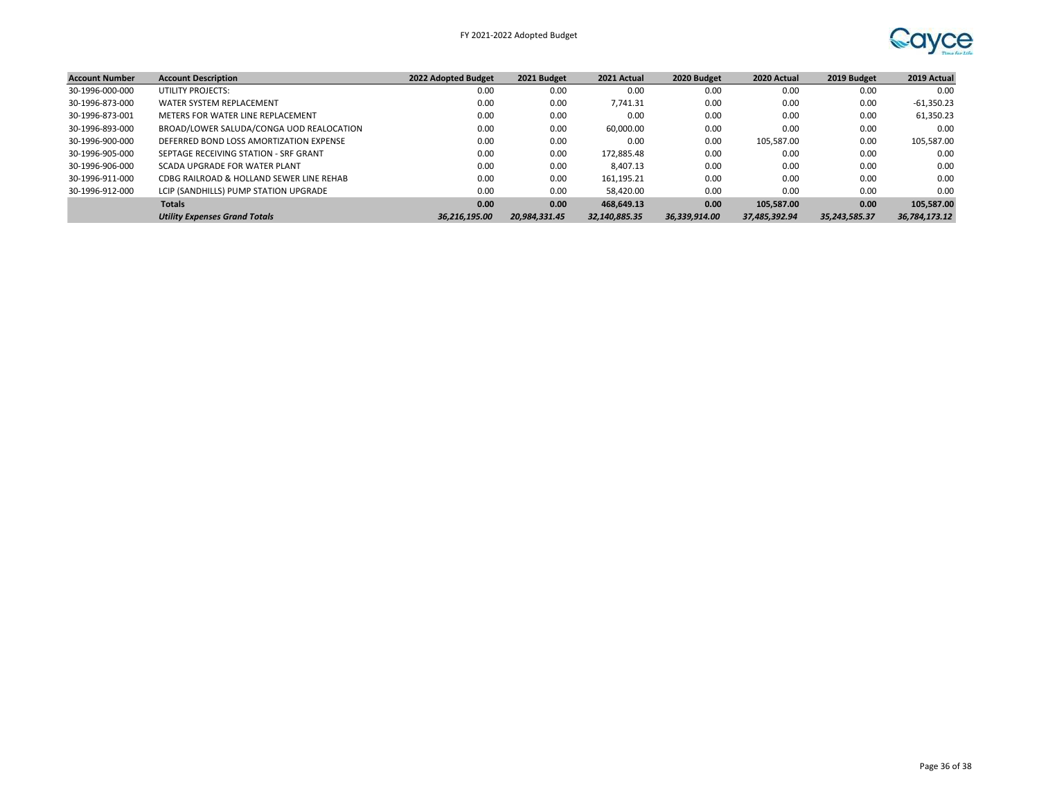| Account Number | Account Description | 2022 Adopted Budget | 2021 Budget | 2021 Actual | 2020 Budget | 2020 Actual | 2019 Budget | 2019 Actual |
|---|---|---|---|---|---|---|---|---|
| 30-1996-000-000 | UTILITY PROJECTS: | 0.00 | 0.00 | 0.00 | 0.00 | 0.00 | 0.00 | 0.00 |
| 30-1996-873-000 | WATER SYSTEM REPLACEMENT | 0.00 | 0.00 | 7,741.31 | 0.00 | 0.00 | 0.00 | -61,350.23 |
| 30-1996-873-001 | METERS FOR WATER LINE REPLACEMENT | 0.00 | 0.00 | 0.00 | 0.00 | 0.00 | 0.00 | 61,350.23 |
| 30-1996-893-000 | BROAD/LOWER SALUDA/CONGA UOD REALOCATION | 0.00 | 0.00 | 60,000.00 | 0.00 | 0.00 | 0.00 | 0.00 |
| 30-1996-900-000 | DEFERRED BOND LOSS AMORTIZATION EXPENSE | 0.00 | 0.00 | 0.00 | 0.00 | 105,587.00 | 0.00 | 105,587.00 |
| 30-1996-905-000 | SEPTAGE RECEIVING STATION - SRF GRANT | 0.00 | 0.00 | 172,885.48 | 0.00 | 0.00 | 0.00 | 0.00 |
| 30-1996-906-000 | SCADA UPGRADE FOR WATER PLANT | 0.00 | 0.00 | 8,407.13 | 0.00 | 0.00 | 0.00 | 0.00 |
| 30-1996-911-000 | CDBG RAILROAD & HOLLAND SEWER LINE REHAB | 0.00 | 0.00 | 161,195.21 | 0.00 | 0.00 | 0.00 | 0.00 |
| 30-1996-912-000 | LCIP (SANDHILLS) PUMP STATION UPGRADE | 0.00 | 0.00 | 58,420.00 | 0.00 | 0.00 | 0.00 | 0.00 |
| | **Totals** | **0.00** | **0.00** | **468,649.13** | **0.00** | **105,587.00** | **0.00** | **105,587.00** |
| | ***Utility Expenses Grand Totals*** | ***36,216,195.00*** | ***20,984,331.45*** | ***32,140,885.35*** | ***36,339,914.00*** | ***37,485,392.94*** | ***35,243,585.37*** | ***36,784,173.12*** |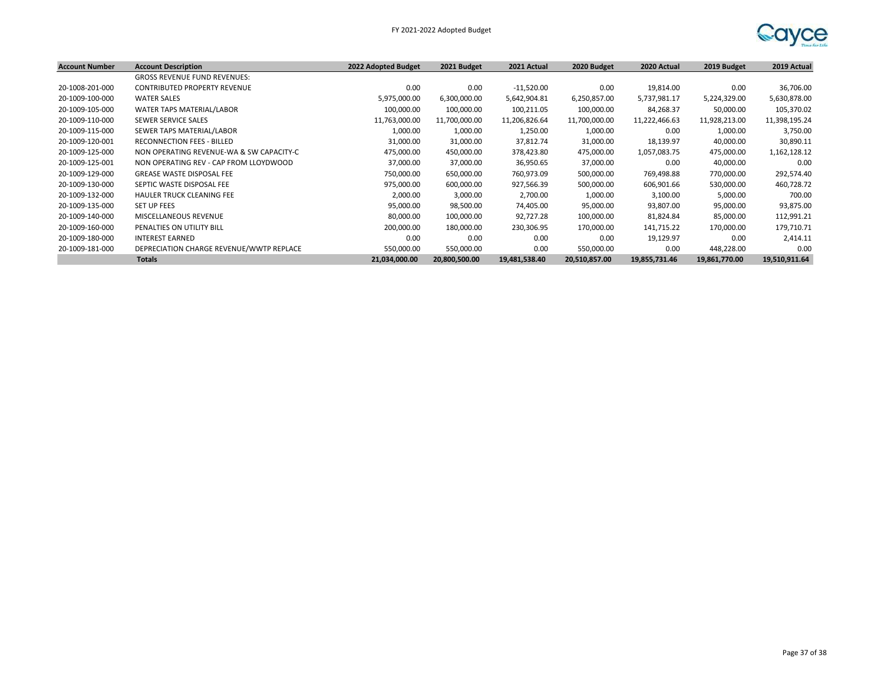| Account Number | Account Description | 2022 Adopted Budget | 2021 Budget | 2021 Actual | 2020 Budget | 2020 Actual | 2019 Budget | 2019 Actual |
|---|---|---|---|---|---|---|---|---|
| | GROSS REVENUE FUND REVENUES: | | | | | | | |
| 20-1008-201-000 | CONTRIBUTED PROPERTY REVENUE | 0.00 | 0.00 | -11,520.00 | 0.00 | 19,814.00 | 0.00 | 36,706.00 |
| 20-1009-100-000 | WATER SALES | 5,975,000.00 | 6,300,000.00 | 5,642,904.81 | 6,250,857.00 | 5,737,981.17 | 5,224,329.00 | 5,630,878.00 |
| 20-1009-105-000 | WATER TAPS MATERIAL/LABOR | 100,000.00 | 100,000.00 | 100,211.05 | 100,000.00 | 84,268.37 | 50,000.00 | 105,370.02 |
| 20-1009-110-000 | SEWER SERVICE SALES | 11,763,000.00 | 11,700,000.00 | 11,206,826.64 | 11,700,000.00 | 11,222,466.63 | 11,928,213.00 | 11,398,195.24 |
| 20-1009-115-000 | SEWER TAPS MATERIAL/LABOR | 1,000.00 | 1,000.00 | 1,250.00 | 1,000.00 | 0.00 | 1,000.00 | 3,750.00 |
| 20-1009-120-001 | RECONNECTION FEES - BILLED | 31,000.00 | 31,000.00 | 37,812.74 | 31,000.00 | 18,139.97 | 40,000.00 | 30,890.11 |
| 20-1009-125-000 | NON OPERATING REVENUE-WA & SW CAPACITY-C | 475,000.00 | 450,000.00 | 378,423.80 | 475,000.00 | 1,057,083.75 | 475,000.00 | 1,162,128.12 |
| 20-1009-125-001 | NON OPERATING REV - CAP FROM LLOYDWOOD | 37,000.00 | 37,000.00 | 36,950.65 | 37,000.00 | 0.00 | 40,000.00 | 0.00 |
| 20-1009-129-000 | GREASE WASTE DISPOSAL FEE | 750,000.00 | 650,000.00 | 760,973.09 | 500,000.00 | 769,498.88 | 770,000.00 | 292,574.40 |
| 20-1009-130-000 | SEPTIC WASTE DISPOSAL FEE | 975,000.00 | 600,000.00 | 927,566.39 | 500,000.00 | 606,901.66 | 530,000.00 | 460,728.72 |
| 20-1009-132-000 | HAULER TRUCK CLEANING FEE | 2,000.00 | 3,000.00 | 2,700.00 | 1,000.00 | 3,100.00 | 5,000.00 | 700.00 |
| 20-1009-135-000 | SET UP FEES | 95,000.00 | 98,500.00 | 74,405.00 | 95,000.00 | 93,807.00 | 95,000.00 | 93,875.00 |
| 20-1009-140-000 | MISCELLANEOUS REVENUE | 80,000.00 | 100,000.00 | 92,727.28 | 100,000.00 | 81,824.84 | 85,000.00 | 112,991.21 |
| 20-1009-160-000 | PENALTIES ON UTILITY BILL | 200,000.00 | 180,000.00 | 230,306.95 | 170,000.00 | 141,715.22 | 170,000.00 | 179,710.71 |
| 20-1009-180-000 | INTEREST EARNED | 0.00 | 0.00 | 0.00 | 0.00 | 19,129.97 | 0.00 | 2,414.11 |
| 20-1009-181-000 | DEPRECIATION CHARGE REVENUE/WWTP REPLACE | 550,000.00 | 550,000.00 | 0.00 | 550,000.00 | 0.00 | 448,228.00 | 0.00 |
| | **Totals** | **21,034,000.00** | **20,800,500.00** | **19,481,538.40** | **20,510,857.00** | **19,855,731.46** | **19,861,770.00** | **19,510,911.64** |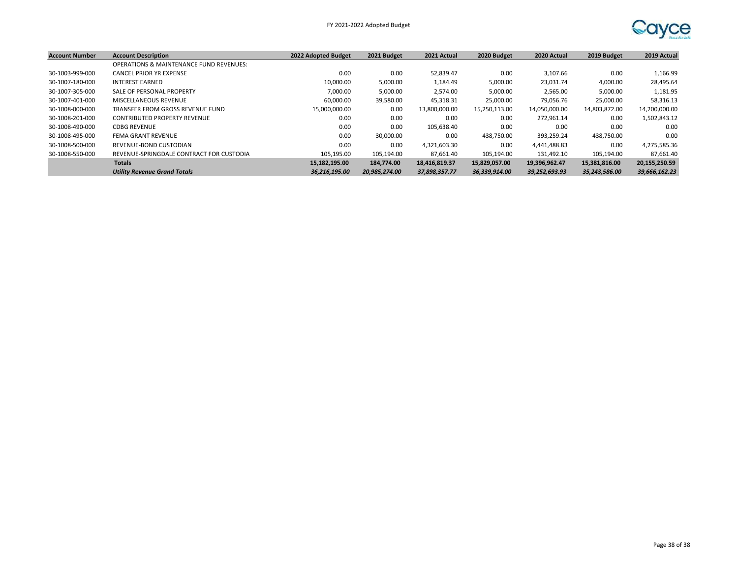| Account Number | Account Description | 2022 Adopted Budget | 2021 Budget | 2021 Actual | 2020 Budget | 2020 Actual | 2019 Budget | 2019 Actual |
|---|---|---|---|---|---|---|---|---|
| | OPERATIONS & MAINTENANCE FUND REVENUES: | | | | | | | |
| 30-1003-999-000 | CANCEL PRIOR YR EXPENSE | 0.00 | 0.00 | 52,839.47 | 0.00 | 3,107.66 | 0.00 | 1,166.99 |
| 30-1007-180-000 | INTEREST EARNED | 10,000.00 | 5,000.00 | 1,184.49 | 5,000.00 | 23,031.74 | 4,000.00 | 28,495.64 |
| 30-1007-305-000 | SALE OF PERSONAL PROPERTY | 7,000.00 | 5,000.00 | 2,574.00 | 5,000.00 | 2,565.00 | 5,000.00 | 1,181.95 |
| 30-1007-401-000 | MISCELLANEOUS REVENUE | 60,000.00 | 39,580.00 | 45,318.31 | 25,000.00 | 79,056.76 | 25,000.00 | 58,316.13 |
| 30-1008-000-000 | TRANSFER FROM GROSS REVENUE FUND | 15,000,000.00 | 0.00 | 13,800,000.00 | 15,250,113.00 | 14,050,000.00 | 14,803,872.00 | 14,200,000.00 |
| 30-1008-201-000 | CONTRIBUTED PROPERTY REVENUE | 0.00 | 0.00 | 0.00 | 0.00 | 272,961.14 | 0.00 | 1,502,843.12 |
| 30-1008-490-000 | CDBG REVENUE | 0.00 | 0.00 | 105,638.40 | 0.00 | 0.00 | 0.00 | 0.00 |
| 30-1008-495-000 | FEMA GRANT REVENUE | 0.00 | 30,000.00 | 0.00 | 438,750.00 | 393,259.24 | 438,750.00 | 0.00 |
| 30-1008-500-000 | REVENUE-BOND CUSTODIAN | 0.00 | 0.00 | 4,321,603.30 | 0.00 | 4,441,488.83 | 0.00 | 4,275,585.36 |
| 30-1008-550-000 | REVENUE-SPRINGDALE CONTRACT FOR CUSTODIA | 105,195.00 | 105,194.00 | 87,661.40 | 105,194.00 | 131,492.10 | 105,194.00 | 87,661.40 |
| | **Totals** | **15,182,195.00** | **184,774.00** | **18,416,819.37** | **15,829,057.00** | **19,396,962.47** | **15,381,816.00** | **20,155,250.59** |
| | ***Utility Revenue Grand Totals*** | ***36,216,195.00*** | ***20,985,274.00*** | ***37,898,357.77*** | ***36,339,914.00*** | ***39,252,693.93*** | ***35,243,586.00*** | ***39,666,162.23*** |